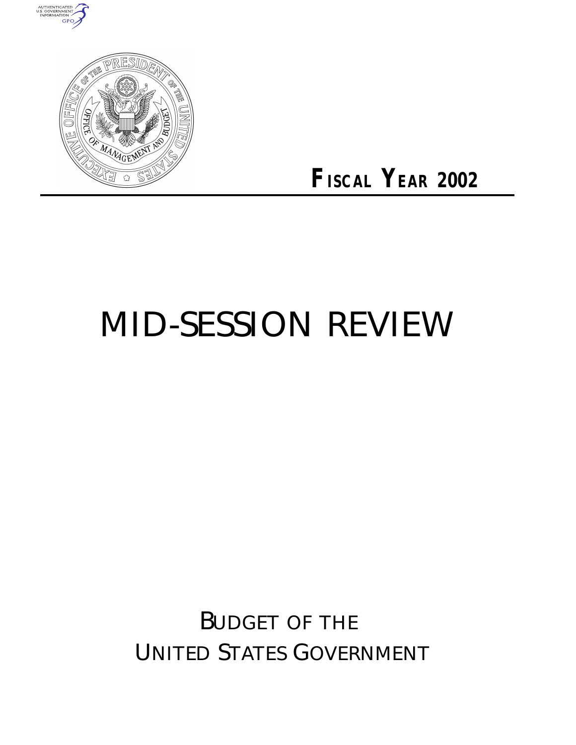**FISCAL YEAR 2002**

# MID-SESSION REVIEW

BUDGET OF THE
UNITED STATES GOVERNMENT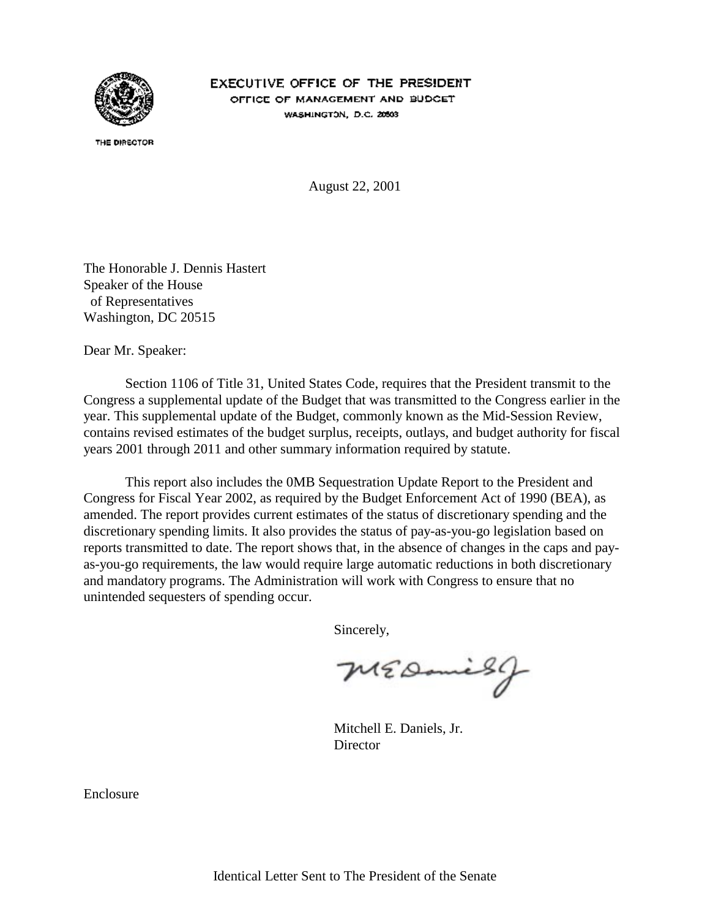EXECUTIVE OFFICE OF THE PRESIDENT

OFFICE OF MANAGEMENT AND BUDGET

WASHINGTON, D.C. 20503

THE DIRECTOR

August 22, 2001

The Honorable J. Dennis Hastert
Speaker of the House
of Representatives
Washington, DC 20515

Dear Mr. Speaker:

Section 1106 of Title 31, United States Code, requires that the President transmit to the Congress a supplemental update of the Budget that was transmitted to the Congress earlier in the year. This supplemental update of the Budget, commonly known as the Mid-Session Review, contains revised estimates of the budget surplus, receipts, outlays, and budget authority for fiscal years 2001 through 2011 and other summary information required by statute.

This report also includes the 0MB Sequestration Update Report to the President and Congress for Fiscal Year 2002, as required by the Budget Enforcement Act of 1990 (BEA), as amended. The report provides current estimates of the status of discretionary spending and the discretionary spending limits. It also provides the status of pay-as-you-go legislation based on reports transmitted to date. The report shows that, in the absence of changes in the caps and pay-as-you-go requirements, the law would require large automatic reductions in both discretionary and mandatory programs. The Administration will work with Congress to ensure that no unintended sequesters of spending occur.

Sincerely,

Mitchell E. Daniels, Jr.
Director

Enclosure

Identical Letter Sent to The President of the Senate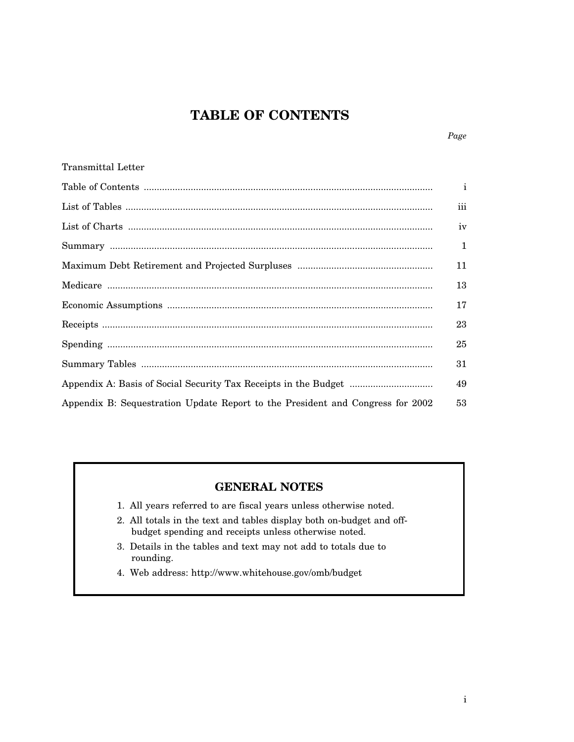# TABLE OF CONTENTS

| | Page |
|---|---|
| Transmittal Letter | |
| Table of Contents | i |
| List of Tables | iii |
| List of Charts | iv |
| Summary | 1 |
| Maximum Debt Retirement and Projected Surpluses | 11 |
| Medicare | 13 |
| Economic Assumptions | 17 |
| Receipts | 23 |
| Spending | 25 |
| Summary Tables | 31 |
| Appendix A: Basis of Social Security Tax Receipts in the Budget | 49 |
| Appendix B: Sequestration Update Report to the President and Congress for 2002 | 53 |

## GENERAL NOTES

1. All years referred to are fiscal years unless otherwise noted.
2. All totals in the text and tables display both on-budget and off-budget spending and receipts unless otherwise noted.
3. Details in the tables and text may not add to totals due to rounding.
4. Web address: http://www.whitehouse.gov/omb/budget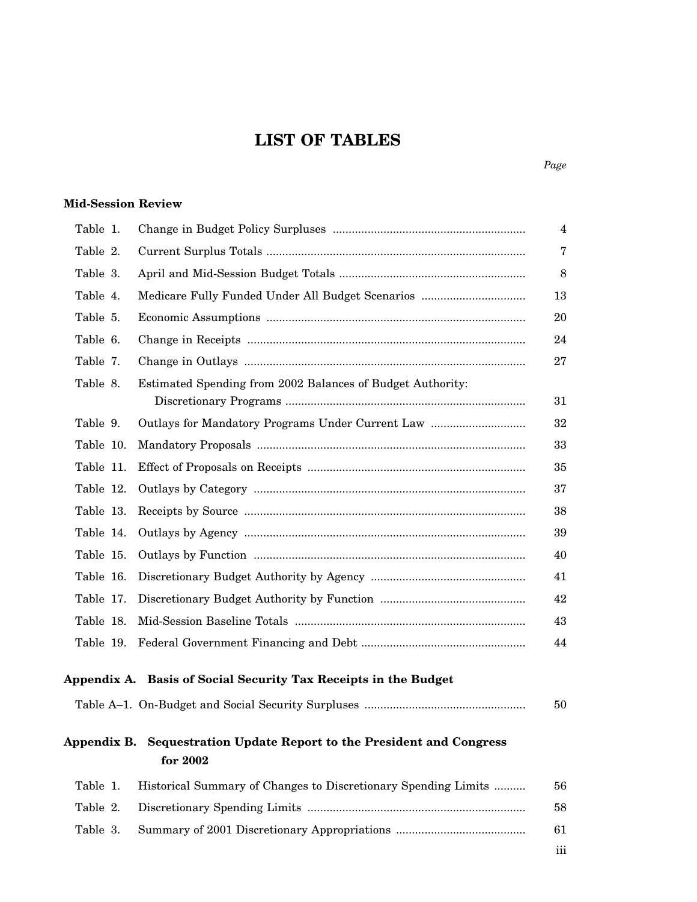# LIST OF TABLES

| | | Page |
|---|---|---|
| **Mid-Session Review** | | |
| Table 1. | Change in Budget Policy Surpluses | 4 |
| Table 2. | Current Surplus Totals | 7 |
| Table 3. | April and Mid-Session Budget Totals | 8 |
| Table 4. | Medicare Fully Funded Under All Budget Scenarios | 13 |
| Table 5. | Economic Assumptions | 20 |
| Table 6. | Change in Receipts | 24 |
| Table 7. | Change in Outlays | 27 |
| Table 8. | Estimated Spending from 2002 Balances of Budget Authority: Discretionary Programs | 31 |
| Table 9. | Outlays for Mandatory Programs Under Current Law | 32 |
| Table 10. | Mandatory Proposals | 33 |
| Table 11. | Effect of Proposals on Receipts | 35 |
| Table 12. | Outlays by Category | 37 |
| Table 13. | Receipts by Source | 38 |
| Table 14. | Outlays by Agency | 39 |
| Table 15. | Outlays by Function | 40 |
| Table 16. | Discretionary Budget Authority by Agency | 41 |
| Table 17. | Discretionary Budget Authority by Function | 42 |
| Table 18. | Mid-Session Baseline Totals | 43 |
| Table 19. | Federal Government Financing and Debt | 44 |
| **Appendix A. Basis of Social Security Tax Receipts in the Budget** | | |
| Table A–1. | On-Budget and Social Security Surpluses | 50 |
| **Appendix B. Sequestration Update Report to the President and Congress for 2002** | | |
| Table 1. | Historical Summary of Changes to Discretionary Spending Limits | 56 |
| Table 2. | Discretionary Spending Limits | 58 |
| Table 3. | Summary of 2001 Discretionary Appropriations | 61 |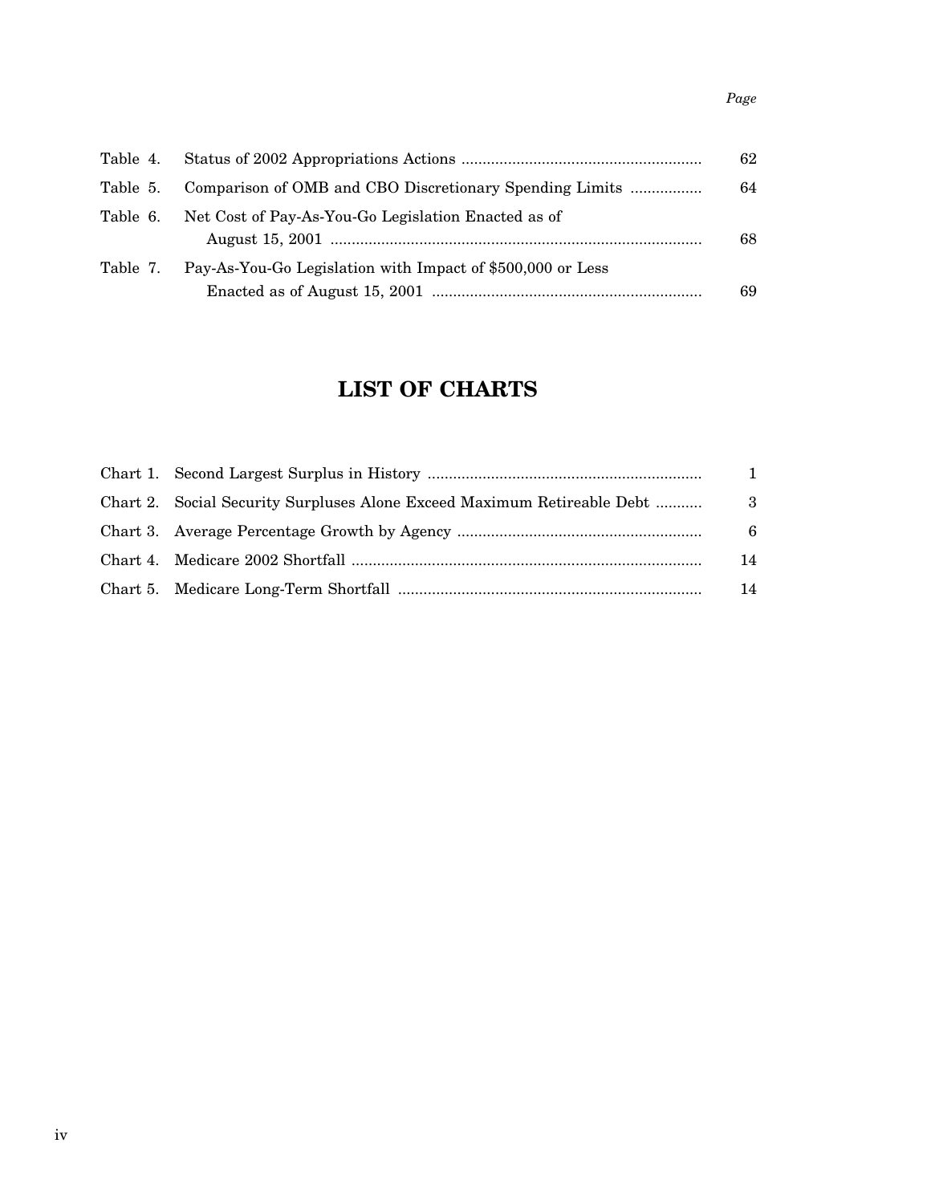| | | Page |
|---|---|---|
| Table 4. | Status of 2002 Appropriations Actions | 62 |
| Table 5. | Comparison of OMB and CBO Discretionary Spending Limits | 64 |
| Table 6. | Net Cost of Pay-As-You-Go Legislation Enacted as of August 15, 2001 | 68 |
| Table 7. | Pay-As-You-Go Legislation with Impact of $500,000 or Less Enacted as of August 15, 2001 | 69 |

## LIST OF CHARTS

| | | |
|---|---|---|
| Chart 1. | Second Largest Surplus in History | 1 |
| Chart 2. | Social Security Surpluses Alone Exceed Maximum Retireable Debt | 3 |
| Chart 3. | Average Percentage Growth by Agency | 6 |
| Chart 4. | Medicare 2002 Shortfall | 14 |
| Chart 5. | Medicare Long-Term Shortfall | 14 |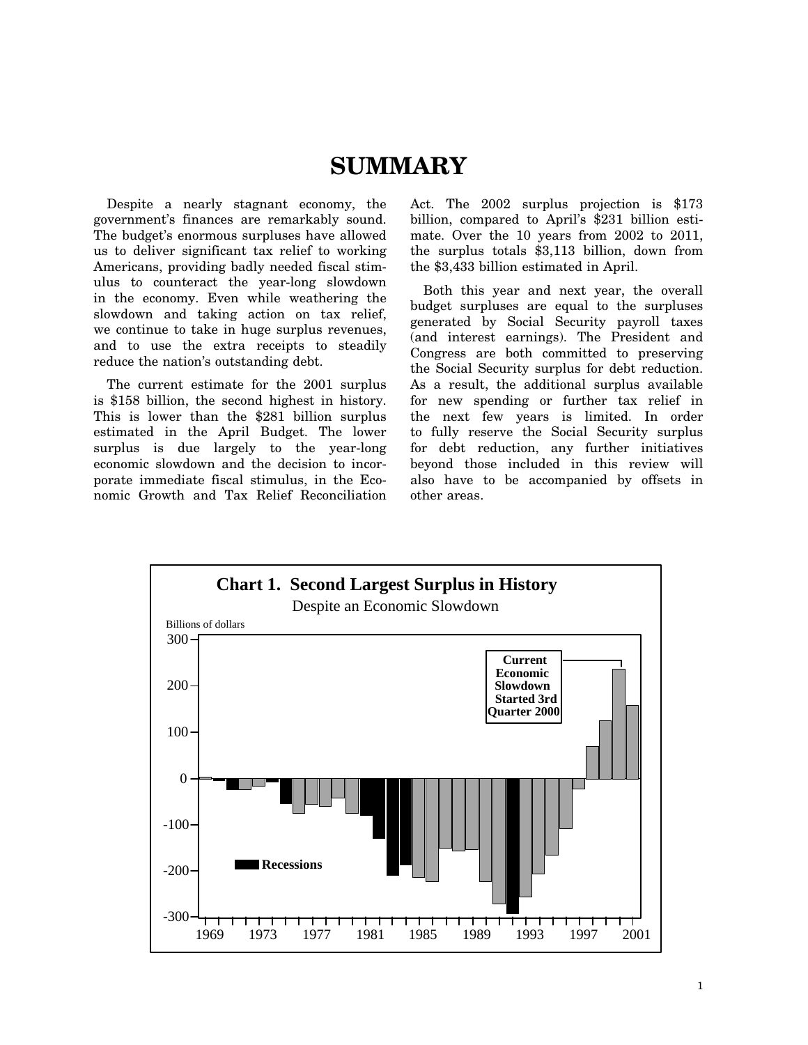# SUMMARY

Despite a nearly stagnant economy, the government's finances are remarkably sound. The budget's enormous surpluses have allowed us to deliver significant tax relief to working Americans, providing badly needed fiscal stimulus to counteract the year-long slowdown in the economy. Even while weathering the slowdown and taking action on tax relief, we continue to take in huge surplus revenues, and to use the extra receipts to steadily reduce the nation's outstanding debt.

The current estimate for the 2001 surplus is $158 billion, the second highest in history. This is lower than the $281 billion surplus estimated in the April Budget. The lower surplus is due largely to the year-long economic slowdown and the decision to incorporate immediate fiscal stimulus, in the Economic Growth and Tax Relief Reconciliation Act. The 2002 surplus projection is $173 billion, compared to April's $231 billion estimate. Over the 10 years from 2002 to 2011, the surplus totals $3,113 billion, down from the $3,433 billion estimated in April.

Both this year and next year, the overall budget surpluses are equal to the surpluses generated by Social Security payroll taxes (and interest earnings). The President and Congress are both committed to preserving the Social Security surplus for debt reduction. As a result, the additional surplus available for new spending or further tax relief in the next few years is limited. In order to fully reserve the Social Security surplus for debt reduction, any further initiatives beyond those included in this review will also have to be accompanied by offsets in other areas.

**Chart 1. Second Largest Surplus in History**

Despite an Economic Slowdown

Billions of dollars

300
200
100
0
-100
-200
-300

1969 1973 1977 1981 1985 1989 1993 1997 2001

Current Economic Slowdown Started 3rd Quarter 2000

Recessions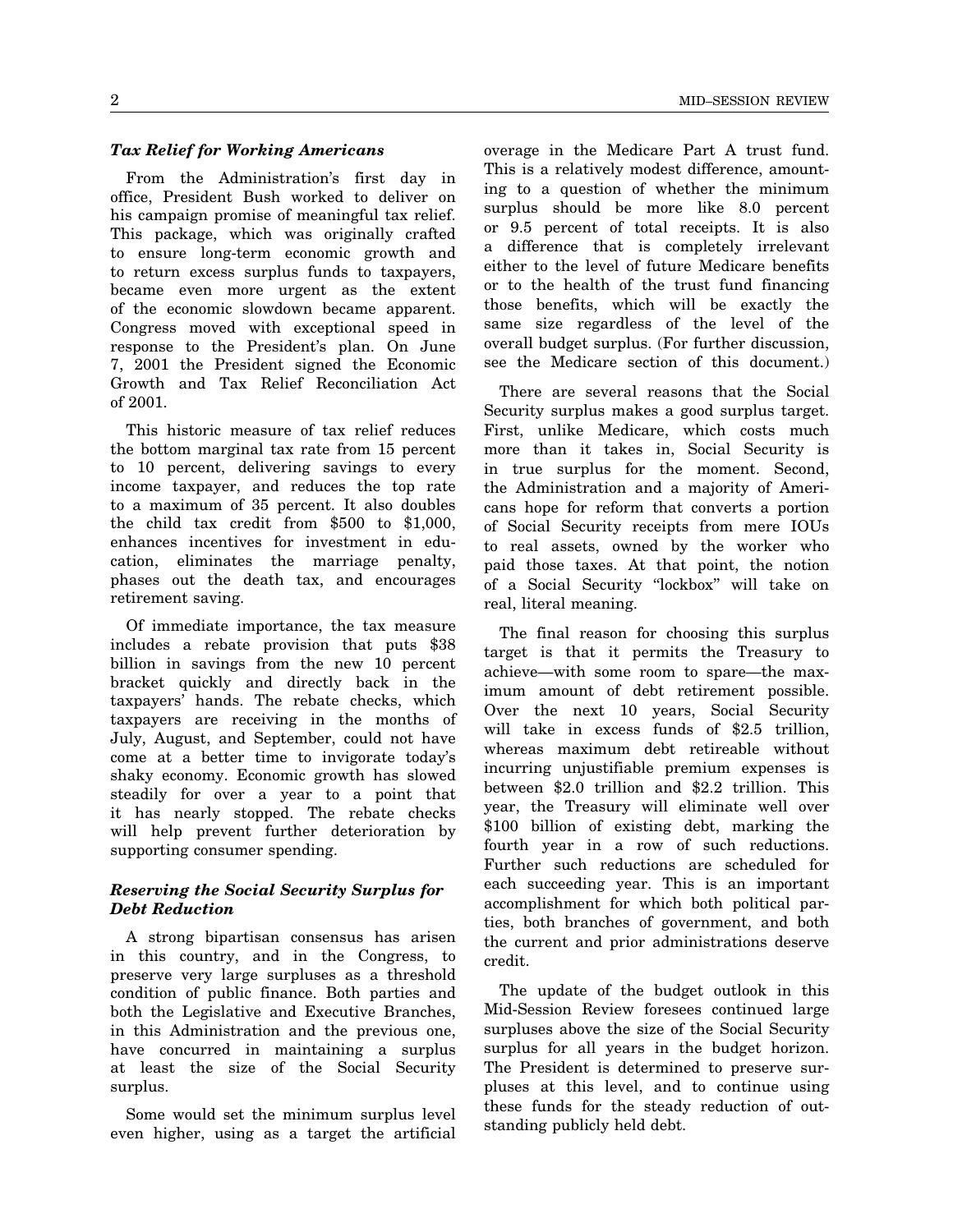### *Tax Relief for Working Americans*

From the Administration's first day in office, President Bush worked to deliver on his campaign promise of meaningful tax relief. This package, which was originally crafted to ensure long-term economic growth and to return excess surplus funds to taxpayers, became even more urgent as the extent of the economic slowdown became apparent. Congress moved with exceptional speed in response to the President's plan. On June 7, 2001 the President signed the Economic Growth and Tax Relief Reconciliation Act of 2001.

This historic measure of tax relief reduces the bottom marginal tax rate from 15 percent to 10 percent, delivering savings to every income taxpayer, and reduces the top rate to a maximum of 35 percent. It also doubles the child tax credit from $500 to $1,000, enhances incentives for investment in education, eliminates the marriage penalty, phases out the death tax, and encourages retirement saving.

Of immediate importance, the tax measure includes a rebate provision that puts $38 billion in savings from the new 10 percent bracket quickly and directly back in the taxpayers' hands. The rebate checks, which taxpayers are receiving in the months of July, August, and September, could not have come at a better time to invigorate today's shaky economy. Economic growth has slowed steadily for over a year to a point that it has nearly stopped. The rebate checks will help prevent further deterioration by supporting consumer spending.

### *Reserving the Social Security Surplus for Debt Reduction*

A strong bipartisan consensus has arisen in this country, and in the Congress, to preserve very large surpluses as a threshold condition of public finance. Both parties and both the Legislative and Executive Branches, in this Administration and the previous one, have concurred in maintaining a surplus at least the size of the Social Security surplus.

Some would set the minimum surplus level even higher, using as a target the artificial overage in the Medicare Part A trust fund. This is a relatively modest difference, amounting to a question of whether the minimum surplus should be more like 8.0 percent or 9.5 percent of total receipts. It is also a difference that is completely irrelevant either to the level of future Medicare benefits or to the health of the trust fund financing those benefits, which will be exactly the same size regardless of the level of the overall budget surplus. (For further discussion, see the Medicare section of this document.)

There are several reasons that the Social Security surplus makes a good surplus target. First, unlike Medicare, which costs much more than it takes in, Social Security is in true surplus for the moment. Second, the Administration and a majority of Americans hope for reform that converts a portion of Social Security receipts from mere IOUs to real assets, owned by the worker who paid those taxes. At that point, the notion of a Social Security "lockbox" will take on real, literal meaning.

The final reason for choosing this surplus target is that it permits the Treasury to achieve—with some room to spare—the maximum amount of debt retirement possible. Over the next 10 years, Social Security will take in excess funds of $2.5 trillion, whereas maximum debt retireable without incurring unjustifiable premium expenses is between $2.0 trillion and $2.2 trillion. This year, the Treasury will eliminate well over $100 billion of existing debt, marking the fourth year in a row of such reductions. Further such reductions are scheduled for each succeeding year. This is an important accomplishment for which both political parties, both branches of government, and both the current and prior administrations deserve credit.

The update of the budget outlook in this Mid-Session Review foresees continued large surpluses above the size of the Social Security surplus for all years in the budget horizon. The President is determined to preserve surpluses at this level, and to continue using these funds for the steady reduction of outstanding publicly held debt.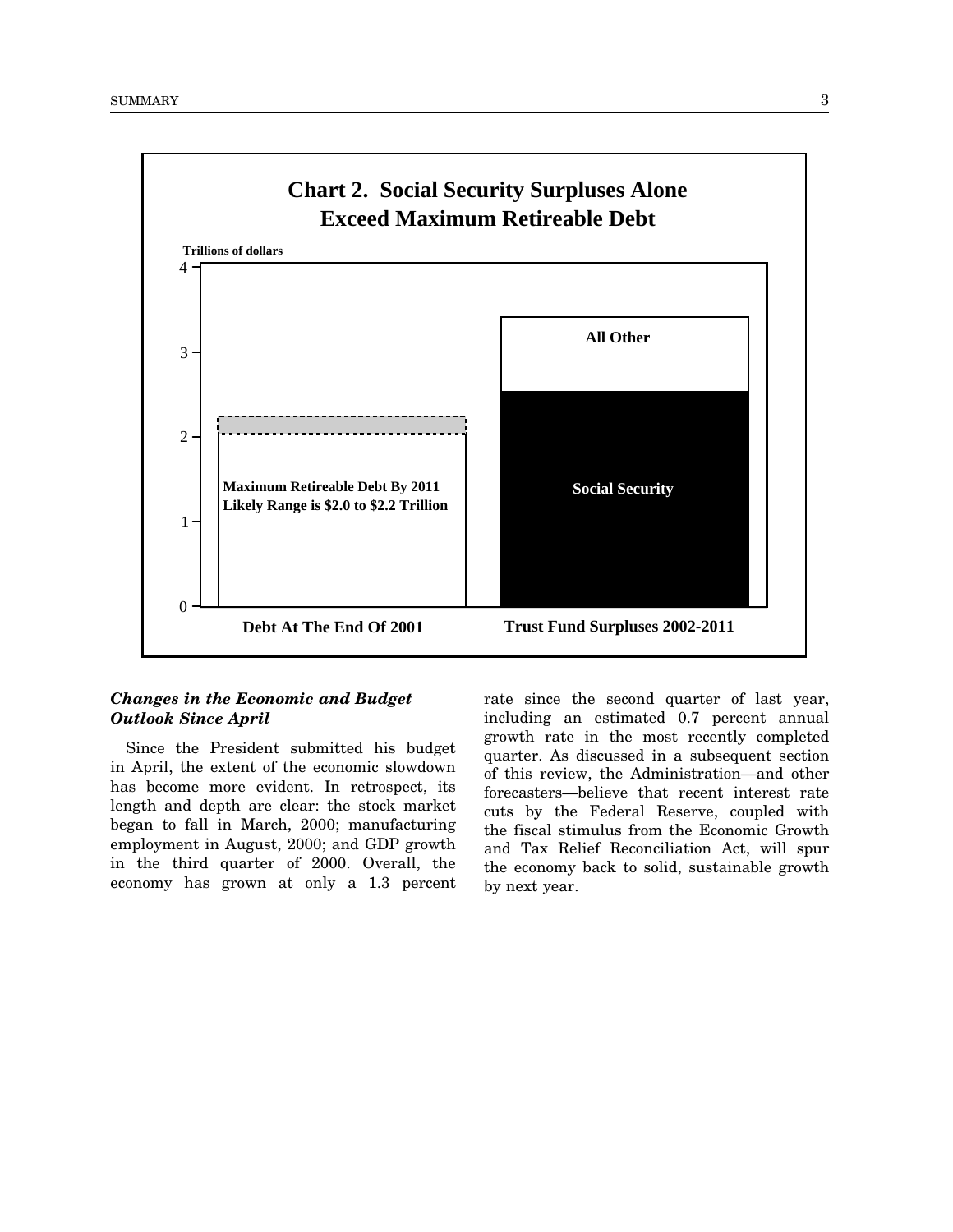**Chart 2. Social Security Surpluses Alone Exceed Maximum Retireable Debt**

Trillions of dollars

4

3

2

1

0

All Other

Social Security

Maximum Retireable Debt By 2011
Likely Range is $2.0 to $2.2 Trillion

Debt At The End Of 2001

Trust Fund Surpluses 2002-2011

### *Changes in the Economic and Budget Outlook Since April*

Since the President submitted his budget in April, the extent of the economic slowdown has become more evident. In retrospect, its length and depth are clear: the stock market began to fall in March, 2000; manufacturing employment in August, 2000; and GDP growth in the third quarter of 2000. Overall, the economy has grown at only a 1.3 percent rate since the second quarter of last year, including an estimated 0.7 percent annual growth rate in the most recently completed quarter. As discussed in a subsequent section of this review, the Administration—and other forecasters—believe that recent interest rate cuts by the Federal Reserve, coupled with the fiscal stimulus from the Economic Growth and Tax Relief Reconciliation Act, will spur the economy back to solid, sustainable growth by next year.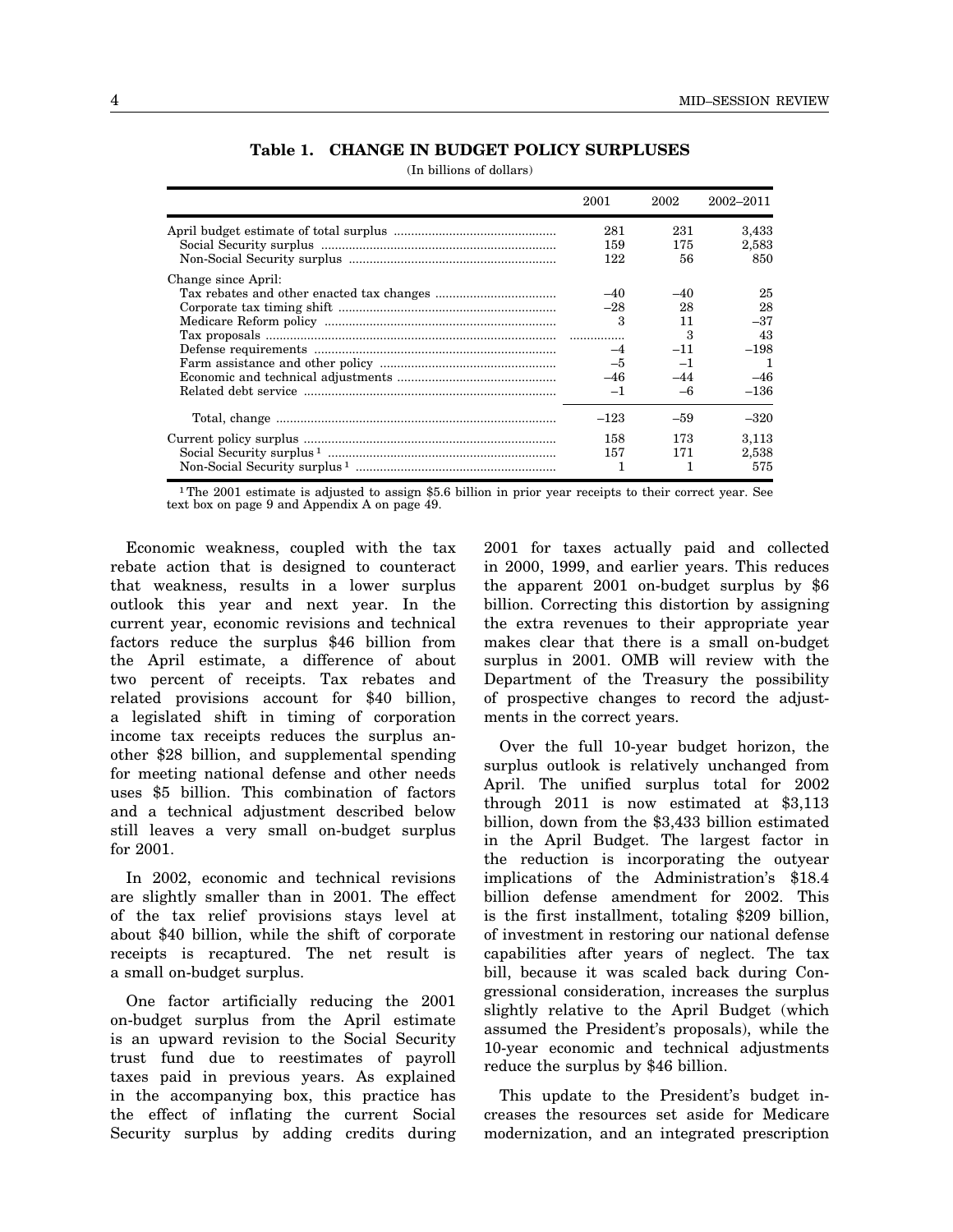**Table 1. CHANGE IN BUDGET POLICY SURPLUSES**

(In billions of dollars)

| | 2001 | 2002 | 2002–2011 |
|---|---|---|---|
| April budget estimate of total surplus | 281 | 231 | 3,433 |
| Social Security surplus | 159 | 175 | 2,583 |
| Non-Social Security surplus | 122 | 56 | 850 |
| Change since April: | | | |
| Tax rebates and other enacted tax changes | –40 | –40 | 25 |
| Corporate tax timing shift | –28 | 28 | 28 |
| Medicare Reform policy | 3 | 11 | –37 |
| Tax proposals | ............... | 3 | 43 |
| Defense requirements | –4 | –11 | –198 |
| Farm assistance and other policy | –5 | –1 | 1 |
| Economic and technical adjustments | –46 | –44 | –46 |
| Related debt service | –1 | –6 | –136 |
| Total, change | –123 | –59 | –320 |
| Current policy surplus | 158 | 173 | 3,113 |
| Social Security surplus [1] | 157 | 171 | 2,538 |
| Non-Social Security surplus [1] | 1 | 1 | 575 |

[1] The 2001 estimate is adjusted to assign $5.6 billion in prior year receipts to their correct year. See text box on page 9 and Appendix A on page 49.

Economic weakness, coupled with the tax rebate action that is designed to counteract that weakness, results in a lower surplus outlook this year and next year. In the current year, economic revisions and technical factors reduce the surplus $46 billion from the April estimate, a difference of about two percent of receipts. Tax rebates and related provisions account for $40 billion, a legislated shift in timing of corporation income tax receipts reduces the surplus another $28 billion, and supplemental spending for meeting national defense and other needs uses $5 billion. This combination of factors and a technical adjustment described below still leaves a very small on-budget surplus for 2001.

In 2002, economic and technical revisions are slightly smaller than in 2001. The effect of the tax relief provisions stays level at about $40 billion, while the shift of corporate receipts is recaptured. The net result is a small on-budget surplus.

One factor artificially reducing the 2001 on-budget surplus from the April estimate is an upward revision to the Social Security trust fund due to reestimates of payroll taxes paid in previous years. As explained in the accompanying box, this practice has the effect of inflating the current Social Security surplus by adding credits during 2001 for taxes actually paid and collected in 2000, 1999, and earlier years. This reduces the apparent 2001 on-budget surplus by $6 billion. Correcting this distortion by assigning the extra revenues to their appropriate year makes clear that there is a small on-budget surplus in 2001. OMB will review with the Department of the Treasury the possibility of prospective changes to record the adjustments in the correct years.

Over the full 10-year budget horizon, the surplus outlook is relatively unchanged from April. The unified surplus total for 2002 through 2011 is now estimated at $3,113 billion, down from the $3,433 billion estimated in the April Budget. The largest factor in the reduction is incorporating the outyear implications of the Administration's $18.4 billion defense amendment for 2002. This is the first installment, totaling $209 billion, of investment in restoring our national defense capabilities after years of neglect. The tax bill, because it was scaled back during Congressional consideration, increases the surplus slightly relative to the April Budget (which assumed the President's proposals), while the 10-year economic and technical adjustments reduce the surplus by $46 billion.

This update to the President's budget increases the resources set aside for Medicare modernization, and an integrated prescription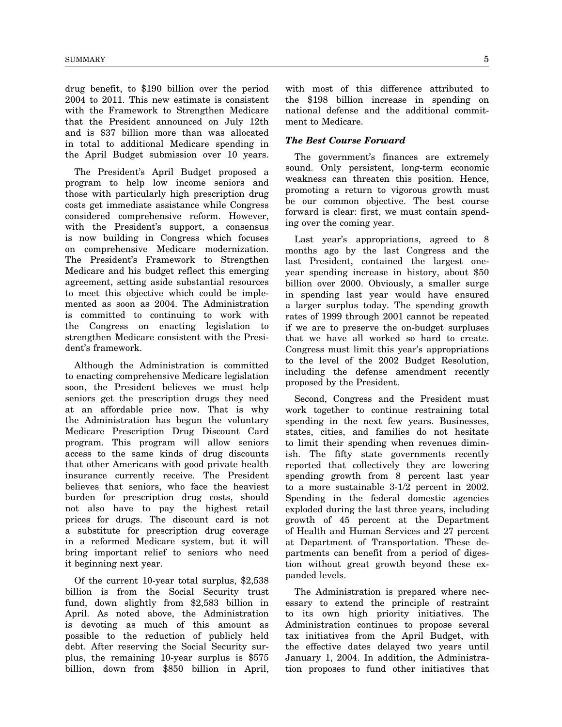drug benefit, to $190 billion over the period 2004 to 2011. This new estimate is consistent with the Framework to Strengthen Medicare that the President announced on July 12th and is $37 billion more than was allocated in total to additional Medicare spending in the April Budget submission over 10 years.

The President's April Budget proposed a program to help low income seniors and those with particularly high prescription drug costs get immediate assistance while Congress considered comprehensive reform. However, with the President's support, a consensus is now building in Congress which focuses on comprehensive Medicare modernization. The President's Framework to Strengthen Medicare and his budget reflect this emerging agreement, setting aside substantial resources to meet this objective which could be implemented as soon as 2004. The Administration is committed to continuing to work with the Congress on enacting legislation to strengthen Medicare consistent with the President's framework.

Although the Administration is committed to enacting comprehensive Medicare legislation soon, the President believes we must help seniors get the prescription drugs they need at an affordable price now. That is why the Administration has begun the voluntary Medicare Prescription Drug Discount Card program. This program will allow seniors access to the same kinds of drug discounts that other Americans with good private health insurance currently receive. The President believes that seniors, who face the heaviest burden for prescription drug costs, should not also have to pay the highest retail prices for drugs. The discount card is not a substitute for prescription drug coverage in a reformed Medicare system, but it will bring important relief to seniors who need it beginning next year.

Of the current 10-year total surplus, $2,538 billion is from the Social Security trust fund, down slightly from $2,583 billion in April. As noted above, the Administration is devoting as much of this amount as possible to the reduction of publicly held debt. After reserving the Social Security surplus, the remaining 10-year surplus is $575 billion, down from $850 billion in April, with most of this difference attributed to the $198 billion increase in spending on national defense and the additional commitment to Medicare.

### *The Best Course Forward*

The government's finances are extremely sound. Only persistent, long-term economic weakness can threaten this position. Hence, promoting a return to vigorous growth must be our common objective. The best course forward is clear: first, we must contain spending over the coming year.

Last year's appropriations, agreed to 8 months ago by the last Congress and the last President, contained the largest one-year spending increase in history, about $50 billion over 2000. Obviously, a smaller surge in spending last year would have ensured a larger surplus today. The spending growth rates of 1999 through 2001 cannot be repeated if we are to preserve the on-budget surpluses that we have all worked so hard to create. Congress must limit this year's appropriations to the level of the 2002 Budget Resolution, including the defense amendment recently proposed by the President.

Second, Congress and the President must work together to continue restraining total spending in the next few years. Businesses, states, cities, and families do not hesitate to limit their spending when revenues diminish. The fifty state governments recently reported that collectively they are lowering spending growth from 8 percent last year to a more sustainable 3-1/2 percent in 2002. Spending in the federal domestic agencies exploded during the last three years, including growth of 45 percent at the Department of Health and Human Services and 27 percent at Department of Transportation. These departments can benefit from a period of digestion without great growth beyond these expanded levels.

The Administration is prepared where necessary to extend the principle of restraint to its own high priority initiatives. The Administration continues to propose several tax initiatives from the April Budget, with the effective dates delayed two years until January 1, 2004. In addition, the Administration proposes to fund other initiatives that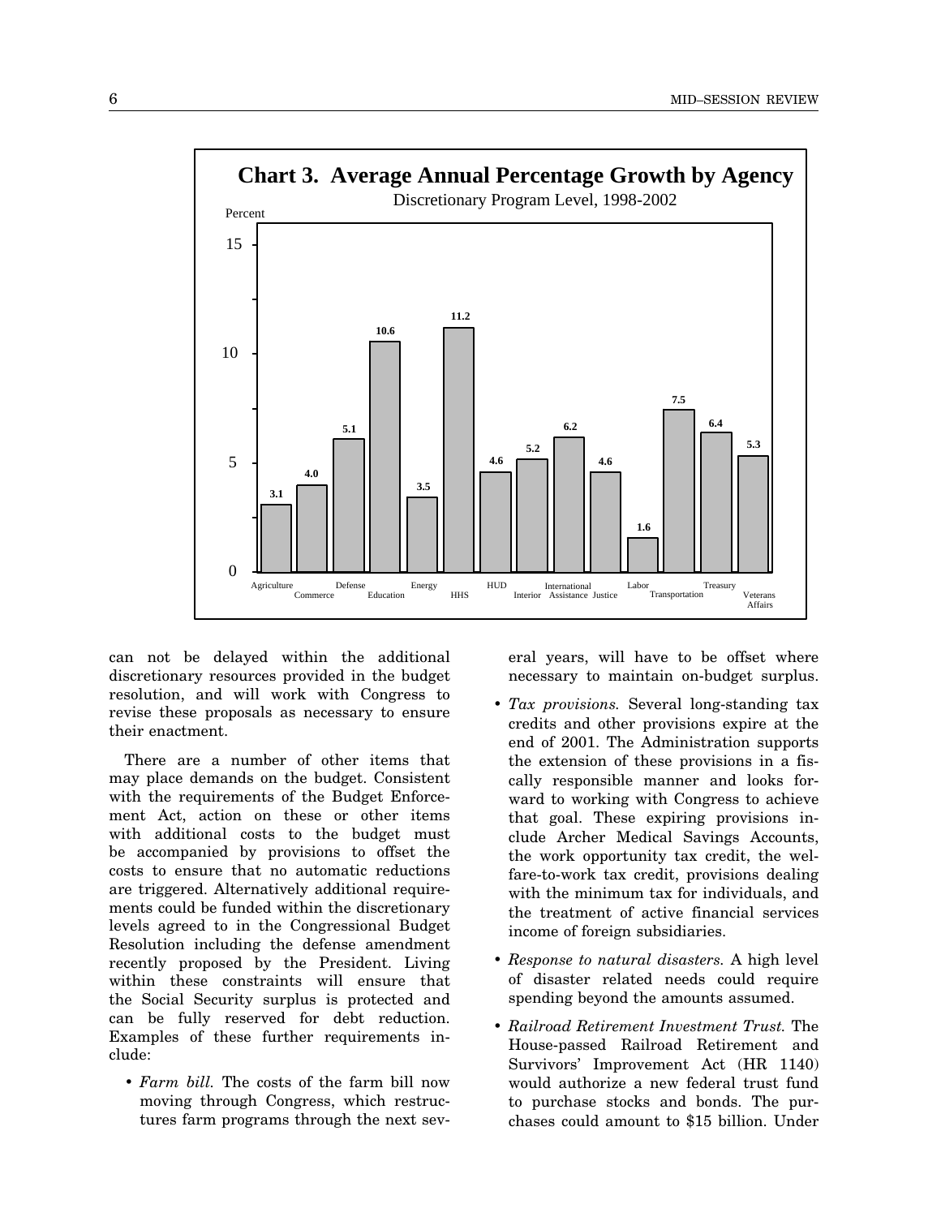**Chart 3. Average Annual Percentage Growth by Agency**

Discretionary Program Level, 1998-2002

Percent

15

10

5

0

3.1
4.0
5.1
10.6
3.5
11.2
4.6
5.2
6.2
4.6
1.6
7.5
6.4
5.3

Agriculture
Commerce
Defense
Education
Energy
HHS
HUD
Interior
International Assistance
Justice
Labor
Transportation
Treasury
Veterans Affairs

can not be delayed within the additional discretionary resources provided in the budget resolution, and will work with Congress to revise these proposals as necessary to ensure their enactment.

There are a number of other items that may place demands on the budget. Consistent with the requirements of the Budget Enforcement Act, action on these or other items with additional costs to the budget must be accompanied by provisions to offset the costs to ensure that no automatic reductions are triggered. Alternatively additional requirements could be funded within the discretionary levels agreed to in the Congressional Budget Resolution including the defense amendment recently proposed by the President. Living within these constraints will ensure that the Social Security surplus is protected and can be fully reserved for debt reduction. Examples of these further requirements include:

- *Farm bill.* The costs of the farm bill now moving through Congress, which restructures farm programs through the next several years, will have to be offset where necessary to maintain on-budget surplus.
- *Tax provisions.* Several long-standing tax credits and other provisions expire at the end of 2001. The Administration supports the extension of these provisions in a fiscally responsible manner and looks forward to working with Congress to achieve that goal. These expiring provisions include Archer Medical Savings Accounts, the work opportunity tax credit, the welfare-to-work tax credit, provisions dealing with the minimum tax for individuals, and the treatment of active financial services income of foreign subsidiaries.
- *Response to natural disasters.* A high level of disaster related needs could require spending beyond the amounts assumed.
- *Railroad Retirement Investment Trust.* The House-passed Railroad Retirement and Survivors' Improvement Act (HR 1140) would authorize a new federal trust fund to purchase stocks and bonds. The purchases could amount to $15 billion. Under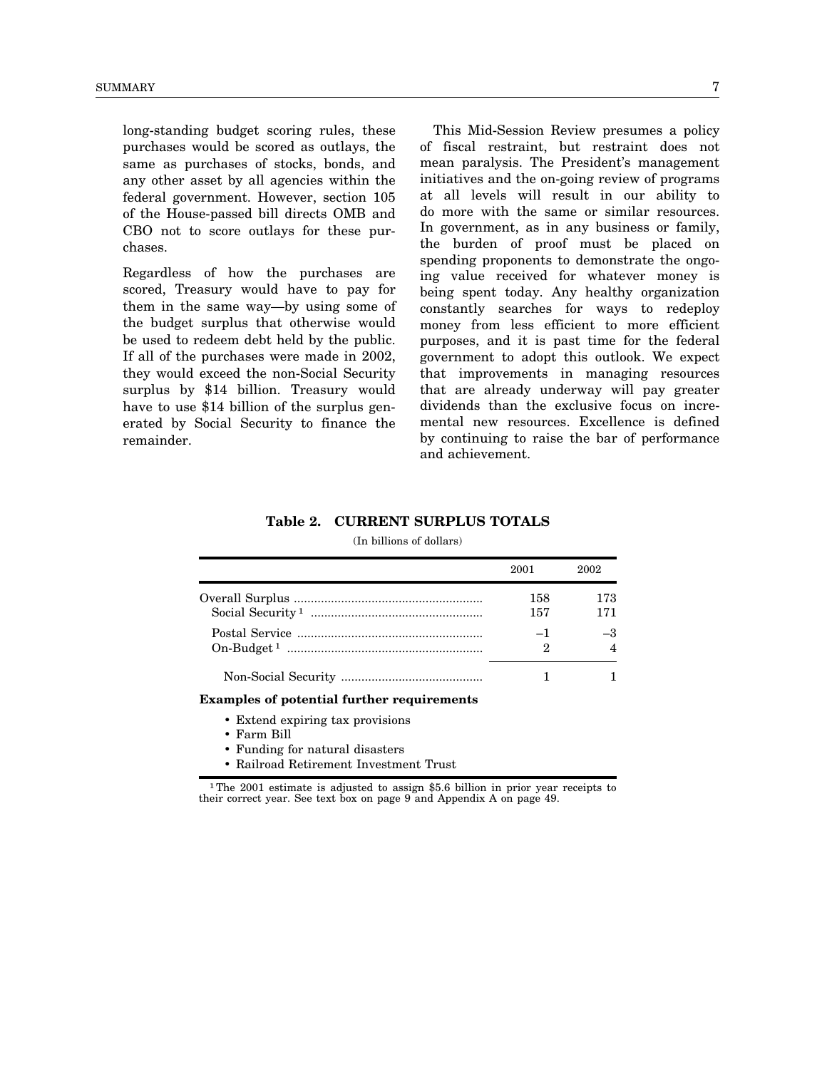long-standing budget scoring rules, these purchases would be scored as outlays, the same as purchases of stocks, bonds, and any other asset by all agencies within the federal government. However, section 105 of the House-passed bill directs OMB and CBO not to score outlays for these purchases.

Regardless of how the purchases are scored, Treasury would have to pay for them in the same way—by using some of the budget surplus that otherwise would be used to redeem debt held by the public. If all of the purchases were made in 2002, they would exceed the non-Social Security surplus by $14 billion. Treasury would have to use $14 billion of the surplus generated by Social Security to finance the remainder.

This Mid-Session Review presumes a policy of fiscal restraint, but restraint does not mean paralysis. The President's management initiatives and the on-going review of programs at all levels will result in our ability to do more with the same or similar resources. In government, as in any business or family, the burden of proof must be placed on spending proponents to demonstrate the ongoing value received for whatever money is being spent today. Any healthy organization constantly searches for ways to redeploy money from less efficient to more efficient purposes, and it is past time for the federal government to adopt this outlook. We expect that improvements in managing resources that are already underway will pay greater dividends than the exclusive focus on incremental new resources. Excellence is defined by continuing to raise the bar of performance and achievement.

**Table 2. CURRENT SURPLUS TOTALS**

(In billions of dollars)

| | 2001 | 2002 |
|---|---|---|
| Overall Surplus | 158 | 173 |
| Social Security [1] | 157 | 171 |
| Postal Service | –1 | –3 |
| On-Budget [1] | 2 | 4 |
| Non-Social Security | 1 | 1 |

**Examples of potential further requirements**

- Extend expiring tax provisions
- Farm Bill
- Funding for natural disasters
- Railroad Retirement Investment Trust

[1] The 2001 estimate is adjusted to assign $5.6 billion in prior year receipts to their correct year. See text box on page 9 and Appendix A on page 49.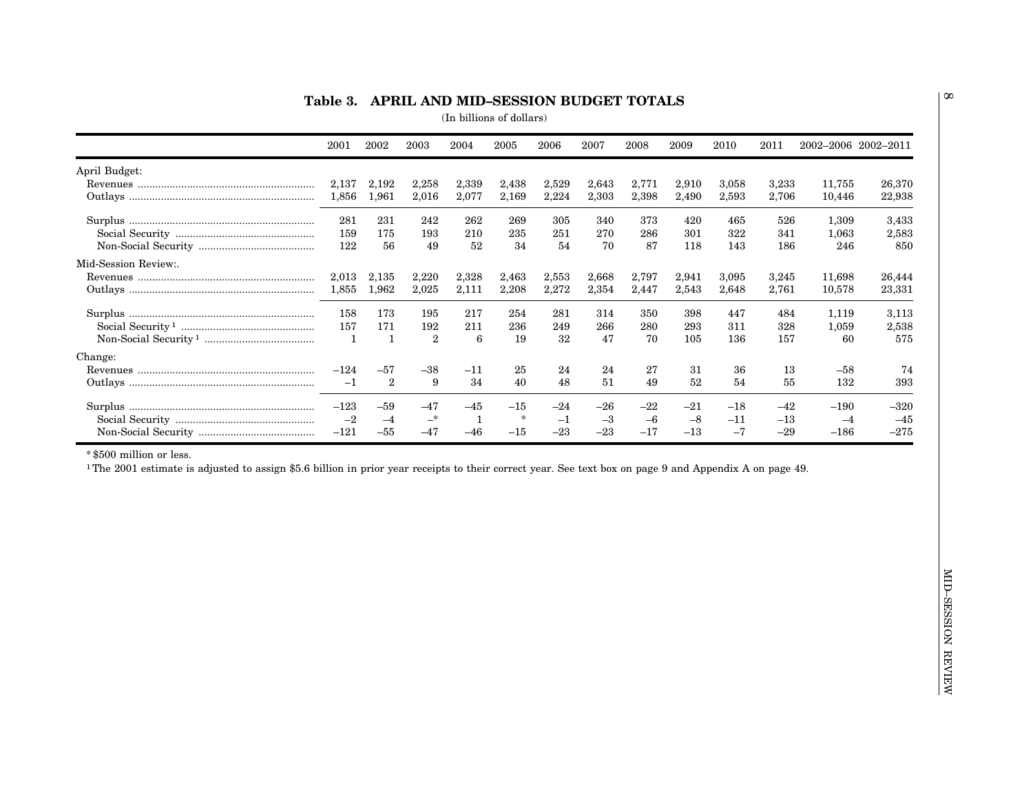## Table 3. APRIL AND MID–SESSION BUDGET TOTALS

(In billions of dollars)

| | 2001 | 2002 | 2003 | 2004 | 2005 | 2006 | 2007 | 2008 | 2009 | 2010 | 2011 | 2002–2006 | 2002–2011 |
|---|---|---|---|---|---|---|---|---|---|---|---|---|---|
| April Budget: | | | | | | | | | | | | | |
| Revenues | 2,137 | 2,192 | 2,258 | 2,339 | 2,438 | 2,529 | 2,643 | 2,771 | 2,910 | 3,058 | 3,233 | 11,755 | 26,370 |
| Outlays | 1,856 | 1,961 | 2,016 | 2,077 | 2,169 | 2,224 | 2,303 | 2,398 | 2,490 | 2,593 | 2,706 | 10,446 | 22,938 |
| Surplus | 281 | 231 | 242 | 262 | 269 | 305 | 340 | 373 | 420 | 465 | 526 | 1,309 | 3,433 |
| Social Security | 159 | 175 | 193 | 210 | 235 | 251 | 270 | 286 | 301 | 322 | 341 | 1,063 | 2,583 |
| Non-Social Security | 122 | 56 | 49 | 52 | 34 | 54 | 70 | 87 | 118 | 143 | 186 | 246 | 850 |
| Mid-Session Review:. | | | | | | | | | | | | | |
| Revenues | 2,013 | 2,135 | 2,220 | 2,328 | 2,463 | 2,553 | 2,668 | 2,797 | 2,941 | 3,095 | 3,245 | 11,698 | 26,444 |
| Outlays | 1,855 | 1,962 | 2,025 | 2,111 | 2,208 | 2,272 | 2,354 | 2,447 | 2,543 | 2,648 | 2,761 | 10,578 | 23,331 |
| Surplus | 158 | 173 | 195 | 217 | 254 | 281 | 314 | 350 | 398 | 447 | 484 | 1,119 | 3,113 |
| Social Security [1] | 157 | 171 | 192 | 211 | 236 | 249 | 266 | 280 | 293 | 311 | 328 | 1,059 | 2,538 |
| Non-Social Security [1] | 1 | 1 | 2 | 6 | 19 | 32 | 47 | 70 | 105 | 136 | 157 | 60 | 575 |
| Change: | | | | | | | | | | | | | |
| Revenues | –124 | –57 | –38 | –11 | 25 | 24 | 24 | 27 | 31 | 36 | 13 | –58 | 74 |
| Outlays | –1 | 2 | 9 | 34 | 40 | 48 | 51 | 49 | 52 | 54 | 55 | 132 | 393 |
| Surplus | –123 | –59 | –47 | –45 | –15 | –24 | –26 | –22 | –21 | –18 | –42 | –190 | –320 |
| Social Security | –2 | –4 | –* | 1 | * | –1 | –3 | –6 | –8 | –11 | –13 | –4 | –45 |
| Non-Social Security | –121 | –55 | –47 | –46 | –15 | –23 | –23 | –17 | –13 | –7 | –29 | –186 | –275 |

* $500 million or less.

[1] The 2001 estimate is adjusted to assign $5.6 billion in prior year receipts to their correct year. See text box on page 9 and Appendix A on page 49.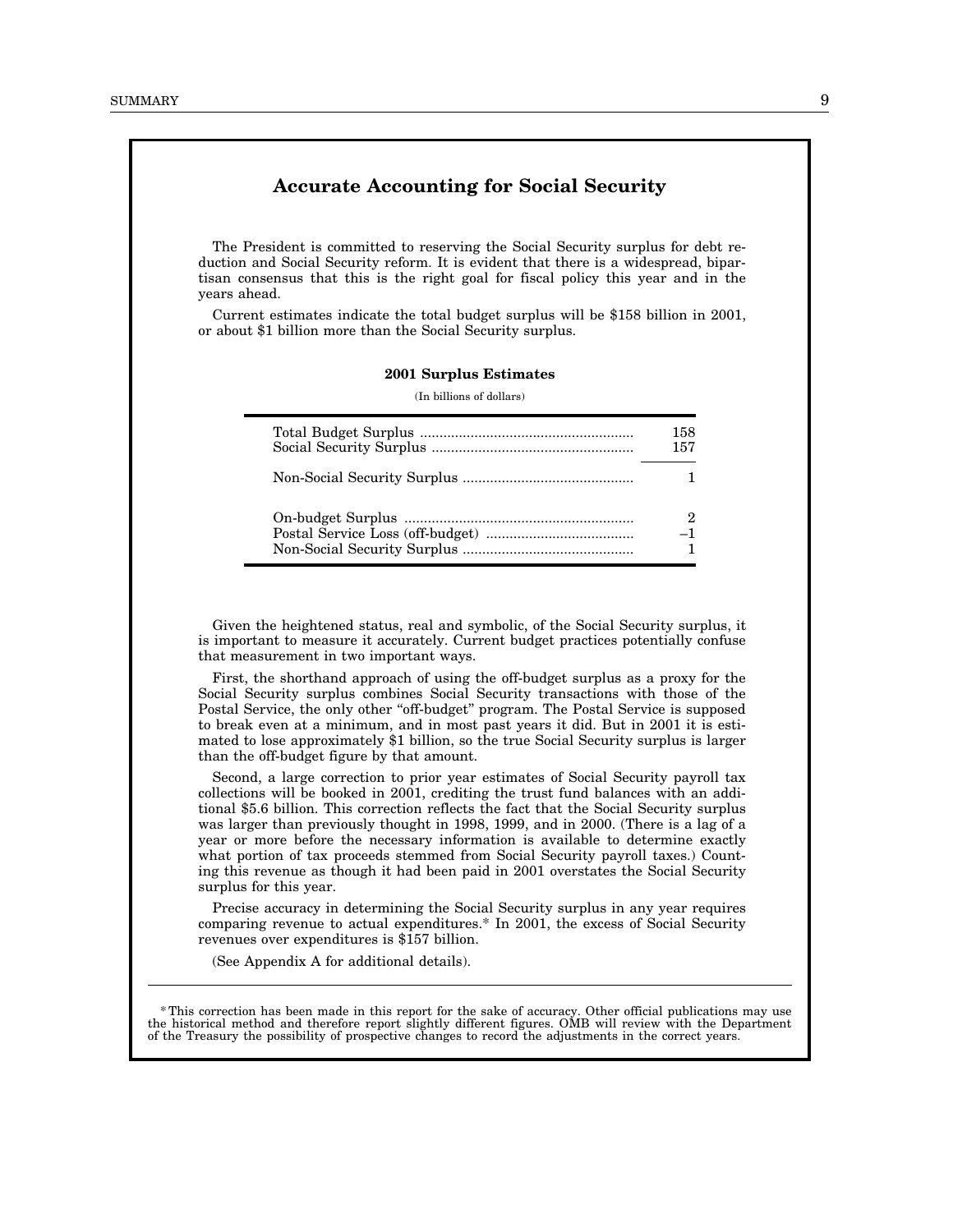## Accurate Accounting for Social Security

The President is committed to reserving the Social Security surplus for debt reduction and Social Security reform. It is evident that there is a widespread, bipartisan consensus that this is the right goal for fiscal policy this year and in the years ahead.

Current estimates indicate the total budget surplus will be $158 billion in 2001, or about $1 billion more than the Social Security surplus.

**2001 Surplus Estimates**

(In billions of dollars)

| | |
|---|---|
| Total Budget Surplus | 158 |
| Social Security Surplus | 157 |
| Non-Social Security Surplus | 1 |
| On-budget Surplus | 2 |
| Postal Service Loss (off-budget) | –1 |
| Non-Social Security Surplus | 1 |

Given the heightened status, real and symbolic, of the Social Security surplus, it is important to measure it accurately. Current budget practices potentially confuse that measurement in two important ways.

First, the shorthand approach of using the off-budget surplus as a proxy for the Social Security surplus combines Social Security transactions with those of the Postal Service, the only other "off-budget" program. The Postal Service is supposed to break even at a minimum, and in most past years it did. But in 2001 it is estimated to lose approximately $1 billion, so the true Social Security surplus is larger than the off-budget figure by that amount.

Second, a large correction to prior year estimates of Social Security payroll tax collections will be booked in 2001, crediting the trust fund balances with an additional $5.6 billion. This correction reflects the fact that the Social Security surplus was larger than previously thought in 1998, 1999, and in 2000. (There is a lag of a year or more before the necessary information is available to determine exactly what portion of tax proceeds stemmed from Social Security payroll taxes.) Counting this revenue as though it had been paid in 2001 overstates the Social Security surplus for this year.

Precise accuracy in determining the Social Security surplus in any year requires comparing revenue to actual expenditures.* In 2001, the excess of Social Security revenues over expenditures is $157 billion.

(See Appendix A for additional details).

---

*This correction has been made in this report for the sake of accuracy. Other official publications may use the historical method and therefore report slightly different figures. OMB will review with the Department of the Treasury the possibility of prospective changes to record the adjustments in the correct years.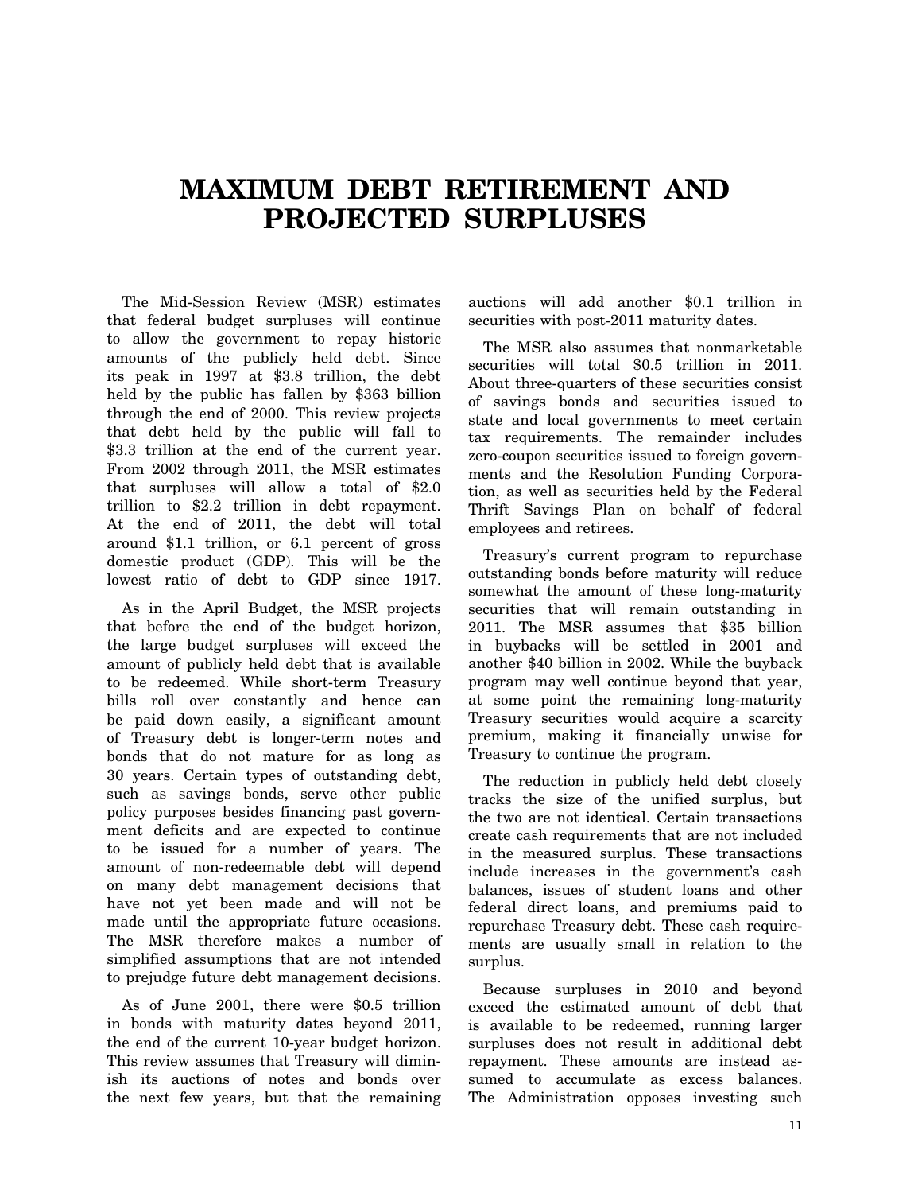# MAXIMUM DEBT RETIREMENT AND PROJECTED SURPLUSES

The Mid-Session Review (MSR) estimates that federal budget surpluses will continue to allow the government to repay historic amounts of the publicly held debt. Since its peak in 1997 at $3.8 trillion, the debt held by the public has fallen by $363 billion through the end of 2000. This review projects that debt held by the public will fall to $3.3 trillion at the end of the current year. From 2002 through 2011, the MSR estimates that surpluses will allow a total of $2.0 trillion to $2.2 trillion in debt repayment. At the end of 2011, the debt will total around $1.1 trillion, or 6.1 percent of gross domestic product (GDP). This will be the lowest ratio of debt to GDP since 1917.

As in the April Budget, the MSR projects that before the end of the budget horizon, the large budget surpluses will exceed the amount of publicly held debt that is available to be redeemed. While short-term Treasury bills roll over constantly and hence can be paid down easily, a significant amount of Treasury debt is longer-term notes and bonds that do not mature for as long as 30 years. Certain types of outstanding debt, such as savings bonds, serve other public policy purposes besides financing past government deficits and are expected to continue to be issued for a number of years. The amount of non-redeemable debt will depend on many debt management decisions that have not yet been made and will not be made until the appropriate future occasions. The MSR therefore makes a number of simplified assumptions that are not intended to prejudge future debt management decisions.

As of June 2001, there were $0.5 trillion in bonds with maturity dates beyond 2011, the end of the current 10-year budget horizon. This review assumes that Treasury will diminish its auctions of notes and bonds over the next few years, but that the remaining auctions will add another $0.1 trillion in securities with post-2011 maturity dates.

The MSR also assumes that nonmarketable securities will total $0.5 trillion in 2011. About three-quarters of these securities consist of savings bonds and securities issued to state and local governments to meet certain tax requirements. The remainder includes zero-coupon securities issued to foreign governments and the Resolution Funding Corporation, as well as securities held by the Federal Thrift Savings Plan on behalf of federal employees and retirees.

Treasury's current program to repurchase outstanding bonds before maturity will reduce somewhat the amount of these long-maturity securities that will remain outstanding in 2011. The MSR assumes that $35 billion in buybacks will be settled in 2001 and another $40 billion in 2002. While the buyback program may well continue beyond that year, at some point the remaining long-maturity Treasury securities would acquire a scarcity premium, making it financially unwise for Treasury to continue the program.

The reduction in publicly held debt closely tracks the size of the unified surplus, but the two are not identical. Certain transactions create cash requirements that are not included in the measured surplus. These transactions include increases in the government's cash balances, issues of student loans and other federal direct loans, and premiums paid to repurchase Treasury debt. These cash requirements are usually small in relation to the surplus.

Because surpluses in 2010 and beyond exceed the estimated amount of debt that is available to be redeemed, running larger surpluses does not result in additional debt repayment. These amounts are instead assumed to accumulate as excess balances. The Administration opposes investing such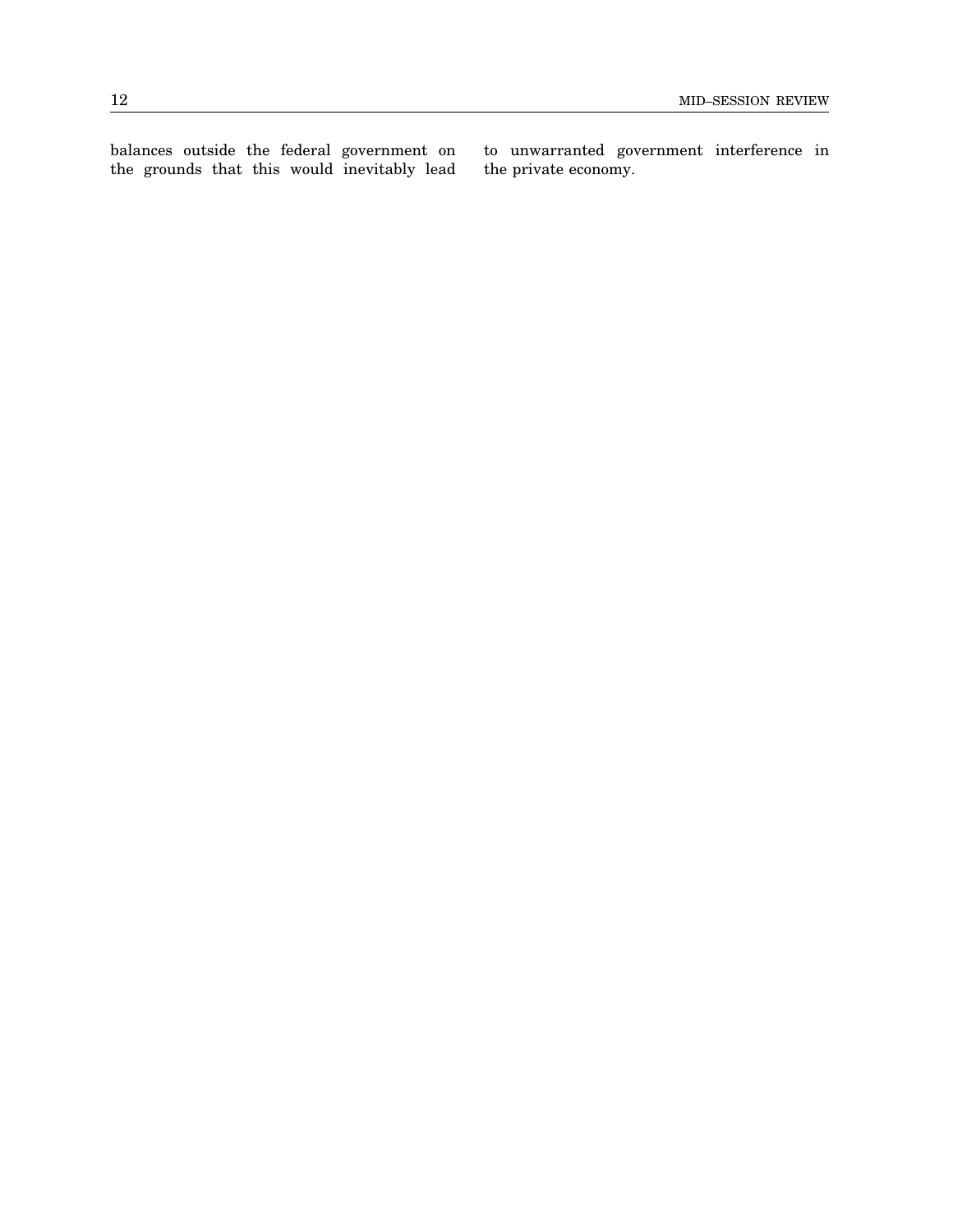balances outside the federal government on the grounds that this would inevitably lead to unwarranted government interference in the private economy.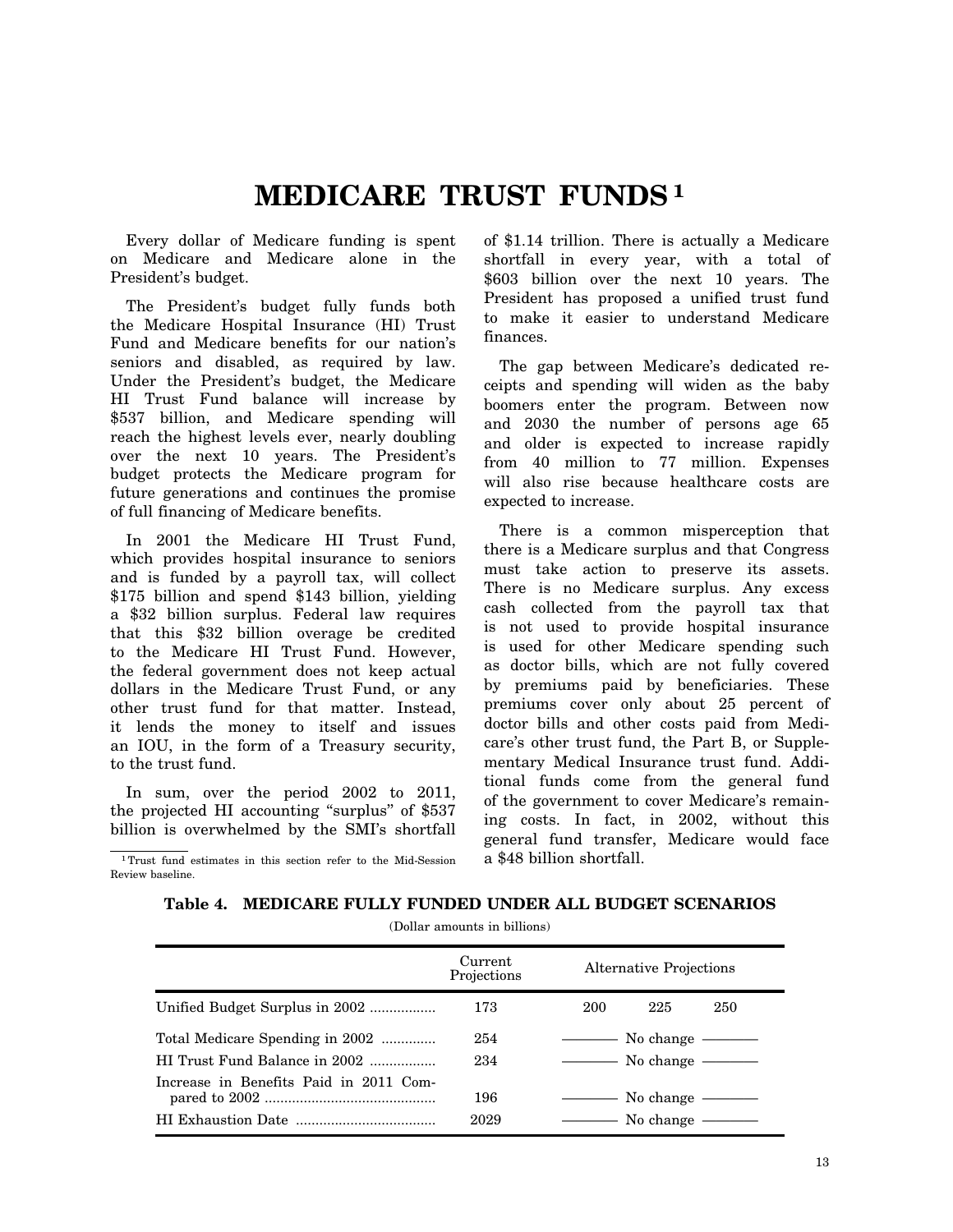# MEDICARE TRUST FUNDS[1]

Every dollar of Medicare funding is spent on Medicare and Medicare alone in the President's budget.

The President's budget fully funds both the Medicare Hospital Insurance (HI) Trust Fund and Medicare benefits for our nation's seniors and disabled, as required by law. Under the President's budget, the Medicare HI Trust Fund balance will increase by $537 billion, and Medicare spending will reach the highest levels ever, nearly doubling over the next 10 years. The President's budget protects the Medicare program for future generations and continues the promise of full financing of Medicare benefits.

In 2001 the Medicare HI Trust Fund, which provides hospital insurance to seniors and is funded by a payroll tax, will collect $175 billion and spend $143 billion, yielding a $32 billion surplus. Federal law requires that this $32 billion overage be credited to the Medicare HI Trust Fund. However, the federal government does not keep actual dollars in the Medicare Trust Fund, or any other trust fund for that matter. Instead, it lends the money to itself and issues an IOU, in the form of a Treasury security, to the trust fund.

In sum, over the period 2002 to 2011, the projected HI accounting "surplus" of $537 billion is overwhelmed by the SMI's shortfall of $1.14 trillion. There is actually a Medicare shortfall in every year, with a total of $603 billion over the next 10 years. The President has proposed a unified trust fund to make it easier to understand Medicare finances.

The gap between Medicare's dedicated receipts and spending will widen as the baby boomers enter the program. Between now and 2030 the number of persons age 65 and older is expected to increase rapidly from 40 million to 77 million. Expenses will also rise because healthcare costs are expected to increase.

There is a common misperception that there is a Medicare surplus and that Congress must take action to preserve its assets. There is no Medicare surplus. Any excess cash collected from the payroll tax that is not used to provide hospital insurance is used for other Medicare spending such as doctor bills, which are not fully covered by premiums paid by beneficiaries. These premiums cover only about 25 percent of doctor bills and other costs paid from Medicare's other trust fund, the Part B, or Supplementary Medical Insurance trust fund. Additional funds come from the general fund of the government to cover Medicare's remaining costs. In fact, in 2002, without this general fund transfer, Medicare would face a $48 billion shortfall.

[1] Trust fund estimates in this section refer to the Mid-Session Review baseline.

**Table 4. MEDICARE FULLY FUNDED UNDER ALL BUDGET SCENARIOS**

(Dollar amounts in billions)

| | Current Projections | Alternative Projections | | |
|---|---|---|---|---|
| Unified Budget Surplus in 2002 | 173 | 200 | 225 | 250 |
| Total Medicare Spending in 2002 | 254 | | No change | |
| HI Trust Fund Balance in 2002 | 234 | | No change | |
| Increase in Benefits Paid in 2011 Compared to 2002 | 196 | | No change | |
| HI Exhaustion Date | 2029 | | No change | |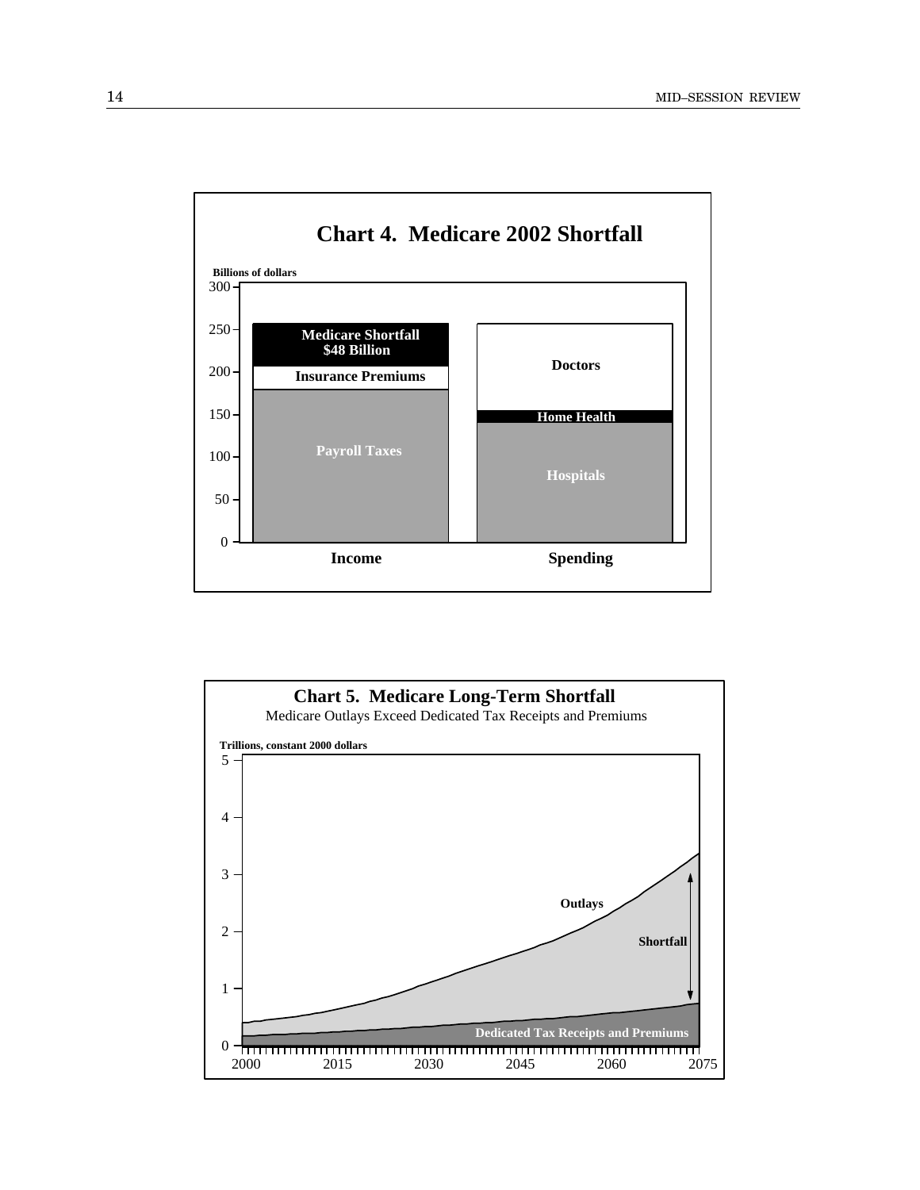**Chart 4. Medicare 2002 Shortfall**

Billions of dollars

300
250
200
150
100
50
0

Medicare Shortfall
$48 Billion

Insurance Premiums

Payroll Taxes

Doctors

Home Health

Hospitals

Income

Spending

**Chart 5. Medicare Long-Term Shortfall**

Medicare Outlays Exceed Dedicated Tax Receipts and Premiums

Trillions, constant 2000 dollars

5
4
3
2
1
0

Outlays

Shortfall

Dedicated Tax Receipts and Premiums

2000
2015
2030
2045
2060
2075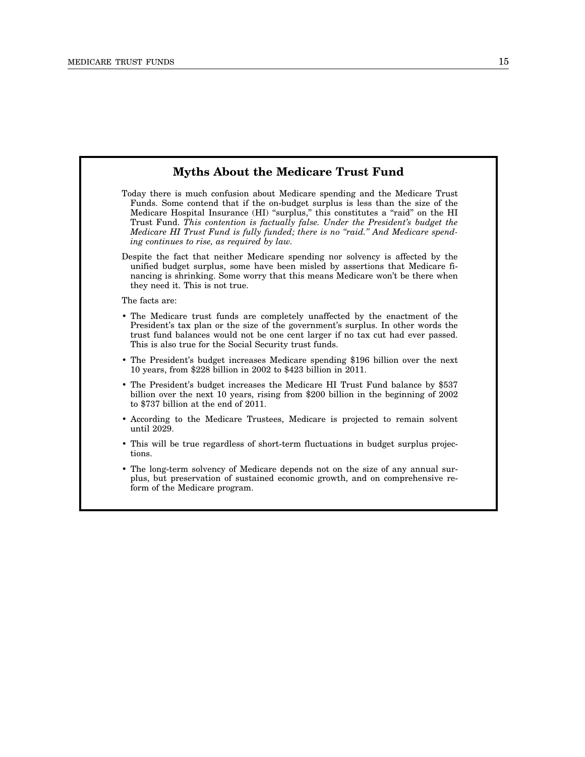## Myths About the Medicare Trust Fund

Today there is much confusion about Medicare spending and the Medicare Trust Funds. Some contend that if the on-budget surplus is less than the size of the Medicare Hospital Insurance (HI) "surplus," this constitutes a "raid" on the HI Trust Fund. *This contention is factually false. Under the President's budget the Medicare HI Trust Fund is fully funded; there is no "raid." And Medicare spending continues to rise, as required by law.*

Despite the fact that neither Medicare spending nor solvency is affected by the unified budget surplus, some have been misled by assertions that Medicare financing is shrinking. Some worry that this means Medicare won't be there when they need it. This is not true.

The facts are:

- The Medicare trust funds are completely unaffected by the enactment of the President's tax plan or the size of the government's surplus. In other words the trust fund balances would not be one cent larger if no tax cut had ever passed. This is also true for the Social Security trust funds.
- The President's budget increases Medicare spending $196 billion over the next 10 years, from $228 billion in 2002 to $423 billion in 2011.
- The President's budget increases the Medicare HI Trust Fund balance by $537 billion over the next 10 years, rising from $200 billion in the beginning of 2002 to $737 billion at the end of 2011.
- According to the Medicare Trustees, Medicare is projected to remain solvent until 2029.
- This will be true regardless of short-term fluctuations in budget surplus projections.
- The long-term solvency of Medicare depends not on the size of any annual surplus, but preservation of sustained economic growth, and on comprehensive reform of the Medicare program.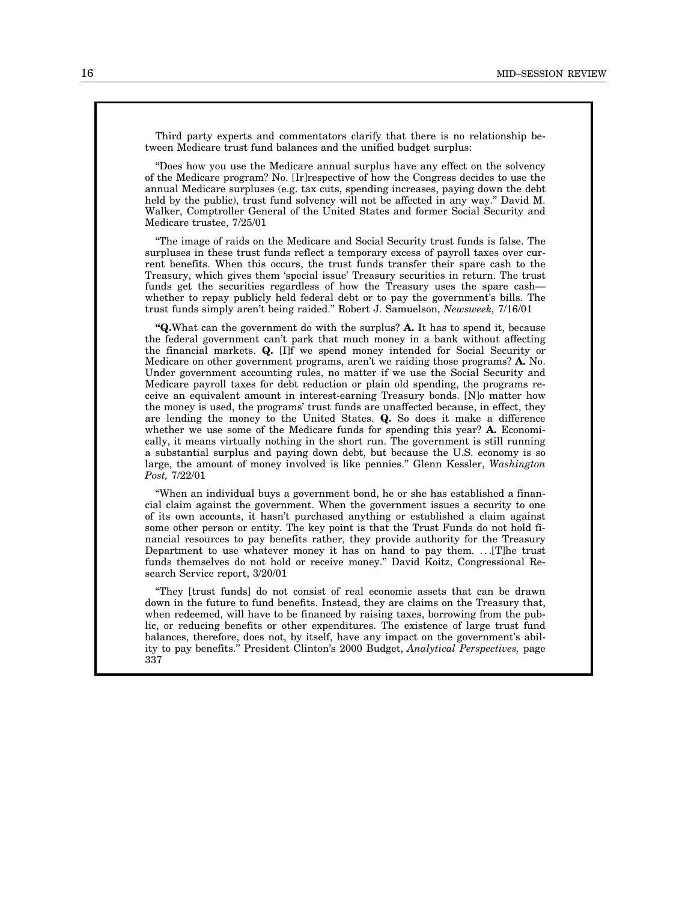Third party experts and commentators clarify that there is no relationship between Medicare trust fund balances and the unified budget surplus:

"Does how you use the Medicare annual surplus have any effect on the solvency of the Medicare program? No. [Ir]respective of how the Congress decides to use the annual Medicare surpluses (e.g. tax cuts, spending increases, paying down the debt held by the public), trust fund solvency will not be affected in any way." David M. Walker, Comptroller General of the United States and former Social Security and Medicare trustee, 7/25/01

"The image of raids on the Medicare and Social Security trust funds is false. The surpluses in these trust funds reflect a temporary excess of payroll taxes over current benefits. When this occurs, the trust funds transfer their spare cash to the Treasury, which gives them 'special issue' Treasury securities in return. The trust funds get the securities regardless of how the Treasury uses the spare cash—whether to repay publicly held federal debt or to pay the government's bills. The trust funds simply aren't being raided." Robert J. Samuelson, *Newsweek,* 7/16/01

**"Q.**What can the government do with the surplus? **A.** It has to spend it, because the federal government can't park that much money in a bank without affecting the financial markets. **Q.** [I]f we spend money intended for Social Security or Medicare on other government programs, aren't we raiding those programs? **A.** No. Under government accounting rules, no matter if we use the Social Security and Medicare payroll taxes for debt reduction or plain old spending, the programs receive an equivalent amount in interest-earning Treasury bonds. [N]o matter how the money is used, the programs' trust funds are unaffected because, in effect, they are lending the money to the United States. **Q.** So does it make a difference whether we use some of the Medicare funds for spending this year? **A.** Economically, it means virtually nothing in the short run. The government is still running a substantial surplus and paying down debt, but because the U.S. economy is so large, the amount of money involved is like pennies." Glenn Kessler, *Washington Post,* 7/22/01

"When an individual buys a government bond, he or she has established a financial claim against the government. When the government issues a security to one of its own accounts, it hasn't purchased anything or established a claim against some other person or entity. The key point is that the Trust Funds do not hold financial resources to pay benefits rather, they provide authority for the Treasury Department to use whatever money it has on hand to pay them. ...[T]he trust funds themselves do not hold or receive money." David Koitz, Congressional Research Service report, 3/20/01

"They [trust funds] do not consist of real economic assets that can be drawn down in the future to fund benefits. Instead, they are claims on the Treasury that, when redeemed, will have to be financed by raising taxes, borrowing from the public, or reducing benefits or other expenditures. The existence of large trust fund balances, therefore, does not, by itself, have any impact on the government's ability to pay benefits." President Clinton's 2000 Budget, *Analytical Perspectives,* page 337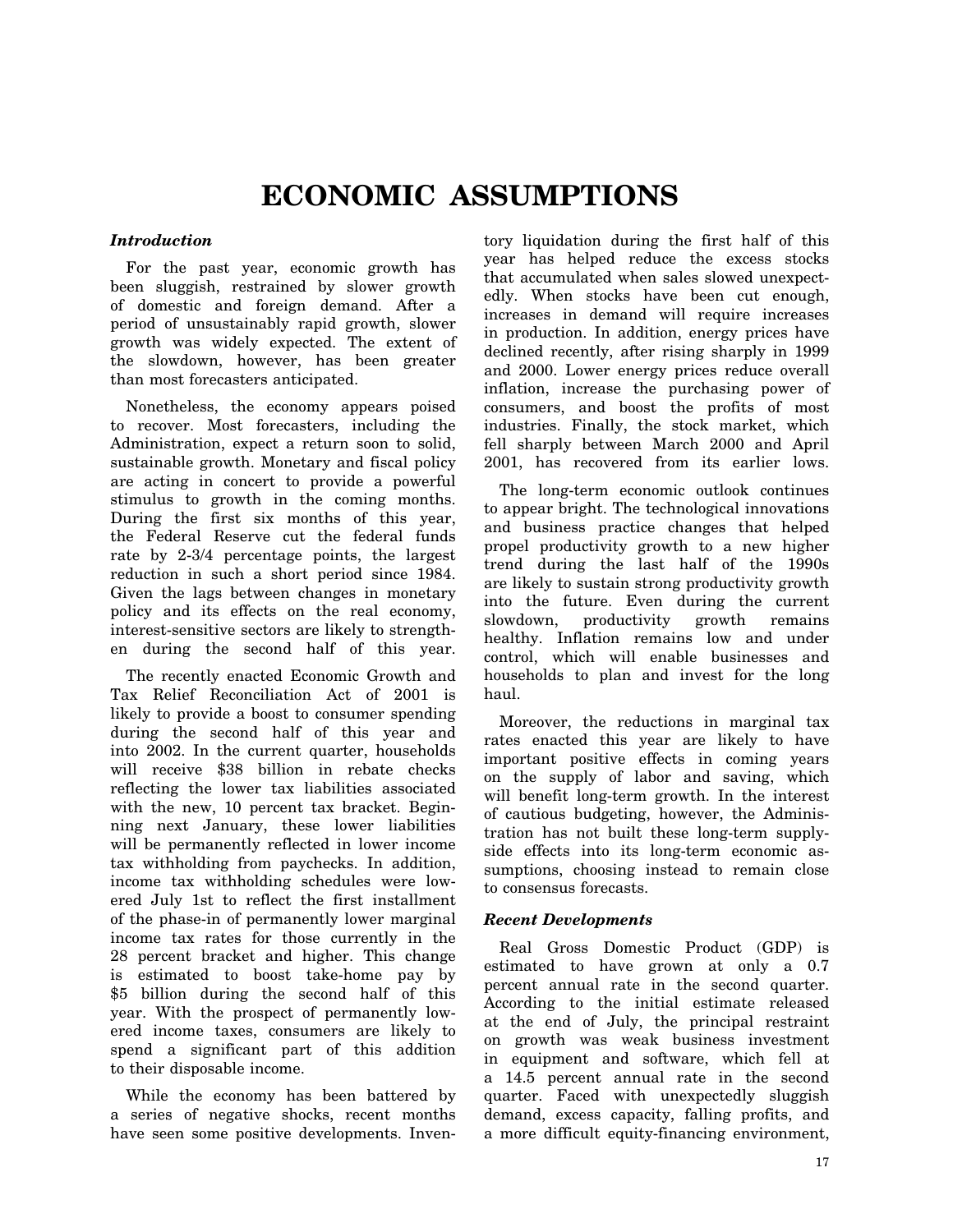# ECONOMIC ASSUMPTIONS

### *Introduction*

For the past year, economic growth has been sluggish, restrained by slower growth of domestic and foreign demand. After a period of unsustainably rapid growth, slower growth was widely expected. The extent of the slowdown, however, has been greater than most forecasters anticipated.

Nonetheless, the economy appears poised to recover. Most forecasters, including the Administration, expect a return soon to solid, sustainable growth. Monetary and fiscal policy are acting in concert to provide a powerful stimulus to growth in the coming months. During the first six months of this year, the Federal Reserve cut the federal funds rate by 2-3/4 percentage points, the largest reduction in such a short period since 1984. Given the lags between changes in monetary policy and its effects on the real economy, interest-sensitive sectors are likely to strengthen during the second half of this year.

The recently enacted Economic Growth and Tax Relief Reconciliation Act of 2001 is likely to provide a boost to consumer spending during the second half of this year and into 2002. In the current quarter, households will receive $38 billion in rebate checks reflecting the lower tax liabilities associated with the new, 10 percent tax bracket. Beginning next January, these lower liabilities will be permanently reflected in lower income tax withholding from paychecks. In addition, income tax withholding schedules were lowered July 1st to reflect the first installment of the phase-in of permanently lower marginal income tax rates for those currently in the 28 percent bracket and higher. This change is estimated to boost take-home pay by $5 billion during the second half of this year. With the prospect of permanently lowered income taxes, consumers are likely to spend a significant part of this addition to their disposable income.

While the economy has been battered by a series of negative shocks, recent months have seen some positive developments. Inventory liquidation during the first half of this year has helped reduce the excess stocks that accumulated when sales slowed unexpectedly. When stocks have been cut enough, increases in demand will require increases in production. In addition, energy prices have declined recently, after rising sharply in 1999 and 2000. Lower energy prices reduce overall inflation, increase the purchasing power of consumers, and boost the profits of most industries. Finally, the stock market, which fell sharply between March 2000 and April 2001, has recovered from its earlier lows.

The long-term economic outlook continues to appear bright. The technological innovations and business practice changes that helped propel productivity growth to a new higher trend during the last half of the 1990s are likely to sustain strong productivity growth into the future. Even during the current slowdown, productivity growth remains healthy. Inflation remains low and under control, which will enable businesses and households to plan and invest for the long haul.

Moreover, the reductions in marginal tax rates enacted this year are likely to have important positive effects in coming years on the supply of labor and saving, which will benefit long-term growth. In the interest of cautious budgeting, however, the Administration has not built these long-term supply-side effects into its long-term economic assumptions, choosing instead to remain close to consensus forecasts.

### *Recent Developments*

Real Gross Domestic Product (GDP) is estimated to have grown at only a 0.7 percent annual rate in the second quarter. According to the initial estimate released at the end of July, the principal restraint on growth was weak business investment in equipment and software, which fell at a 14.5 percent annual rate in the second quarter. Faced with unexpectedly sluggish demand, excess capacity, falling profits, and a more difficult equity-financing environment,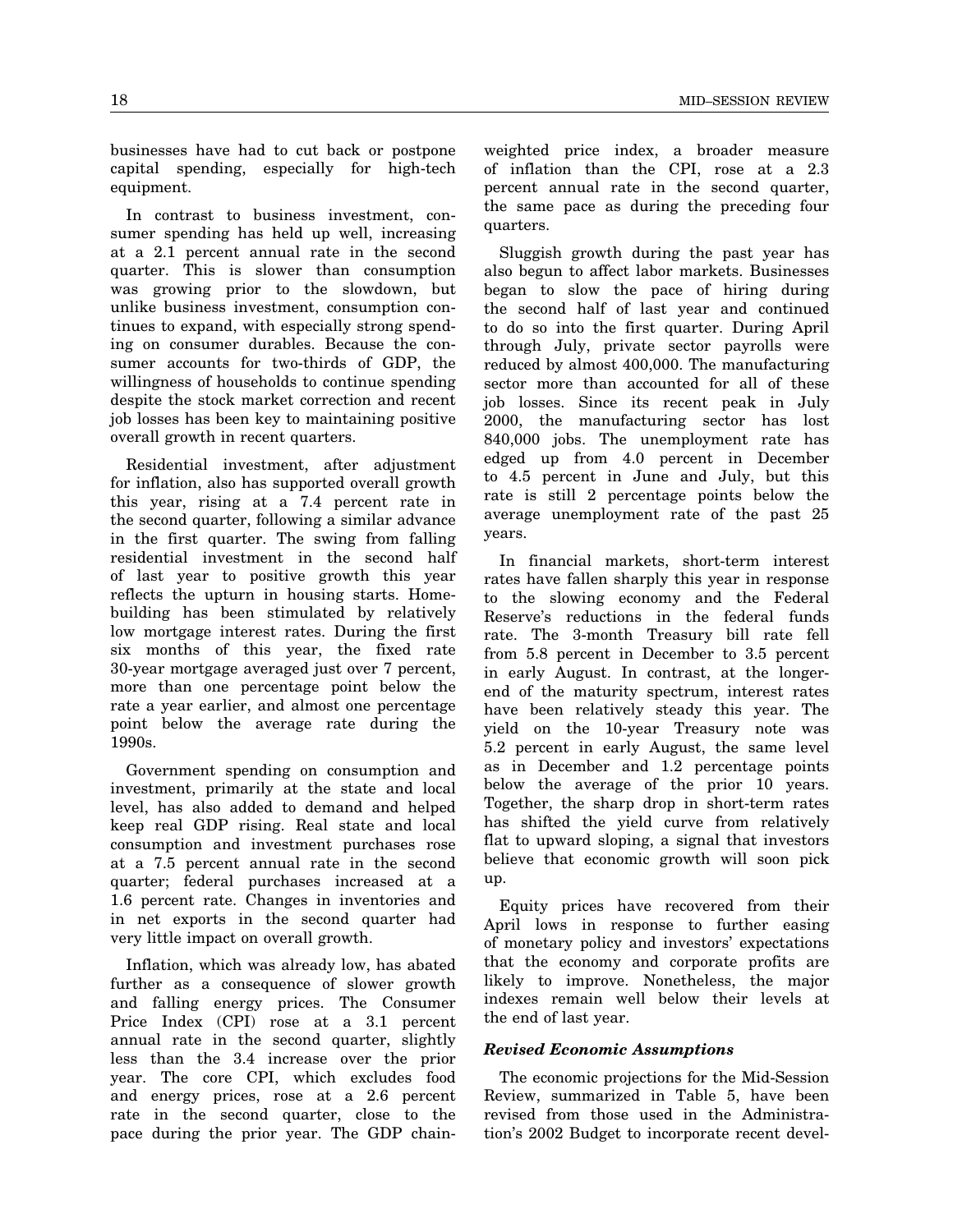businesses have had to cut back or postpone capital spending, especially for high-tech equipment.

In contrast to business investment, consumer spending has held up well, increasing at a 2.1 percent annual rate in the second quarter. This is slower than consumption was growing prior to the slowdown, but unlike business investment, consumption continues to expand, with especially strong spending on consumer durables. Because the consumer accounts for two-thirds of GDP, the willingness of households to continue spending despite the stock market correction and recent job losses has been key to maintaining positive overall growth in recent quarters.

Residential investment, after adjustment for inflation, also has supported overall growth this year, rising at a 7.4 percent rate in the second quarter, following a similar advance in the first quarter. The swing from falling residential investment in the second half of last year to positive growth this year reflects the upturn in housing starts. Homebuilding has been stimulated by relatively low mortgage interest rates. During the first six months of this year, the fixed rate 30-year mortgage averaged just over 7 percent, more than one percentage point below the rate a year earlier, and almost one percentage point below the average rate during the 1990s.

Government spending on consumption and investment, primarily at the state and local level, has also added to demand and helped keep real GDP rising. Real state and local consumption and investment purchases rose at a 7.5 percent annual rate in the second quarter; federal purchases increased at a 1.6 percent rate. Changes in inventories and in net exports in the second quarter had very little impact on overall growth.

Inflation, which was already low, has abated further as a consequence of slower growth and falling energy prices. The Consumer Price Index (CPI) rose at a 3.1 percent annual rate in the second quarter, slightly less than the 3.4 increase over the prior year. The core CPI, which excludes food and energy prices, rose at a 2.6 percent rate in the second quarter, close to the pace during the prior year. The GDP chain-weighted price index, a broader measure of inflation than the CPI, rose at a 2.3 percent annual rate in the second quarter, the same pace as during the preceding four quarters.

Sluggish growth during the past year has also begun to affect labor markets. Businesses began to slow the pace of hiring during the second half of last year and continued to do so into the first quarter. During April through July, private sector payrolls were reduced by almost 400,000. The manufacturing sector more than accounted for all of these job losses. Since its recent peak in July 2000, the manufacturing sector has lost 840,000 jobs. The unemployment rate has edged up from 4.0 percent in December to 4.5 percent in June and July, but this rate is still 2 percentage points below the average unemployment rate of the past 25 years.

In financial markets, short-term interest rates have fallen sharply this year in response to the slowing economy and the Federal Reserve's reductions in the federal funds rate. The 3-month Treasury bill rate fell from 5.8 percent in December to 3.5 percent in early August. In contrast, at the longer-end of the maturity spectrum, interest rates have been relatively steady this year. The yield on the 10-year Treasury note was 5.2 percent in early August, the same level as in December and 1.2 percentage points below the average of the prior 10 years. Together, the sharp drop in short-term rates has shifted the yield curve from relatively flat to upward sloping, a signal that investors believe that economic growth will soon pick up.

Equity prices have recovered from their April lows in response to further easing of monetary policy and investors' expectations that the economy and corporate profits are likely to improve. Nonetheless, the major indexes remain well below their levels at the end of last year.

### *Revised Economic Assumptions*

The economic projections for the Mid-Session Review, summarized in Table 5, have been revised from those used in the Administration's 2002 Budget to incorporate recent devel-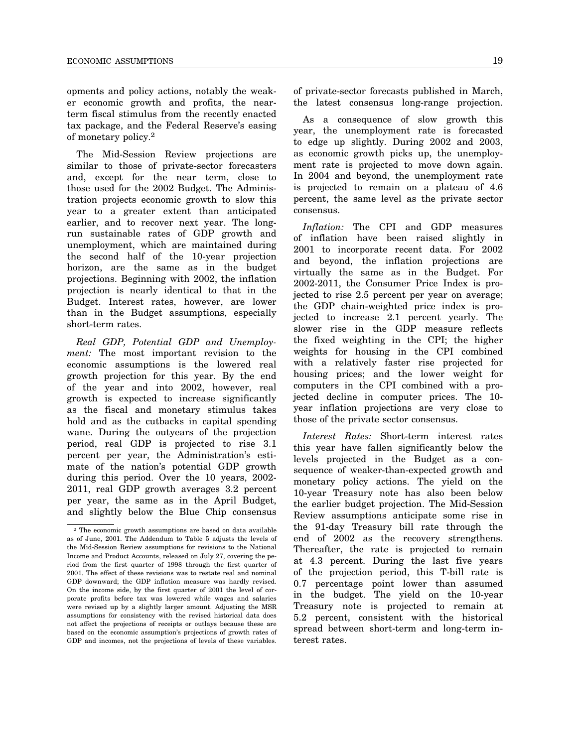opments and policy actions, notably the weaker economic growth and profits, the near-term fiscal stimulus from the recently enacted tax package, and the Federal Reserve's easing of monetary policy.[2]

The Mid-Session Review projections are similar to those of private-sector forecasters and, except for the near term, close to those used for the 2002 Budget. The Administration projects economic growth to slow this year to a greater extent than anticipated earlier, and to recover next year. The long-run sustainable rates of GDP growth and unemployment, which are maintained during the second half of the 10-year projection horizon, are the same as in the budget projections. Beginning with 2002, the inflation projection is nearly identical to that in the Budget. Interest rates, however, are lower than in the Budget assumptions, especially short-term rates.

*Real GDP, Potential GDP and Unemployment:* The most important revision to the economic assumptions is the lowered real growth projection for this year. By the end of the year and into 2002, however, real growth is expected to increase significantly as the fiscal and monetary stimulus takes hold and as the cutbacks in capital spending wane. During the outyears of the projection period, real GDP is projected to rise 3.1 percent per year, the Administration's estimate of the nation's potential GDP growth during this period. Over the 10 years, 2002-2011, real GDP growth averages 3.2 percent per year, the same as in the April Budget, and slightly below the Blue Chip consensus of private-sector forecasts published in March, the latest consensus long-range projection.

As a consequence of slow growth this year, the unemployment rate is forecasted to edge up slightly. During 2002 and 2003, as economic growth picks up, the unemployment rate is projected to move down again. In 2004 and beyond, the unemployment rate is projected to remain on a plateau of 4.6 percent, the same level as the private sector consensus.

*Inflation:* The CPI and GDP measures of inflation have been raised slightly in 2001 to incorporate recent data. For 2002 and beyond, the inflation projections are virtually the same as in the Budget. For 2002-2011, the Consumer Price Index is projected to rise 2.5 percent per year on average; the GDP chain-weighted price index is projected to increase 2.1 percent yearly. The slower rise in the GDP measure reflects the fixed weighting in the CPI; the higher weights for housing in the CPI combined with a relatively faster rise projected for housing prices; and the lower weight for computers in the CPI combined with a projected decline in computer prices. The 10-year inflation projections are very close to those of the private sector consensus.

*Interest Rates:* Short-term interest rates this year have fallen significantly below the levels projected in the Budget as a consequence of weaker-than-expected growth and monetary policy actions. The yield on the 10-year Treasury note has also been below the earlier budget projection. The Mid-Session Review assumptions anticipate some rise in the 91-day Treasury bill rate through the end of 2002 as the recovery strengthens. Thereafter, the rate is projected to remain at 4.3 percent. During the last five years of the projection period, this T-bill rate is 0.7 percentage point lower than assumed in the budget. The yield on the 10-year Treasury note is projected to remain at 5.2 percent, consistent with the historical spread between short-term and long-term interest rates.

---

[2] The economic growth assumptions are based on data available as of June, 2001. The Addendum to Table 5 adjusts the levels of the Mid-Session Review assumptions for revisions to the National Income and Product Accounts, released on July 27, covering the period from the first quarter of 1998 through the first quarter of 2001. The effect of these revisions was to restate real and nominal GDP downward; the GDP inflation measure was hardly revised. On the income side, by the first quarter of 2001 the level of corporate profits before tax was lowered while wages and salaries were revised up by a slightly larger amount. Adjusting the MSR assumptions for consistency with the revised historical data does not affect the projections of receipts or outlays because these are based on the economic assumption's projections of growth rates of GDP and incomes, not the projections of levels of these variables.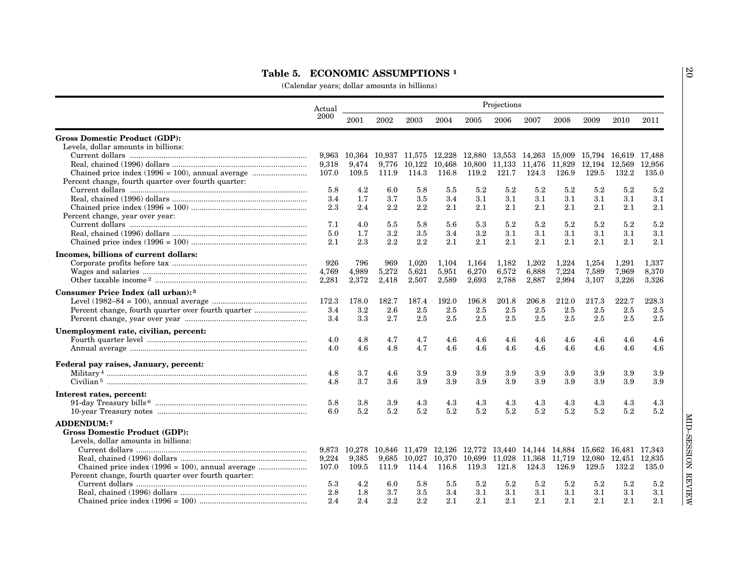## Table 5. ECONOMIC ASSUMPTIONS [1]

(Calendar years; dollar amounts in billions)

| | Actual 2000 | Projections | | | | | | | | | | |
|---|---|---|---|---|---|---|---|---|---|---|---|---|
| | | 2001 | 2002 | 2003 | 2004 | 2005 | 2006 | 2007 | 2008 | 2009 | 2010 | 2011 |
| **Gross Domestic Product (GDP):** | | | | | | | | | | | | |
| Levels, dollar amounts in billions: | | | | | | | | | | | | |
| Current dollars | 9,963 | 10,364 | 10,937 | 11,575 | 12,228 | 12,880 | 13,553 | 14,263 | 15,009 | 15,794 | 16,619 | 17,488 |
| Real, chained (1996) dollars | 9,318 | 9,474 | 9,776 | 10,122 | 10,468 | 10,800 | 11,133 | 11,476 | 11,829 | 12,194 | 12,569 | 12,956 |
| Chained price index (1996 = 100), annual average | 107.0 | 109.5 | 111.9 | 114.3 | 116.8 | 119.2 | 121.7 | 124.3 | 126.9 | 129.5 | 132.2 | 135.0 |
| Percent change, fourth quarter over fourth quarter: | | | | | | | | | | | | |
| Current dollars | 5.8 | 4.2 | 6.0 | 5.8 | 5.5 | 5.2 | 5.2 | 5.2 | 5.2 | 5.2 | 5.2 | 5.2 |
| Real, chained (1996) dollars | 3.4 | 1.7 | 3.7 | 3.5 | 3.4 | 3.1 | 3.1 | 3.1 | 3.1 | 3.1 | 3.1 | 3.1 |
| Chained price index (1996 = 100) | 2.3 | 2.4 | 2.2 | 2.2 | 2.1 | 2.1 | 2.1 | 2.1 | 2.1 | 2.1 | 2.1 | 2.1 |
| Percent change, year over year: | | | | | | | | | | | | |
| Current dollars | 7.1 | 4.0 | 5.5 | 5.8 | 5.6 | 5.3 | 5.2 | 5.2 | 5.2 | 5.2 | 5.2 | 5.2 |
| Real, chained (1996) dollars | 5.0 | 1.7 | 3.2 | 3.5 | 3.4 | 3.2 | 3.1 | 3.1 | 3.1 | 3.1 | 3.1 | 3.1 |
| Chained price index (1996 = 100) | 2.1 | 2.3 | 2.2 | 2.2 | 2.1 | 2.1 | 2.1 | 2.1 | 2.1 | 2.1 | 2.1 | 2.1 |
| **Incomes, billions of current dollars:** | | | | | | | | | | | | |
| Corporate profits before tax | 926 | 796 | 969 | 1,020 | 1,104 | 1,164 | 1,182 | 1,202 | 1,224 | 1,254 | 1,291 | 1,337 |
| Wages and salaries | 4,769 | 4,989 | 5,272 | 5,621 | 5,951 | 6,270 | 6,572 | 6,888 | 7,224 | 7,589 | 7,969 | 8,370 |
| Other taxable income [2] | 2,281 | 2,372 | 2,418 | 2,507 | 2,589 | 2,693 | 2,788 | 2,887 | 2,994 | 3,107 | 3,226 | 3,326 |
| **Consumer Price Index (all urban):** [3] | | | | | | | | | | | | |
| Level (1982–84 = 100), annual average | 172.3 | 178.0 | 182.7 | 187.4 | 192.0 | 196.8 | 201.8 | 206.8 | 212.0 | 217.3 | 222.7 | 228.3 |
| Percent change, fourth quarter over fourth quarter | 3.4 | 3.2 | 2.6 | 2.5 | 2.5 | 2.5 | 2.5 | 2.5 | 2.5 | 2.5 | 2.5 | 2.5 |
| Percent change, year over year | 3.4 | 3.3 | 2.7 | 2.5 | 2.5 | 2.5 | 2.5 | 2.5 | 2.5 | 2.5 | 2.5 | 2.5 |
| **Unemployment rate, civilian, percent:** | | | | | | | | | | | | |
| Fourth quarter level | 4.0 | 4.8 | 4.7 | 4.7 | 4.6 | 4.6 | 4.6 | 4.6 | 4.6 | 4.6 | 4.6 | 4.6 |
| Annual average | 4.0 | 4.6 | 4.8 | 4.7 | 4.6 | 4.6 | 4.6 | 4.6 | 4.6 | 4.6 | 4.6 | 4.6 |
| **Federal pay raises, January, percent:** | | | | | | | | | | | | |
| Military [4] | 4.8 | 3.7 | 4.6 | 3.9 | 3.9 | 3.9 | 3.9 | 3.9 | 3.9 | 3.9 | 3.9 | 3.9 |
| Civilian [5] | 4.8 | 3.7 | 3.6 | 3.9 | 3.9 | 3.9 | 3.9 | 3.9 | 3.9 | 3.9 | 3.9 | 3.9 |
| **Interest rates, percent:** | | | | | | | | | | | | |
| 91-day Treasury bills [6] | 5.8 | 3.8 | 3.9 | 4.3 | 4.3 | 4.3 | 4.3 | 4.3 | 4.3 | 4.3 | 4.3 | 4.3 |
| 10-year Treasury notes | 6.0 | 5.2 | 5.2 | 5.2 | 5.2 | 5.2 | 5.2 | 5.2 | 5.2 | 5.2 | 5.2 | 5.2 |
| **ADDENDUM:** [7] | | | | | | | | | | | | |
| **Gross Domestic Product (GDP):** | | | | | | | | | | | | |
| Levels, dollar amounts in billions: | | | | | | | | | | | | |
| Current dollars | 9,873 | 10,278 | 10,846 | 11,479 | 12,126 | 12,772 | 13,440 | 14,144 | 14,884 | 15,662 | 16,481 | 17,343 |
| Real, chained (1996) dollars | 9,224 | 9,385 | 9,685 | 10,027 | 10,370 | 10,699 | 11,028 | 11,368 | 11,719 | 12,080 | 12,451 | 12,835 |
| Chained price index (1996 = 100), annual average | 107.0 | 109.5 | 111.9 | 114.4 | 116.8 | 119.3 | 121.8 | 124.3 | 126.9 | 129.5 | 132.2 | 135.0 |
| Percent change, fourth quarter over fourth quarter: | | | | | | | | | | | | |
| Current dollars | 5.3 | 4.2 | 6.0 | 5.8 | 5.5 | 5.2 | 5.2 | 5.2 | 5.2 | 5.2 | 5.2 | 5.2 |
| Real, chained (1996) dollars | 2.8 | 1.8 | 3.7 | 3.5 | 3.4 | 3.1 | 3.1 | 3.1 | 3.1 | 3.1 | 3.1 | 3.1 |
| Chained price index (1996 = 100) | 2.4 | 2.4 | 2.2 | 2.2 | 2.1 | 2.1 | 2.1 | 2.1 | 2.1 | 2.1 | 2.1 | 2.1 |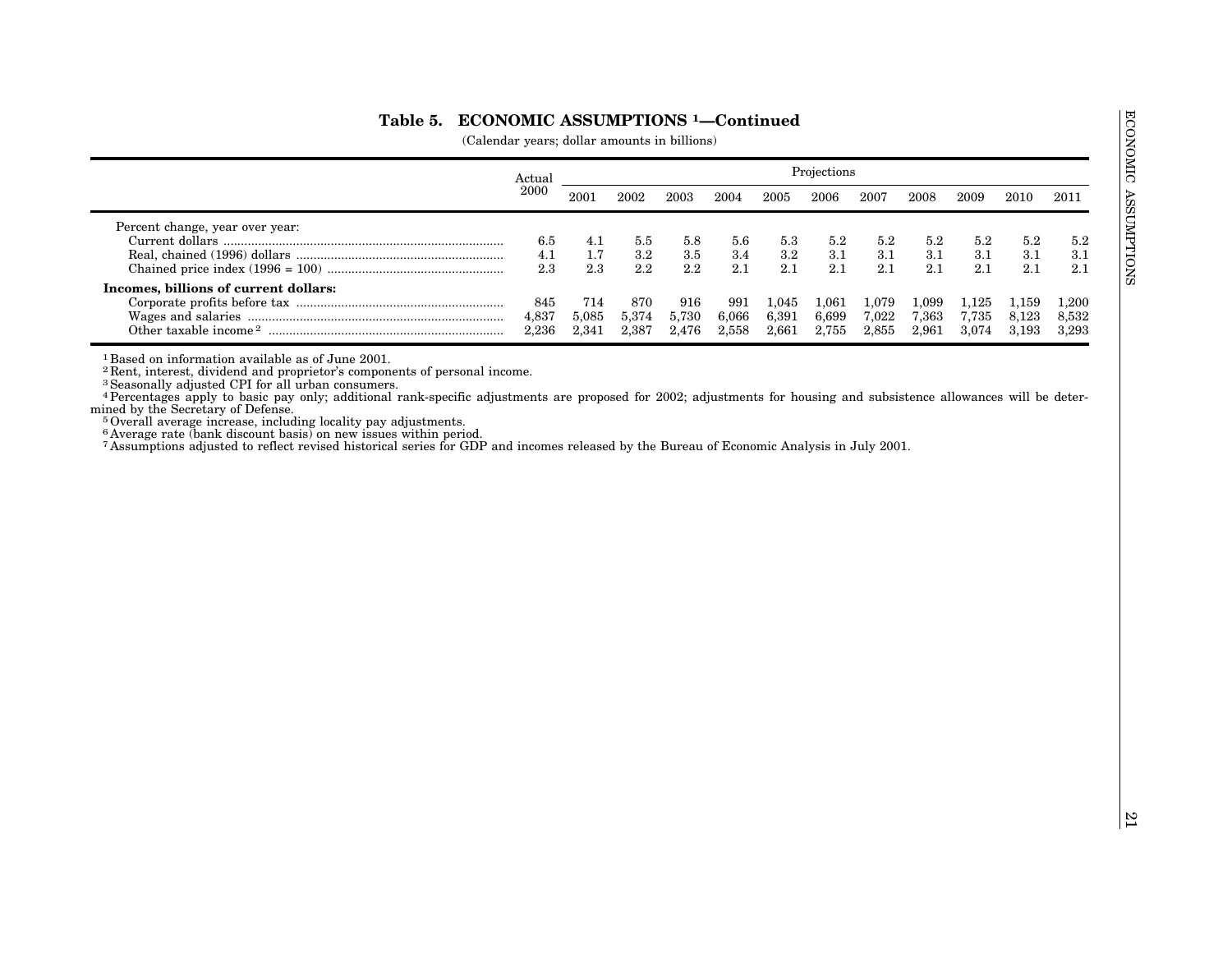## Table 5. ECONOMIC ASSUMPTIONS [1]—Continued

(Calendar years; dollar amounts in billions)

| | Actual 2000 | Projections | | | | | | | | | | |
|---|---|---|---|---|---|---|---|---|---|---|---|---|
| | | 2001 | 2002 | 2003 | 2004 | 2005 | 2006 | 2007 | 2008 | 2009 | 2010 | 2011 |
| Percent change, year over year: | | | | | | | | | | | | |
| Current dollars | 6.5 | 4.1 | 5.5 | 5.8 | 5.6 | 5.3 | 5.2 | 5.2 | 5.2 | 5.2 | 5.2 | 5.2 |
| Real, chained (1996) dollars | 4.1 | 1.7 | 3.2 | 3.5 | 3.4 | 3.2 | 3.1 | 3.1 | 3.1 | 3.1 | 3.1 | 3.1 |
| Chained price index (1996 = 100) | 2.3 | 2.3 | 2.2 | 2.2 | 2.1 | 2.1 | 2.1 | 2.1 | 2.1 | 2.1 | 2.1 | 2.1 |
| **Incomes, billions of current dollars:** | | | | | | | | | | | | |
| Corporate profits before tax | 845 | 714 | 870 | 916 | 991 | 1,045 | 1,061 | 1,079 | 1,099 | 1,125 | 1,159 | 1,200 |
| Wages and salaries | 4,837 | 5,085 | 5,374 | 5,730 | 6,066 | 6,391 | 6,699 | 7,022 | 7,363 | 7,735 | 8,123 | 8,532 |
| Other taxable income [2] | 2,236 | 2,341 | 2,387 | 2,476 | 2,558 | 2,661 | 2,755 | 2,855 | 2,961 | 3,074 | 3,193 | 3,293 |

[1] Based on information available as of June 2001.

[2] Rent, interest, dividend and proprietor's components of personal income.

[3] Seasonally adjusted CPI for all urban consumers.

[4] Percentages apply to basic pay only; additional rank-specific adjustments are proposed for 2002; adjustments for housing and subsistence allowances will be determined by the Secretary of Defense.

[5] Overall average increase, including locality pay adjustments.

[6] Average rate (bank discount basis) on new issues within period.

[7] Assumptions adjusted to reflect revised historical series for GDP and incomes released by the Bureau of Economic Analysis in July 2001.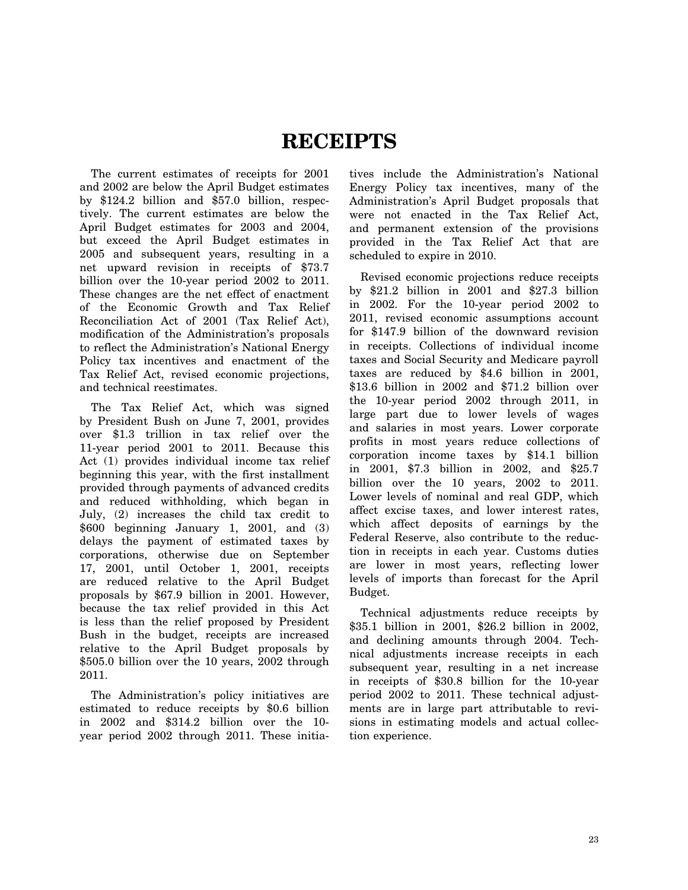# RECEIPTS

The current estimates of receipts for 2001 and 2002 are below the April Budget estimates by $124.2 billion and $57.0 billion, respectively. The current estimates are below the April Budget estimates for 2003 and 2004, but exceed the April Budget estimates in 2005 and subsequent years, resulting in a net upward revision in receipts of $73.7 billion over the 10-year period 2002 to 2011. These changes are the net effect of enactment of the Economic Growth and Tax Relief Reconciliation Act of 2001 (Tax Relief Act), modification of the Administration's proposals to reflect the Administration's National Energy Policy tax incentives and enactment of the Tax Relief Act, revised economic projections, and technical reestimates.

The Tax Relief Act, which was signed by President Bush on June 7, 2001, provides over $1.3 trillion in tax relief over the 11-year period 2001 to 2011. Because this Act (1) provides individual income tax relief beginning this year, with the first installment provided through payments of advanced credits and reduced withholding, which began in July, (2) increases the child tax credit to $600 beginning January 1, 2001, and (3) delays the payment of estimated taxes by corporations, otherwise due on September 17, 2001, until October 1, 2001, receipts are reduced relative to the April Budget proposals by $67.9 billion in 2001. However, because the tax relief provided in this Act is less than the relief proposed by President Bush in the budget, receipts are increased relative to the April Budget proposals by $505.0 billion over the 10 years, 2002 through 2011.

The Administration's policy initiatives are estimated to reduce receipts by $0.6 billion in 2002 and $314.2 billion over the 10-year period 2002 through 2011. These initiatives include the Administration's National Energy Policy tax incentives, many of the Administration's April Budget proposals that were not enacted in the Tax Relief Act, and permanent extension of the provisions provided in the Tax Relief Act that are scheduled to expire in 2010.

Revised economic projections reduce receipts by $21.2 billion in 2001 and $27.3 billion in 2002. For the 10-year period 2002 to 2011, revised economic assumptions account for $147.9 billion of the downward revision in receipts. Collections of individual income taxes and Social Security and Medicare payroll taxes are reduced by $4.6 billion in 2001, $13.6 billion in 2002 and $71.2 billion over the 10-year period 2002 through 2011, in large part due to lower levels of wages and salaries in most years. Lower corporate profits in most years reduce collections of corporation income taxes by $14.1 billion in 2001, $7.3 billion in 2002, and $25.7 billion over the 10 years, 2002 to 2011. Lower levels of nominal and real GDP, which affect excise taxes, and lower interest rates, which affect deposits of earnings by the Federal Reserve, also contribute to the reduction in receipts in each year. Customs duties are lower in most years, reflecting lower levels of imports than forecast for the April Budget.

Technical adjustments reduce receipts by $35.1 billion in 2001, $26.2 billion in 2002, and declining amounts through 2004. Technical adjustments increase receipts in each subsequent year, resulting in a net increase in receipts of $30.8 billion for the 10-year period 2002 to 2011. These technical adjustments are in large part attributable to revisions in estimating models and actual collection experience.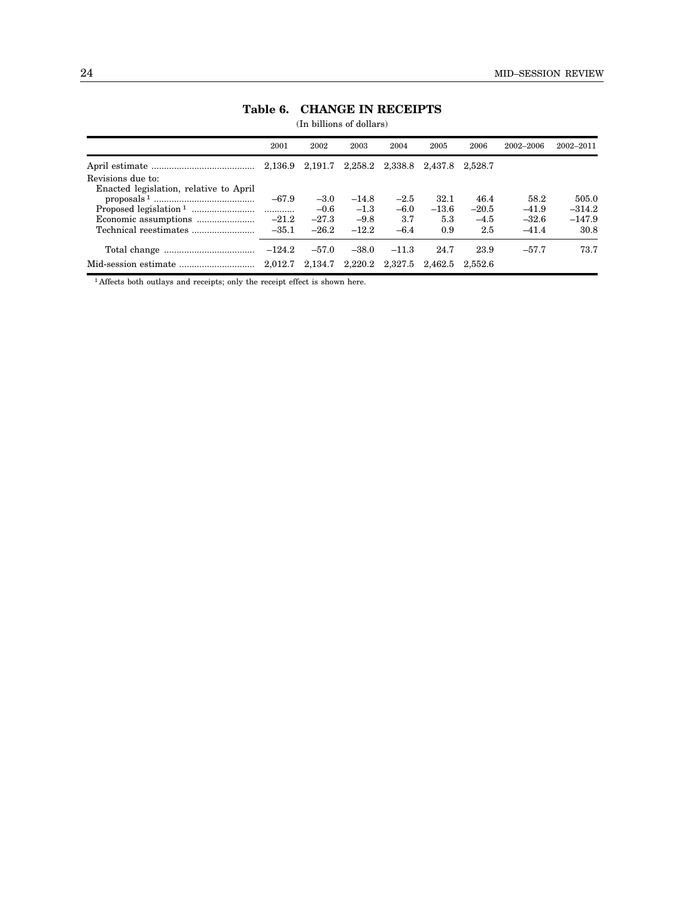## Table 6. CHANGE IN RECEIPTS

(In billions of dollars)

| | 2001 | 2002 | 2003 | 2004 | 2005 | 2006 | 2002–2006 | 2002–2011 |
|---|---|---|---|---|---|---|---|---|
| April estimate | 2,136.9 | 2,191.7 | 2,258.2 | 2,338.8 | 2,437.8 | 2,528.7 | | |
| Revisions due to: | | | | | | | | |
| Enacted legislation, relative to April proposals [1] | –67.9 | –3.0 | –14.8 | –2.5 | 32.1 | 46.4 | 58.2 | 505.0 |
| Proposed legislation [1] | ............ | –0.6 | –1.3 | –6.0 | –13.6 | –20.5 | –41.9 | –314.2 |
| Economic assumptions | –21.2 | –27.3 | –9.8 | 3.7 | 5.3 | –4.5 | –32.6 | –147.9 |
| Technical reestimates | –35.1 | –26.2 | –12.2 | –6.4 | 0.9 | 2.5 | –41.4 | 30.8 |
| Total change | –124.2 | –57.0 | –38.0 | –11.3 | 24.7 | 23.9 | –57.7 | 73.7 |
| Mid-session estimate | 2,012.7 | 2,134.7 | 2,220.2 | 2,327.5 | 2,462.5 | 2,552.6 | | |

[1] Affects both outlays and receipts; only the receipt effect is shown here.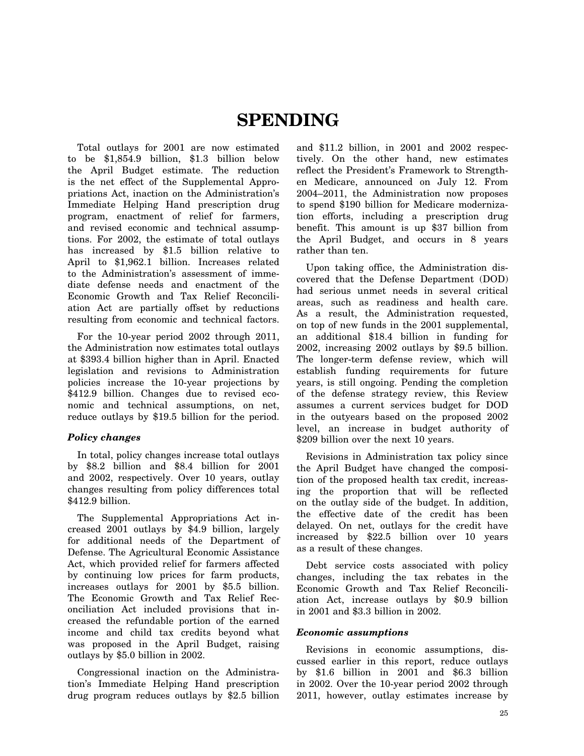# SPENDING

Total outlays for 2001 are now estimated to be $1,854.9 billion, $1.3 billion below the April Budget estimate. The reduction is the net effect of the Supplemental Appropriations Act, inaction on the Administration's Immediate Helping Hand prescription drug program, enactment of relief for farmers, and revised economic and technical assumptions. For 2002, the estimate of total outlays has increased by $1.5 billion relative to April to $1,962.1 billion. Increases related to the Administration's assessment of immediate defense needs and enactment of the Economic Growth and Tax Relief Reconciliation Act are partially offset by reductions resulting from economic and technical factors.

For the 10-year period 2002 through 2011, the Administration now estimates total outlays at $393.4 billion higher than in April. Enacted legislation and revisions to Administration policies increase the 10-year projections by $412.9 billion. Changes due to revised economic and technical assumptions, on net, reduce outlays by $19.5 billion for the period.

### *Policy changes*

In total, policy changes increase total outlays by $8.2 billion and $8.4 billion for 2001 and 2002, respectively. Over 10 years, outlay changes resulting from policy differences total $412.9 billion.

The Supplemental Appropriations Act increased 2001 outlays by $4.9 billion, largely for additional needs of the Department of Defense. The Agricultural Economic Assistance Act, which provided relief for farmers affected by continuing low prices for farm products, increases outlays for 2001 by $5.5 billion. The Economic Growth and Tax Relief Reconciliation Act included provisions that increased the refundable portion of the earned income and child tax credits beyond what was proposed in the April Budget, raising outlays by $5.0 billion in 2002.

Congressional inaction on the Administration's Immediate Helping Hand prescription drug program reduces outlays by $2.5 billion and $11.2 billion, in 2001 and 2002 respectively. On the other hand, new estimates reflect the President's Framework to Strengthen Medicare, announced on July 12. From 2004–2011, the Administration now proposes to spend $190 billion for Medicare modernization efforts, including a prescription drug benefit. This amount is up $37 billion from the April Budget, and occurs in 8 years rather than ten.

Upon taking office, the Administration discovered that the Defense Department (DOD) had serious unmet needs in several critical areas, such as readiness and health care. As a result, the Administration requested, on top of new funds in the 2001 supplemental, an additional $18.4 billion in funding for 2002, increasing 2002 outlays by $9.5 billion. The longer-term defense review, which will establish funding requirements for future years, is still ongoing. Pending the completion of the defense strategy review, this Review assumes a current services budget for DOD in the outyears based on the proposed 2002 level, an increase in budget authority of $209 billion over the next 10 years.

Revisions in Administration tax policy since the April Budget have changed the composition of the proposed health tax credit, increasing the proportion that will be reflected on the outlay side of the budget. In addition, the effective date of the credit has been delayed. On net, outlays for the credit have increased by $22.5 billion over 10 years as a result of these changes.

Debt service costs associated with policy changes, including the tax rebates in the Economic Growth and Tax Relief Reconciliation Act, increase outlays by $0.9 billion in 2001 and $3.3 billion in 2002.

### *Economic assumptions*

Revisions in economic assumptions, discussed earlier in this report, reduce outlays by $1.6 billion in 2001 and $6.3 billion in 2002. Over the 10-year period 2002 through 2011, however, outlay estimates increase by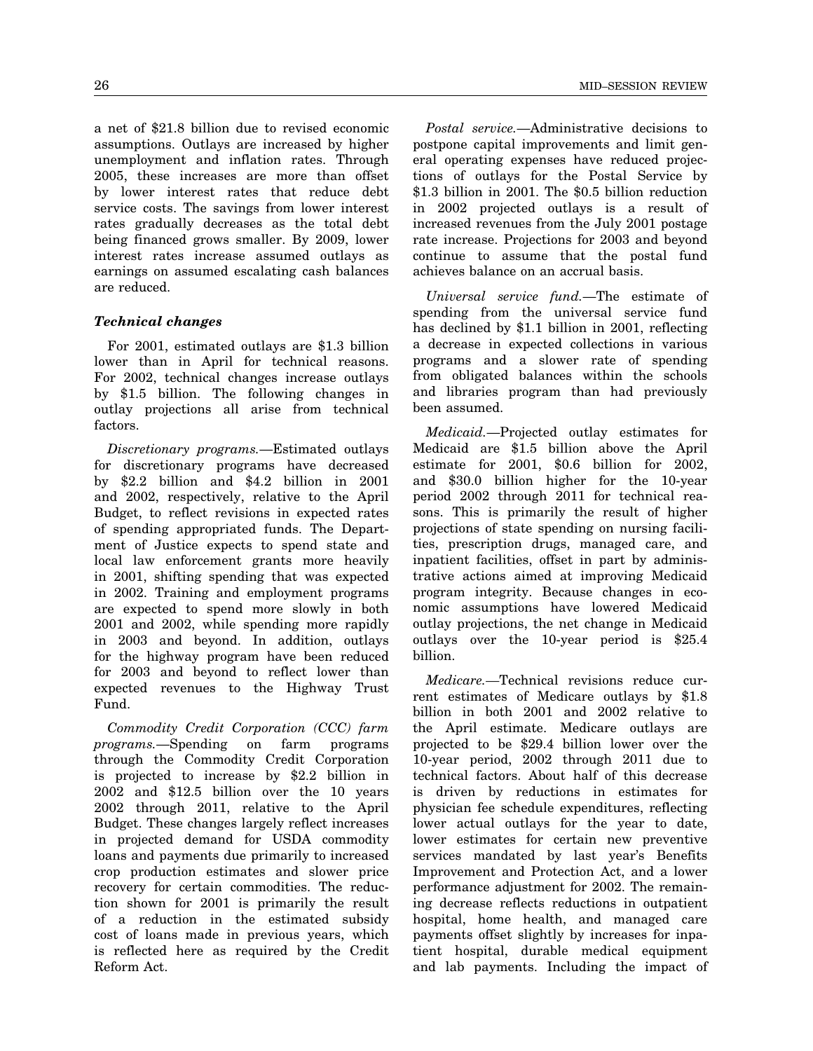a net of $21.8 billion due to revised economic assumptions. Outlays are increased by higher unemployment and inflation rates. Through 2005, these increases are more than offset by lower interest rates that reduce debt service costs. The savings from lower interest rates gradually decreases as the total debt being financed grows smaller. By 2009, lower interest rates increase assumed outlays as earnings on assumed escalating cash balances are reduced.

### *Technical changes*

For 2001, estimated outlays are $1.3 billion lower than in April for technical reasons. For 2002, technical changes increase outlays by $1.5 billion. The following changes in outlay projections all arise from technical factors.

*Discretionary programs.*—Estimated outlays for discretionary programs have decreased by $2.2 billion and $4.2 billion in 2001 and 2002, respectively, relative to the April Budget, to reflect revisions in expected rates of spending appropriated funds. The Department of Justice expects to spend state and local law enforcement grants more heavily in 2001, shifting spending that was expected in 2002. Training and employment programs are expected to spend more slowly in both 2001 and 2002, while spending more rapidly in 2003 and beyond. In addition, outlays for the highway program have been reduced for 2003 and beyond to reflect lower than expected revenues to the Highway Trust Fund.

*Commodity Credit Corporation (CCC) farm programs.*—Spending on farm programs through the Commodity Credit Corporation is projected to increase by $2.2 billion in 2002 and $12.5 billion over the 10 years 2002 through 2011, relative to the April Budget. These changes largely reflect increases in projected demand for USDA commodity loans and payments due primarily to increased crop production estimates and slower price recovery for certain commodities. The reduction shown for 2001 is primarily the result of a reduction in the estimated subsidy cost of loans made in previous years, which is reflected here as required by the Credit Reform Act.

*Postal service.*—Administrative decisions to postpone capital improvements and limit general operating expenses have reduced projections of outlays for the Postal Service by $1.3 billion in 2001. The $0.5 billion reduction in 2002 projected outlays is a result of increased revenues from the July 2001 postage rate increase. Projections for 2003 and beyond continue to assume that the postal fund achieves balance on an accrual basis.

*Universal service fund.*—The estimate of spending from the universal service fund has declined by $1.1 billion in 2001, reflecting a decrease in expected collections in various programs and a slower rate of spending from obligated balances within the schools and libraries program than had previously been assumed.

*Medicaid.*—Projected outlay estimates for Medicaid are $1.5 billion above the April estimate for 2001, $0.6 billion for 2002, and $30.0 billion higher for the 10-year period 2002 through 2011 for technical reasons. This is primarily the result of higher projections of state spending on nursing facilities, prescription drugs, managed care, and inpatient facilities, offset in part by administrative actions aimed at improving Medicaid program integrity. Because changes in economic assumptions have lowered Medicaid outlay projections, the net change in Medicaid outlays over the 10-year period is $25.4 billion.

*Medicare.*—Technical revisions reduce current estimates of Medicare outlays by $1.8 billion in both 2001 and 2002 relative to the April estimate. Medicare outlays are projected to be $29.4 billion lower over the 10-year period, 2002 through 2011 due to technical factors. About half of this decrease is driven by reductions in estimates for physician fee schedule expenditures, reflecting lower actual outlays for the year to date, lower estimates for certain new preventive services mandated by last year's Benefits Improvement and Protection Act, and a lower performance adjustment for 2002. The remaining decrease reflects reductions in outpatient hospital, home health, and managed care payments offset slightly by increases for inpatient hospital, durable medical equipment and lab payments. Including the impact of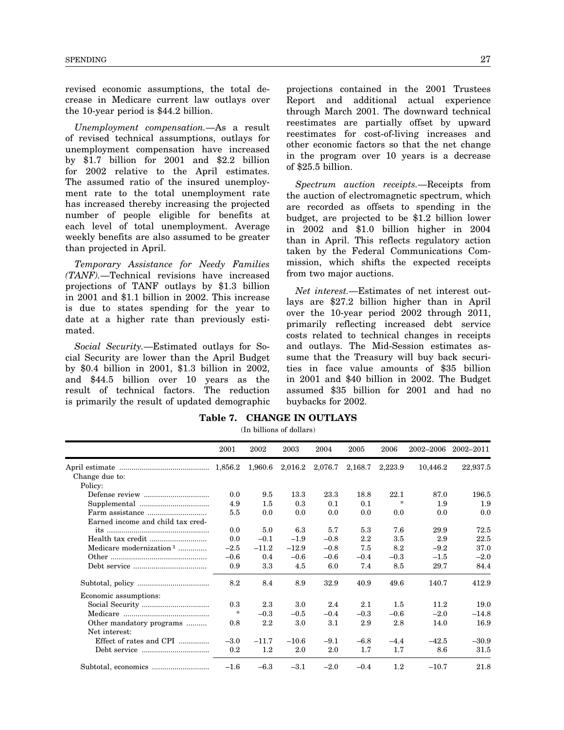revised economic assumptions, the total decrease in Medicare current law outlays over the 10-year period is $44.2 billion.

*Unemployment compensation.*—As a result of revised technical assumptions, outlays for unemployment compensation have increased by $1.7 billion for 2001 and $2.2 billion for 2002 relative to the April estimates. The assumed ratio of the insured unemployment rate to the total unemployment rate has increased thereby increasing the projected number of people eligible for benefits at each level of total unemployment. Average weekly benefits are also assumed to be greater than projected in April.

*Temporary Assistance for Needy Families (TANF).*—Technical revisions have increased projections of TANF outlays by $1.3 billion in 2001 and $1.1 billion in 2002. This increase is due to states spending for the year to date at a higher rate than previously estimated.

*Social Security.*—Estimated outlays for Social Security are lower than the April Budget by $0.4 billion in 2001, $1.3 billion in 2002, and $44.5 billion over 10 years as the result of technical factors. The reduction is primarily the result of updated demographic projections contained in the 2001 Trustees Report and additional actual experience through March 2001. The downward technical reestimates are partially offset by upward reestimates for cost-of-living increases and other economic factors so that the net change in the program over 10 years is a decrease of $25.5 billion.

*Spectrum auction receipts.*—Receipts from the auction of electromagnetic spectrum, which are recorded as offsets to spending in the budget, are projected to be $1.2 billion lower in 2002 and $1.0 billion higher in 2004 than in April. This reflects regulatory action taken by the Federal Communications Commission, which shifts the expected receipts from two major auctions.

*Net interest.*—Estimates of net interest outlays are $27.2 billion higher than in April over the 10-year period 2002 through 2011, primarily reflecting increased debt service costs related to technical changes in receipts and outlays. The Mid-Session estimates assume that the Treasury will buy back securities in face value amounts of $35 billion in 2001 and $40 billion in 2002. The Budget assumed $35 billion for 2001 and had no buybacks for 2002.

**Table 7. CHANGE IN OUTLAYS**

(In billions of dollars)

| | 2001 | 2002 | 2003 | 2004 | 2005 | 2006 | 2002–2006 | 2002–2011 |
|---|---|---|---|---|---|---|---|---|
| April estimate | 1,856.2 | 1,960.6 | 2,016.2 | 2,076.7 | 2,168.7 | 2,223.9 | 10,446.2 | 22,937.5 |
| Change due to: | | | | | | | | |
| Policy: | | | | | | | | |
| Defense review | 0.0 | 9.5 | 13.3 | 23.3 | 18.8 | 22.1 | 87.0 | 196.5 |
| Supplemental | 4.9 | 1.5 | 0.3 | 0.1 | 0.1 | * | 1.9 | 1.9 |
| Farm assistance | 5.5 | 0.0 | 0.0 | 0.0 | 0.0 | 0.0 | 0.0 | 0.0 |
| Earned income and child tax credits | 0.0 | 5.0 | 6.3 | 5.7 | 5.3 | 7.6 | 29.9 | 72.5 |
| Health tax credit | 0.0 | –0.1 | –1.9 | –0.8 | 2.2 | 3.5 | 2.9 | 22.5 |
| Medicare modernization [1] | –2.5 | –11.2 | –12.9 | –0.8 | 7.5 | 8.2 | –9.2 | 37.0 |
| Other | –0.6 | 0.4 | –0.6 | –0.6 | –0.4 | –0.3 | –1.5 | –2.0 |
| Debt service | 0.9 | 3.3 | 4.5 | 6.0 | 7.4 | 8.5 | 29.7 | 84.4 |
| Subtotal, policy | 8.2 | 8.4 | 8.9 | 32.9 | 40.9 | 49.6 | 140.7 | 412.9 |
| Economic assumptions: | | | | | | | | |
| Social Security | 0.3 | 2.3 | 3.0 | 2.4 | 2.1 | 1.5 | 11.2 | 19.0 |
| Medicare | * | –0.3 | –0.5 | –0.4 | –0.3 | –0.6 | –2.0 | –14.8 |
| Other mandatory programs | 0.8 | 2.2 | 3.0 | 3.1 | 2.9 | 2.8 | 14.0 | 16.9 |
| Net interest: | | | | | | | | |
| Effect of rates and CPI | –3.0 | –11.7 | –10.6 | –9.1 | –6.8 | –4.4 | –42.5 | –30.9 |
| Debt service | 0.2 | 1.2 | 2.0 | 2.0 | 1.7 | 1.7 | 8.6 | 31.5 |
| Subtotal, economics | –1.6 | –6.3 | –3.1 | –2.0 | –0.4 | 1.2 | –10.7 | 21.8 |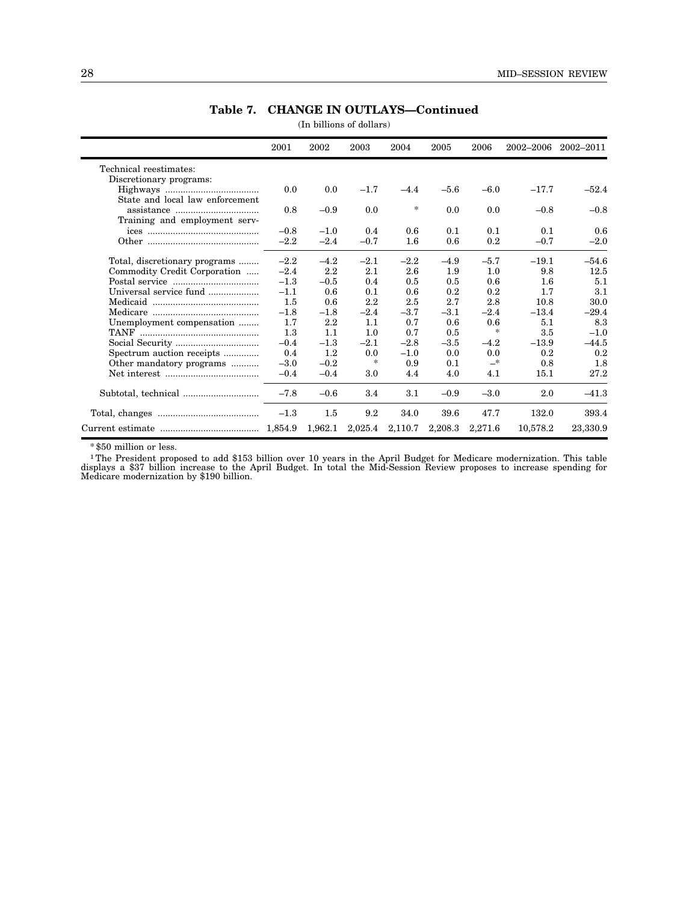## Table 7. CHANGE IN OUTLAYS—Continued

(In billions of dollars)

| | 2001 | 2002 | 2003 | 2004 | 2005 | 2006 | 2002–2006 | 2002–2011 |
|---|---|---|---|---|---|---|---|---|
| Technical reestimates: | | | | | | | | |
| Discretionary programs: | | | | | | | | |
| Highways | 0.0 | 0.0 | –1.7 | –4.4 | –5.6 | –6.0 | –17.7 | –52.4 |
| State and local law enforcement assistance | 0.8 | –0.9 | 0.0 | * | 0.0 | 0.0 | –0.8 | –0.8 |
| Training and employment services | –0.8 | –1.0 | 0.4 | 0.6 | 0.1 | 0.1 | 0.1 | 0.6 |
| Other | –2.2 | –2.4 | –0.7 | 1.6 | 0.6 | 0.2 | –0.7 | –2.0 |
| Total, discretionary programs | –2.2 | –4.2 | –2.1 | –2.2 | –4.9 | –5.7 | –19.1 | –54.6 |
| Commodity Credit Corporation | –2.4 | 2.2 | 2.1 | 2.6 | 1.9 | 1.0 | 9.8 | 12.5 |
| Postal service | –1.3 | –0.5 | 0.4 | 0.5 | 0.5 | 0.6 | 1.6 | 5.1 |
| Universal service fund | –1.1 | 0.6 | 0.1 | 0.6 | 0.2 | 0.2 | 1.7 | 3.1 |
| Medicaid | 1.5 | 0.6 | 2.2 | 2.5 | 2.7 | 2.8 | 10.8 | 30.0 |
| Medicare | –1.8 | –1.8 | –2.4 | –3.7 | –3.1 | –2.4 | –13.4 | –29.4 |
| Unemployment compensation | 1.7 | 2.2 | 1.1 | 0.7 | 0.6 | 0.6 | 5.1 | 8.3 |
| TANF | 1.3 | 1.1 | 1.0 | 0.7 | 0.5 | * | 3.5 | –1.0 |
| Social Security | –0.4 | –1.3 | –2.1 | –2.8 | –3.5 | –4.2 | –13.9 | –44.5 |
| Spectrum auction receipts | 0.4 | 1.2 | 0.0 | –1.0 | 0.0 | 0.0 | 0.2 | 0.2 |
| Other mandatory programs | –3.0 | –0.2 | * | 0.9 | 0.1 | –* | 0.8 | 1.8 |
| Net interest | –0.4 | –0.4 | 3.0 | 4.4 | 4.0 | 4.1 | 15.1 | 27.2 |
| Subtotal, technical | –7.8 | –0.6 | 3.4 | 3.1 | –0.9 | –3.0 | 2.0 | –41.3 |
| Total, changes | –1.3 | 1.5 | 9.2 | 34.0 | 39.6 | 47.7 | 132.0 | 393.4 |
| Current estimate | 1,854.9 | 1,962.1 | 2,025.4 | 2,110.7 | 2,208.3 | 2,271.6 | 10,578.2 | 23,330.9 |

* $50 million or less.

[1] The President proposed to add $153 billion over 10 years in the April Budget for Medicare modernization. This table displays a $37 billion increase to the April Budget. In total the Mid-Session Review proposes to increase spending for Medicare modernization by $190 billion.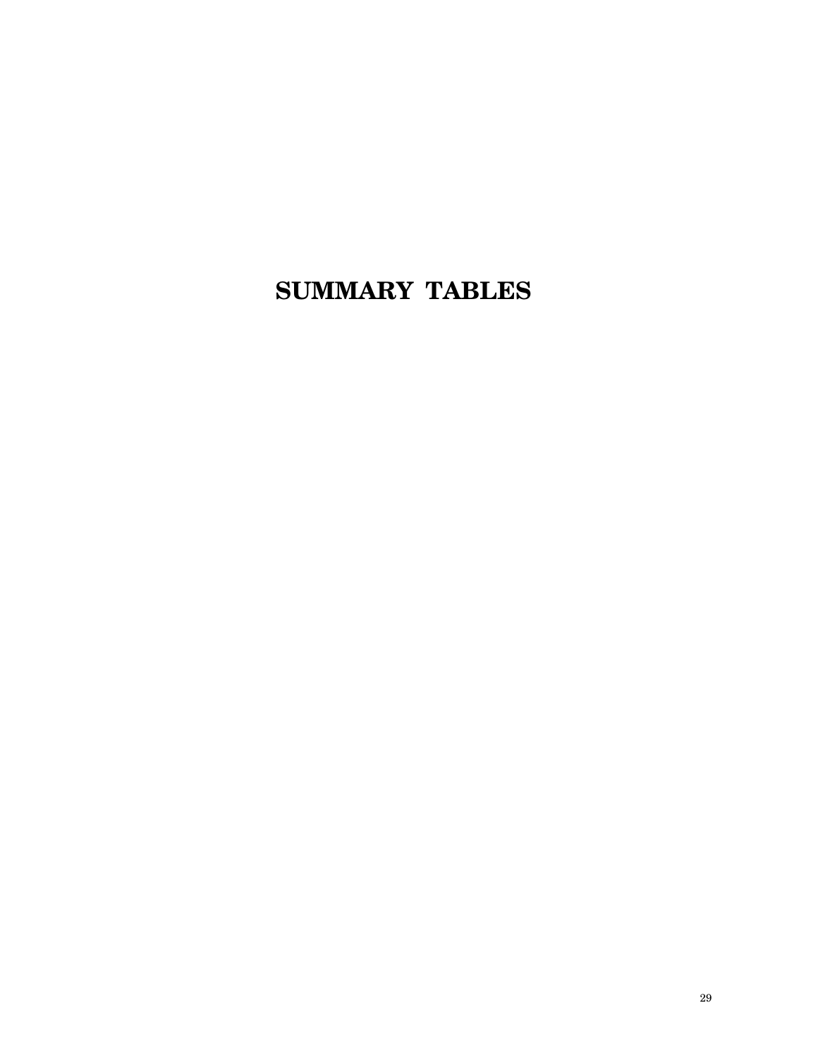# SUMMARY TABLES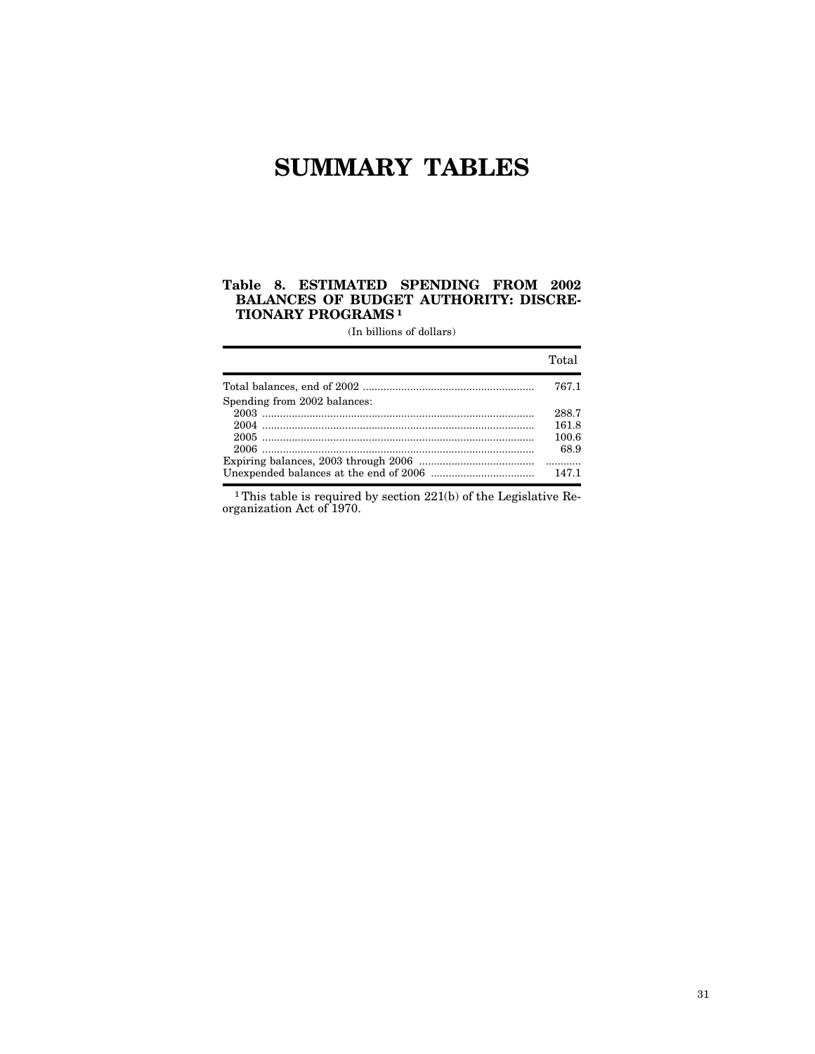# SUMMARY TABLES

## Table 8. ESTIMATED SPENDING FROM 2002 BALANCES OF BUDGET AUTHORITY: DISCRETIONARY PROGRAMS [1]

(In billions of dollars)

| | Total |
|---|---|
| Total balances, end of 2002 | 767.1 |
| Spending from 2002 balances: | |
| 2003 | 288.7 |
| 2004 | 161.8 |
| 2005 | 100.6 |
| 2006 | 68.9 |
| Expiring balances, 2003 through 2006 | ............ |
| Unexpended balances at the end of 2006 | 147.1 |

[1] This table is required by section 221(b) of the Legislative Reorganization Act of 1970.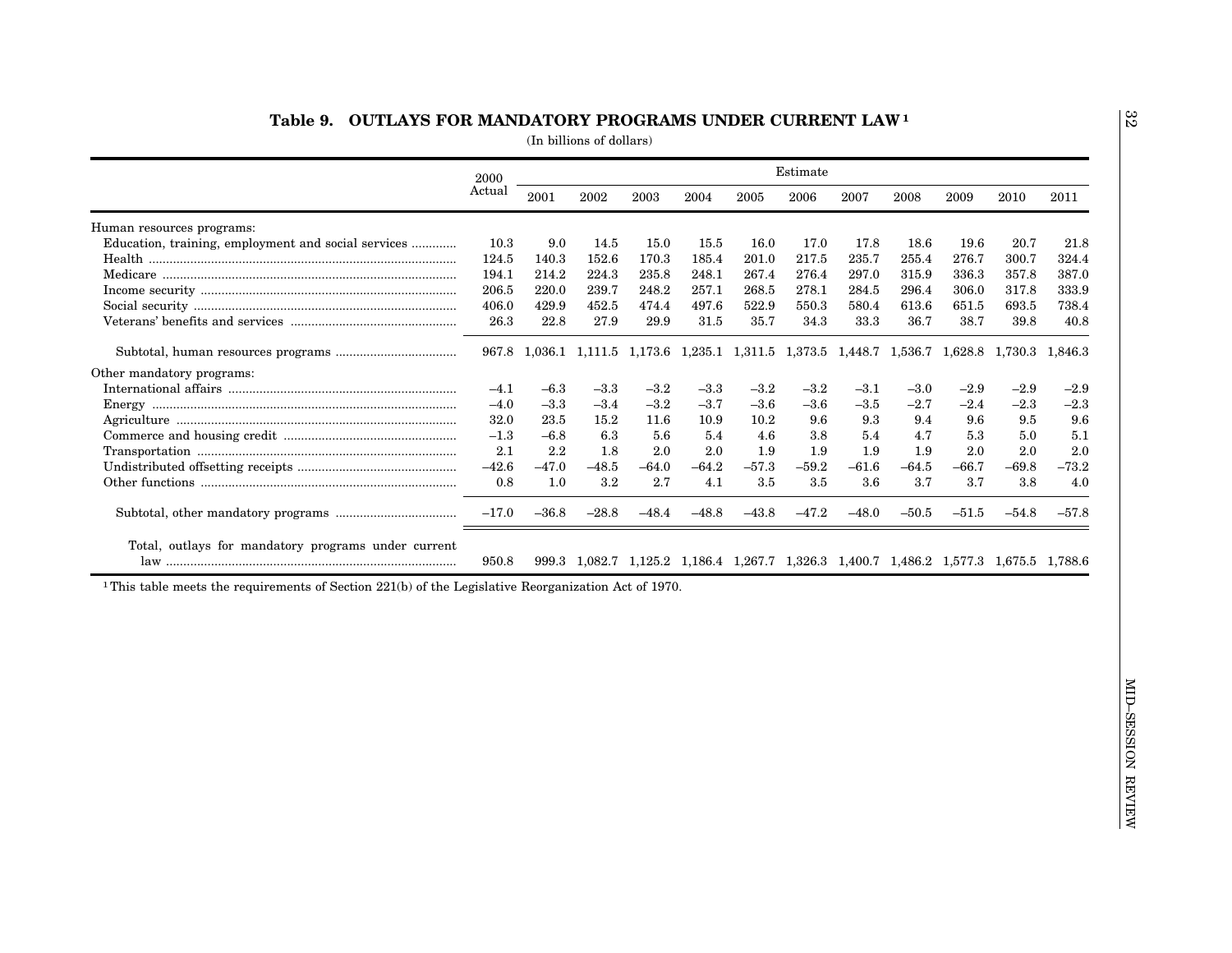## Table 9. OUTLAYS FOR MANDATORY PROGRAMS UNDER CURRENT LAW[1]

(In billions of dollars)

| | 2000 Actual | Estimate | | | | | | | | | | |
|---|---|---|---|---|---|---|---|---|---|---|---|---|
| | | 2001 | 2002 | 2003 | 2004 | 2005 | 2006 | 2007 | 2008 | 2009 | 2010 | 2011 |
| Human resources programs: | | | | | | | | | | | | |
| Education, training, employment and social services | 10.3 | 9.0 | 14.5 | 15.0 | 15.5 | 16.0 | 17.0 | 17.8 | 18.6 | 19.6 | 20.7 | 21.8 |
| Health | 124.5 | 140.3 | 152.6 | 170.3 | 185.4 | 201.0 | 217.5 | 235.7 | 255.4 | 276.7 | 300.7 | 324.4 |
| Medicare | 194.1 | 214.2 | 224.3 | 235.8 | 248.1 | 267.4 | 276.4 | 297.0 | 315.9 | 336.3 | 357.8 | 387.0 |
| Income security | 206.5 | 220.0 | 239.7 | 248.2 | 257.1 | 268.5 | 278.1 | 284.5 | 296.4 | 306.0 | 317.8 | 333.9 |
| Social security | 406.0 | 429.9 | 452.5 | 474.4 | 497.6 | 522.9 | 550.3 | 580.4 | 613.6 | 651.5 | 693.5 | 738.4 |
| Veterans' benefits and services | 26.3 | 22.8 | 27.9 | 29.9 | 31.5 | 35.7 | 34.3 | 33.3 | 36.7 | 38.7 | 39.8 | 40.8 |
| Subtotal, human resources programs | 967.8 | 1,036.1 | 1,111.5 | 1,173.6 | 1,235.1 | 1,311.5 | 1,373.5 | 1,448.7 | 1,536.7 | 1,628.8 | 1,730.3 | 1,846.3 |
| Other mandatory programs: | | | | | | | | | | | | |
| International affairs | –4.1 | –6.3 | –3.3 | –3.2 | –3.3 | –3.2 | –3.2 | –3.1 | –3.0 | –2.9 | –2.9 | –2.9 |
| Energy | –4.0 | –3.3 | –3.4 | –3.2 | –3.7 | –3.6 | –3.6 | –3.5 | –2.7 | –2.4 | –2.3 | –2.3 |
| Agriculture | 32.0 | 23.5 | 15.2 | 11.6 | 10.9 | 10.2 | 9.6 | 9.3 | 9.4 | 9.6 | 9.5 | 9.6 |
| Commerce and housing credit | –1.3 | –6.8 | 6.3 | 5.6 | 5.4 | 4.6 | 3.8 | 5.4 | 4.7 | 5.3 | 5.0 | 5.1 |
| Transportation | 2.1 | 2.2 | 1.8 | 2.0 | 2.0 | 1.9 | 1.9 | 1.9 | 1.9 | 2.0 | 2.0 | 2.0 |
| Undistributed offsetting receipts | –42.6 | –47.0 | –48.5 | –64.0 | –64.2 | –57.3 | –59.2 | –61.6 | –64.5 | –66.7 | –69.8 | –73.2 |
| Other functions | 0.8 | 1.0 | 3.2 | 2.7 | 4.1 | 3.5 | 3.5 | 3.6 | 3.7 | 3.7 | 3.8 | 4.0 |
| Subtotal, other mandatory programs | –17.0 | –36.8 | –28.8 | –48.4 | –48.8 | –43.8 | –47.2 | –48.0 | –50.5 | –51.5 | –54.8 | –57.8 |
| Total, outlays for mandatory programs under current law | 950.8 | 999.3 | 1,082.7 | 1,125.2 | 1,186.4 | 1,267.7 | 1,326.3 | 1,400.7 | 1,486.2 | 1,577.3 | 1,675.5 | 1,788.6 |

[1] This table meets the requirements of Section 221(b) of the Legislative Reorganization Act of 1970.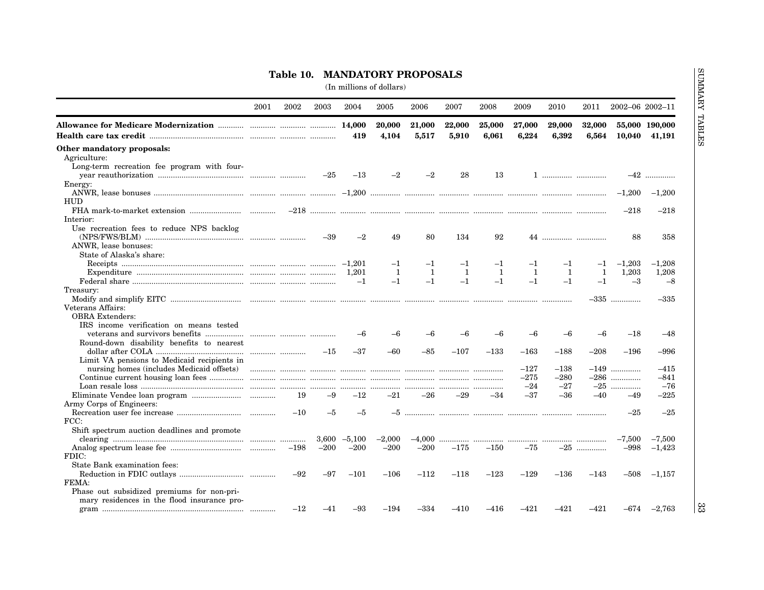# Table 10. MANDATORY PROPOSALS

(In millions of dollars)

| | 2001 | 2002 | 2003 | 2004 | 2005 | 2006 | 2007 | 2008 | 2009 | 2010 | 2011 | 2002–06 | 2002–11 |
|---|---|---|---|---|---|---|---|---|---|---|---|---|---|
| **Allowance for Medicare Modernization** | | | | **14,000** | **20,000** | **21,000** | **22,000** | **25,000** | **27,000** | **29,000** | **32,000** | **55,000** | **190,000** |
| **Health care tax credit** | | | | **419** | **4,104** | **5,517** | **5,910** | **6,061** | **6,224** | **6,392** | **6,564** | **10,040** | **41,191** |
| **Other mandatory proposals:** | | | | | | | | | | | | | |
| Agriculture: | | | | | | | | | | | | | |
| Long-term recreation fee program with four-year reauthorization | | | –25 | –13 | –2 | –2 | 28 | 13 | 1 | | | –42 | |
| Energy: | | | | | | | | | | | | | |
| ANWR, lease bonuses | | | | –1,200 | | | | | | | | –1,200 | –1,200 |
| HUD | | | | | | | | | | | | | |
| FHA mark-to-market extension | | –218 | | | | | | | | | | –218 | –218 |
| Interior: | | | | | | | | | | | | | |
| Use recreation fees to reduce NPS backlog (NPS/FWS/BLM) | | | –39 | –2 | 49 | 80 | 134 | 92 | 44 | | | 88 | 358 |
| ANWR, lease bonuses: | | | | | | | | | | | | | |
| State of Alaska's share: | | | | | | | | | | | | | |
| Receipts | | | | –1,201 | –1 | –1 | –1 | –1 | –1 | –1 | –1 | –1,203 | –1,208 |
| Expenditure | | | | 1,201 | 1 | 1 | 1 | 1 | 1 | 1 | 1 | 1,203 | 1,208 |
| Federal share | | | | –1 | –1 | –1 | –1 | –1 | –1 | –1 | –1 | –3 | –8 |
| Treasury: | | | | | | | | | | | | | |
| Modify and simplify EITC | | | | | | | | | | | –335 | | –335 |
| Veterans Affairs: | | | | | | | | | | | | | |
| OBRA Extenders: | | | | | | | | | | | | | |
| IRS income verification on means tested veterans and survivors benefits | | | | –6 | –6 | –6 | –6 | –6 | –6 | –6 | –6 | –18 | –48 |
| Round-down disability benefits to nearest dollar after COLA | | | –15 | –37 | –60 | –85 | –107 | –133 | –163 | –188 | –208 | –196 | –996 |
| Limit VA pensions to Medicaid recipients in nursing homes (includes Medicaid offsets) | | | | | | | | | –127 | –138 | –149 | | –415 |
| Continue current housing loan fees | | | | | | | | | –275 | –280 | –286 | | –841 |
| Loan resale loss | | | | | | | | | –24 | –27 | –25 | | –76 |
| Eliminate Vendee loan program | | 19 | –9 | –12 | –21 | –26 | –29 | –34 | –37 | –36 | –40 | –49 | –225 |
| Army Corps of Engineers: | | | | | | | | | | | | | |
| Recreation user fee increase | | –10 | –5 | –5 | –5 | | | | | | | –25 | –25 |
| FCC: | | | | | | | | | | | | | |
| Shift spectrum auction deadlines and promote clearing | | | 3,600 | –5,100 | –2,000 | –4,000 | | | | | | –7,500 | –7,500 |
| Analog spectrum lease fee | | –198 | –200 | –200 | –200 | –200 | –175 | –150 | –75 | –25 | | –998 | –1,423 |
| FDIC: | | | | | | | | | | | | | |
| State Bank examination fees: | | | | | | | | | | | | | |
| Reduction in FDIC outlays | | –92 | –97 | –101 | –106 | –112 | –118 | –123 | –129 | –136 | –143 | –508 | –1,157 |
| FEMA: | | | | | | | | | | | | | |
| Phase out subsidized premiums for non-primary residences in the flood insurance program | | –12 | –41 | –93 | –194 | –334 | –410 | –416 | –421 | –421 | –421 | –674 | –2,763 |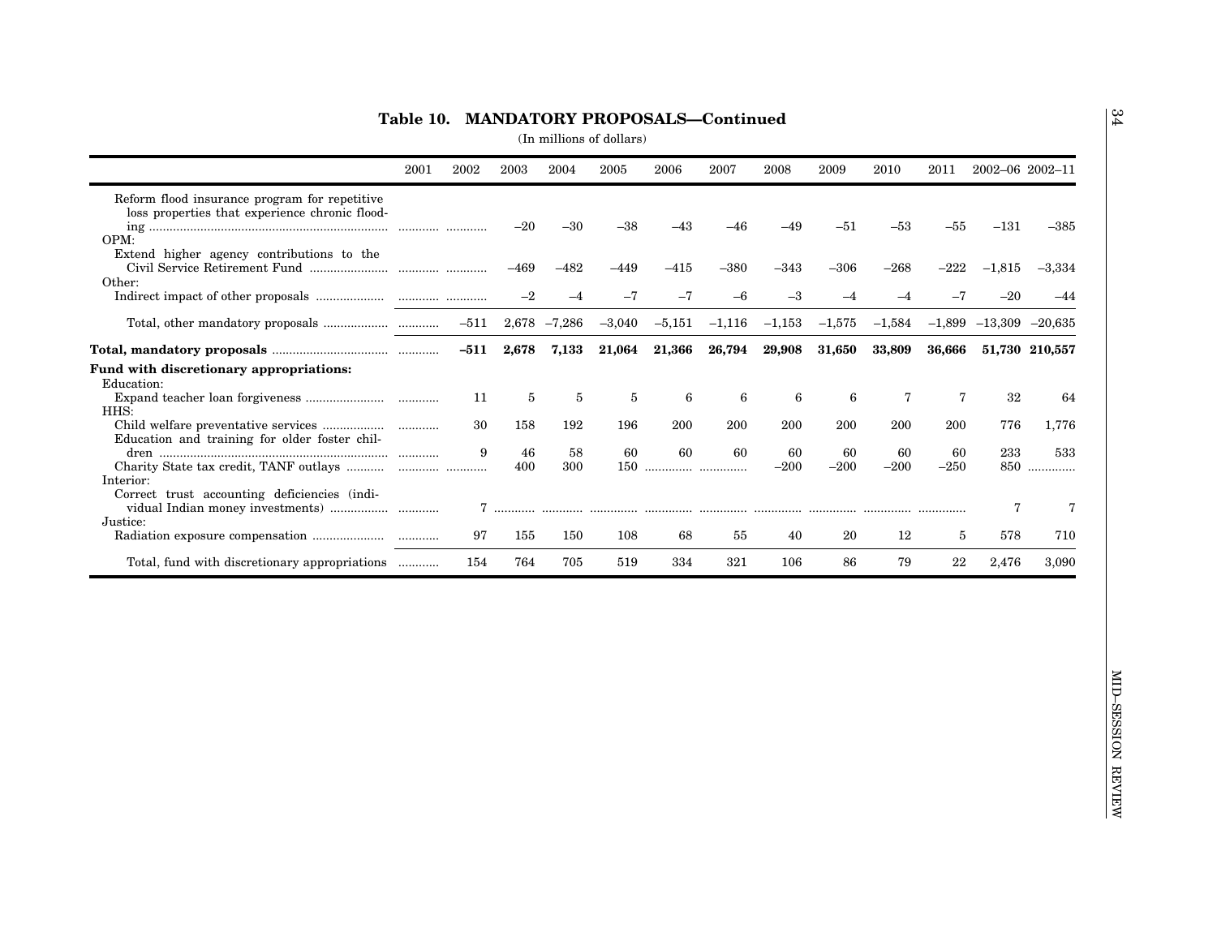## Table 10. MANDATORY PROPOSALS—Continued

(In millions of dollars)

| | 2001 | 2002 | 2003 | 2004 | 2005 | 2006 | 2007 | 2008 | 2009 | 2010 | 2011 | 2002–06 | 2002–11 |
|---|---|---|---|---|---|---|---|---|---|---|---|---|---|
| Reform flood insurance program for repetitive loss properties that experience chronic flooding | .......... | .......... | –20 | –30 | –38 | –43 | –46 | –49 | –51 | –53 | –55 | –131 | –385 |
| OPM: | | | | | | | | | | | | | |
| Extend higher agency contributions to the Civil Service Retirement Fund | .......... | .......... | –469 | –482 | –449 | –415 | –380 | –343 | –306 | –268 | –222 | –1,815 | –3,334 |
| Other: | | | | | | | | | | | | | |
| Indirect impact of other proposals | .......... | .......... | –2 | –4 | –7 | –7 | –6 | –3 | –4 | –4 | –7 | –20 | –44 |
| Total, other mandatory proposals | .......... | –511 | 2,678 | –7,286 | –3,040 | –5,151 | –1,116 | –1,153 | –1,575 | –1,584 | –1,899 | –13,309 | –20,635 |
| **Total, mandatory proposals** | .......... | **–511** | **2,678** | **7,133** | **21,064** | **21,366** | **26,794** | **29,908** | **31,650** | **33,809** | **36,666** | **51,730** | **210,557** |
| **Fund with discretionary appropriations:** | | | | | | | | | | | | | |
| Education: | | | | | | | | | | | | | |
| Expand teacher loan forgiveness | .......... | 11 | 5 | 5 | 5 | 6 | 6 | 6 | 6 | 7 | 7 | 32 | 64 |
| HHS: | | | | | | | | | | | | | |
| Child welfare preventative services | .......... | 30 | 158 | 192 | 196 | 200 | 200 | 200 | 200 | 200 | 200 | 776 | 1,776 |
| Education and training for older foster children | .......... | 9 | 46 | 58 | 60 | 60 | 60 | 60 | 60 | 60 | 60 | 233 | 533 |
| Charity State tax credit, TANF outlays | .......... | .......... | 400 | 300 | 150 | .......... | .......... | –200 | –200 | –200 | –250 | 850 | .......... |
| Interior: | | | | | | | | | | | | | |
| Correct trust accounting deficiencies (individual Indian money investments) | .......... | 7 | .......... | .......... | .......... | .......... | .......... | .......... | .......... | .......... | .......... | 7 | 7 |
| Justice: | | | | | | | | | | | | | |
| Radiation exposure compensation | .......... | 97 | 155 | 150 | 108 | 68 | 55 | 40 | 20 | 12 | 5 | 578 | 710 |
| Total, fund with discretionary appropriations | .......... | 154 | 764 | 705 | 519 | 334 | 321 | 106 | 86 | 79 | 22 | 2,476 | 3,090 |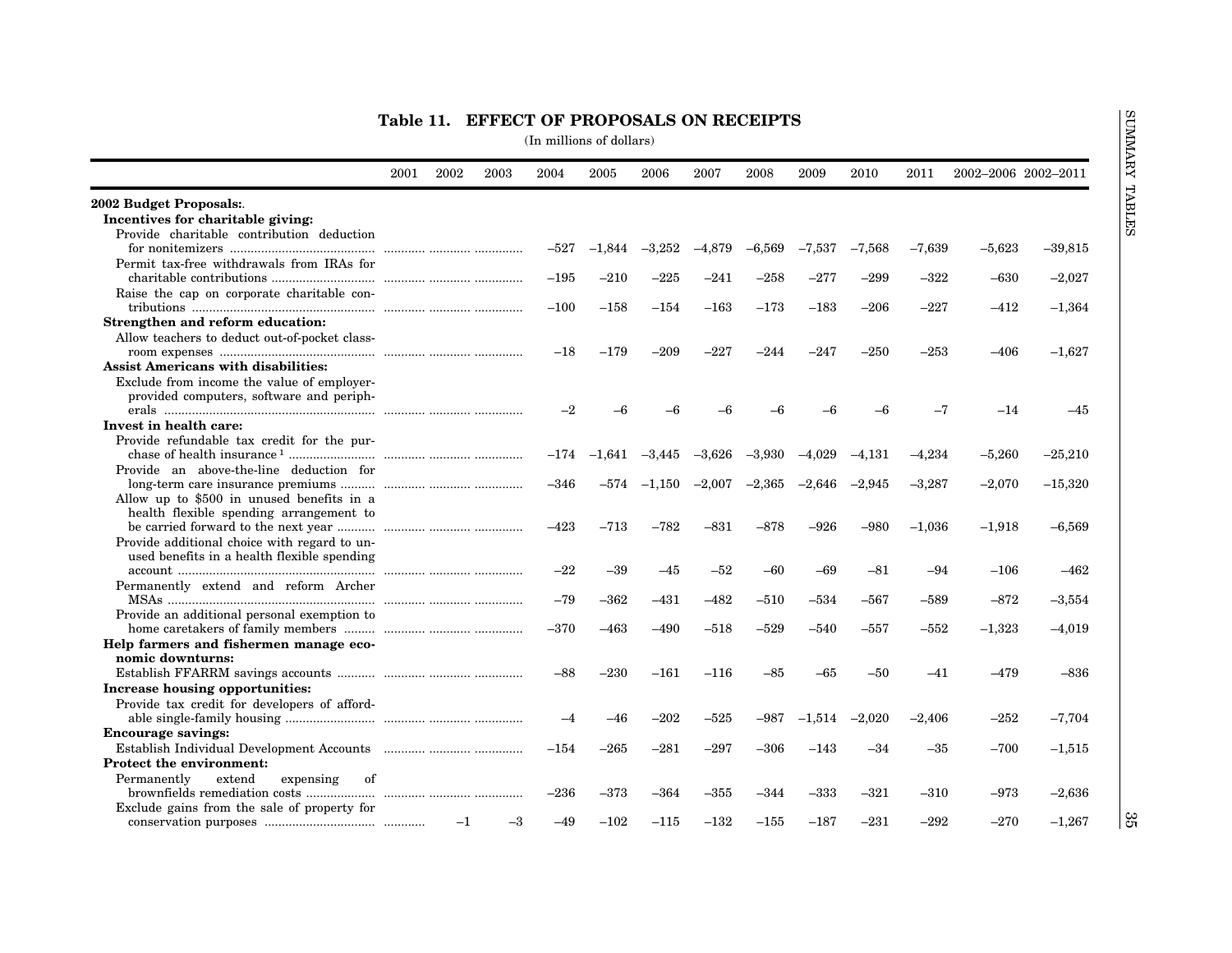## Table 11. EFFECT OF PROPOSALS ON RECEIPTS

(In millions of dollars)

| | 2001 | 2002 | 2003 | 2004 | 2005 | 2006 | 2007 | 2008 | 2009 | 2010 | 2011 | 2002–2006 | 2002–2011 |
|---|---|---|---|---|---|---|---|---|---|---|---|---|---|
| **2002 Budget Proposals:** | | | | | | | | | | | | | |
| **Incentives for charitable giving:** | | | | | | | | | | | | | |
| Provide charitable contribution deduction for nonitemizers | .......... | .......... | .......... | –527 | –1,844 | –3,252 | –4,879 | –6,569 | –7,537 | –7,568 | –7,639 | –5,623 | –39,815 |
| Permit tax-free withdrawals from IRAs for charitable contributions | .......... | .......... | .......... | –195 | –210 | –225 | –241 | –258 | –277 | –299 | –322 | –630 | –2,027 |
| Raise the cap on corporate charitable contributions | .......... | .......... | .......... | –100 | –158 | –154 | –163 | –173 | –183 | –206 | –227 | –412 | –1,364 |
| **Strengthen and reform education:** | | | | | | | | | | | | | |
| Allow teachers to deduct out-of-pocket classroom expenses | .......... | .......... | .......... | –18 | –179 | –209 | –227 | –244 | –247 | –250 | –253 | –406 | –1,627 |
| **Assist Americans with disabilities:** | | | | | | | | | | | | | |
| Exclude from income the value of employer-provided computers, software and peripherals | .......... | .......... | .......... | –2 | –6 | –6 | –6 | –6 | –6 | –6 | –7 | –14 | –45 |
| **Invest in health care:** | | | | | | | | | | | | | |
| Provide refundable tax credit for the purchase of health insurance [1] | .......... | .......... | .......... | –174 | –1,641 | –3,445 | –3,626 | –3,930 | –4,029 | –4,131 | –4,234 | –5,260 | –25,210 |
| Provide an above-the-line deduction for long-term care insurance premiums | .......... | .......... | .......... | –346 | –574 | –1,150 | –2,007 | –2,365 | –2,646 | –2,945 | –3,287 | –2,070 | –15,320 |
| Allow up to $500 in unused benefits in a health flexible spending arrangement to be carried forward to the next year | .......... | .......... | .......... | –423 | –713 | –782 | –831 | –878 | –926 | –980 | –1,036 | –1,918 | –6,569 |
| Provide additional choice with regard to unused benefits in a health flexible spending account | .......... | .......... | .......... | –22 | –39 | –45 | –52 | –60 | –69 | –81 | –94 | –106 | –462 |
| Permanently extend and reform Archer MSAs | .......... | .......... | .......... | –79 | –362 | –431 | –482 | –510 | –534 | –567 | –589 | –872 | –3,554 |
| Provide an additional personal exemption to home caretakers of family members | .......... | .......... | .......... | –370 | –463 | –490 | –518 | –529 | –540 | –557 | –552 | –1,323 | –4,019 |
| **Help farmers and fishermen manage economic downturns:** | | | | | | | | | | | | | |
| Establish FFARRM savings accounts | .......... | .......... | .......... | –88 | –230 | –161 | –116 | –85 | –65 | –50 | –41 | –479 | –836 |
| **Increase housing opportunities:** | | | | | | | | | | | | | |
| Provide tax credit for developers of affordable single-family housing | .......... | .......... | .......... | –4 | –46 | –202 | –525 | –987 | –1,514 | –2,020 | –2,406 | –252 | –7,704 |
| **Encourage savings:** | | | | | | | | | | | | | |
| Establish Individual Development Accounts | .......... | .......... | .......... | –154 | –265 | –281 | –297 | –306 | –143 | –34 | –35 | –700 | –1,515 |
| **Protect the environment:** | | | | | | | | | | | | | |
| Permanently extend expensing of brownfields remediation costs | .......... | .......... | .......... | –236 | –373 | –364 | –355 | –344 | –333 | –321 | –310 | –973 | –2,636 |
| Exclude gains from the sale of property for conservation purposes | .......... | –1 | –3 | –49 | –102 | –115 | –132 | –155 | –187 | –231 | –292 | –270 | –1,267 |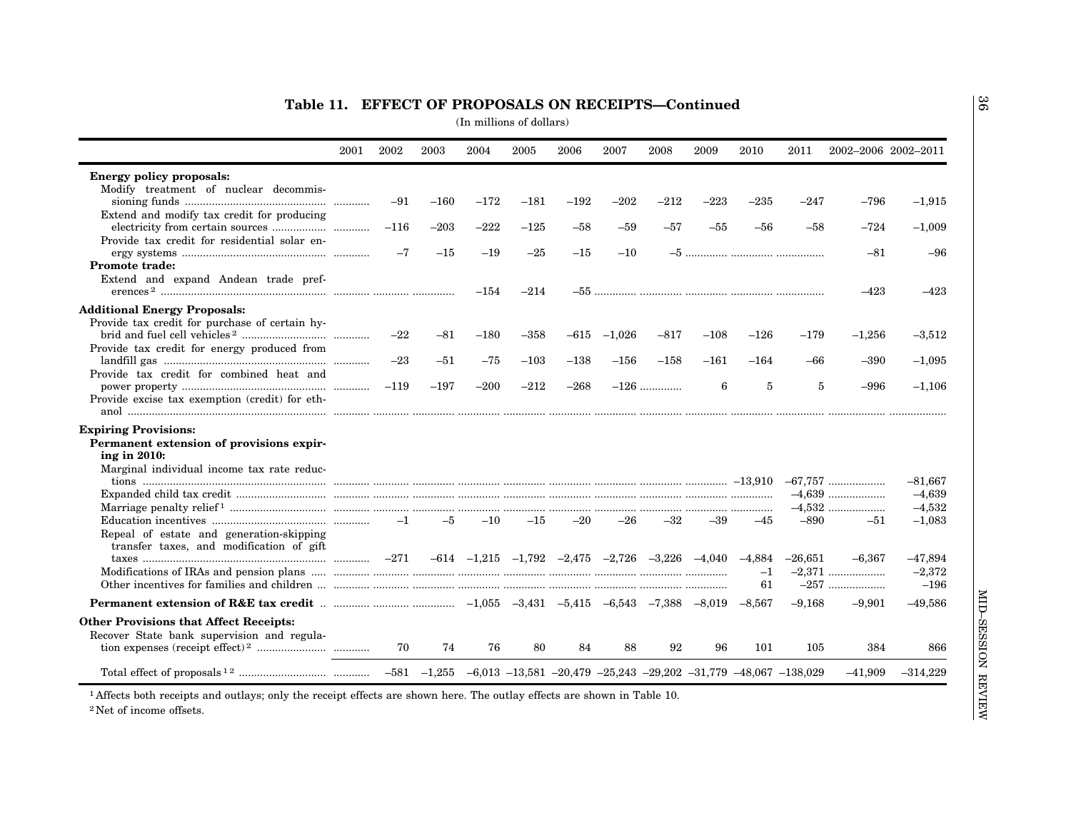## Table 11. EFFECT OF PROPOSALS ON RECEIPTS—Continued

(In millions of dollars)

| | 2001 | 2002 | 2003 | 2004 | 2005 | 2006 | 2007 | 2008 | 2009 | 2010 | 2011 | 2002–2006 | 2002–2011 |
|---|---|---|---|---|---|---|---|---|---|---|---|---|---|
| **Energy policy proposals:** | | | | | | | | | | | | | |
| Modify treatment of nuclear decommissioning funds | .......... | –91 | –160 | –172 | –181 | –192 | –202 | –212 | –223 | –235 | –247 | –796 | –1,915 |
| Extend and modify tax credit for producing electricity from certain sources | .......... | –116 | –203 | –222 | –125 | –58 | –59 | –57 | –55 | –56 | –58 | –724 | –1,009 |
| Provide tax credit for residential solar energy systems | .......... | –7 | –15 | –19 | –25 | –15 | –10 | –5 | .......... | .......... | .......... | –81 | –96 |
| **Promote trade:** | | | | | | | | | | | | | |
| Extend and expand Andean trade preferences[2] | .......... | .......... | .......... | –154 | –214 | –55 | .......... | .......... | .......... | .......... | .......... | –423 | –423 |
| **Additional Energy Proposals:** | | | | | | | | | | | | | |
| Provide tax credit for purchase of certain hybrid and fuel cell vehicles[2] | .......... | –22 | –81 | –180 | –358 | –615 | –1,026 | –817 | –108 | –126 | –179 | –1,256 | –3,512 |
| Provide tax credit for energy produced from landfill gas | .......... | –23 | –51 | –75 | –103 | –138 | –156 | –158 | –161 | –164 | –66 | –390 | –1,095 |
| Provide tax credit for combined heat and power property | .......... | –119 | –197 | –200 | –212 | –268 | –126 | .......... | 6 | 5 | 5 | –996 | –1,106 |
| Provide excise tax exemption (credit) for ethanol | .......... | .......... | .......... | .......... | .......... | .......... | .......... | .......... | .......... | .......... | .......... | .......... | .......... |
| **Expiring Provisions:** | | | | | | | | | | | | | |
| **Permanent extension of provisions expiring in 2010:** | | | | | | | | | | | | | |
| Marginal individual income tax rate reductions | .......... | .......... | .......... | .......... | .......... | .......... | .......... | .......... | .......... | –13,910 | –67,757 | .......... | –81,667 |
| Expanded child tax credit | .......... | .......... | .......... | .......... | .......... | .......... | .......... | .......... | .......... | .......... | –4,639 | .......... | –4,639 |
| Marriage penalty relief[1] | .......... | .......... | .......... | .......... | .......... | .......... | .......... | .......... | .......... | .......... | –4,532 | .......... | –4,532 |
| Education incentives | .......... | –1 | –5 | –10 | –15 | –20 | –26 | –32 | –39 | –45 | –890 | –51 | –1,083 |
| Repeal of estate and generation-skipping transfer taxes, and modification of gift taxes | .......... | –271 | –614 | –1,215 | –1,792 | –2,475 | –2,726 | –3,226 | –4,040 | –4,884 | –26,651 | –6,367 | –47,894 |
| Modifications of IRAs and pension plans | .......... | .......... | .......... | .......... | .......... | .......... | .......... | .......... | .......... | –1 | –2,371 | .......... | –2,372 |
| Other incentives for families and children | .......... | .......... | .......... | .......... | .......... | .......... | .......... | .......... | .......... | 61 | –257 | .......... | –196 |
| **Permanent extension of R&E tax credit** | .......... | .......... | .......... | –1,055 | –3,431 | –5,415 | –6,543 | –7,388 | –8,019 | –8,567 | –9,168 | –9,901 | –49,586 |
| **Other Provisions that Affect Receipts:** | | | | | | | | | | | | | |
| Recover State bank supervision and regulation expenses (receipt effect)[2] | .......... | 70 | 74 | 76 | 80 | 84 | 88 | 92 | 96 | 101 | 105 | 384 | 866 |
| Total effect of proposals[1 2] | .......... | –581 | –1,255 | –6,013 | –13,581 | –20,479 | –25,243 | –29,202 | –31,779 | –48,067 | –138,029 | –41,909 | –314,229 |

[1] Affects both receipts and outlays; only the receipt effects are shown here. The outlay effects are shown in Table 10.

[2] Net of income offsets.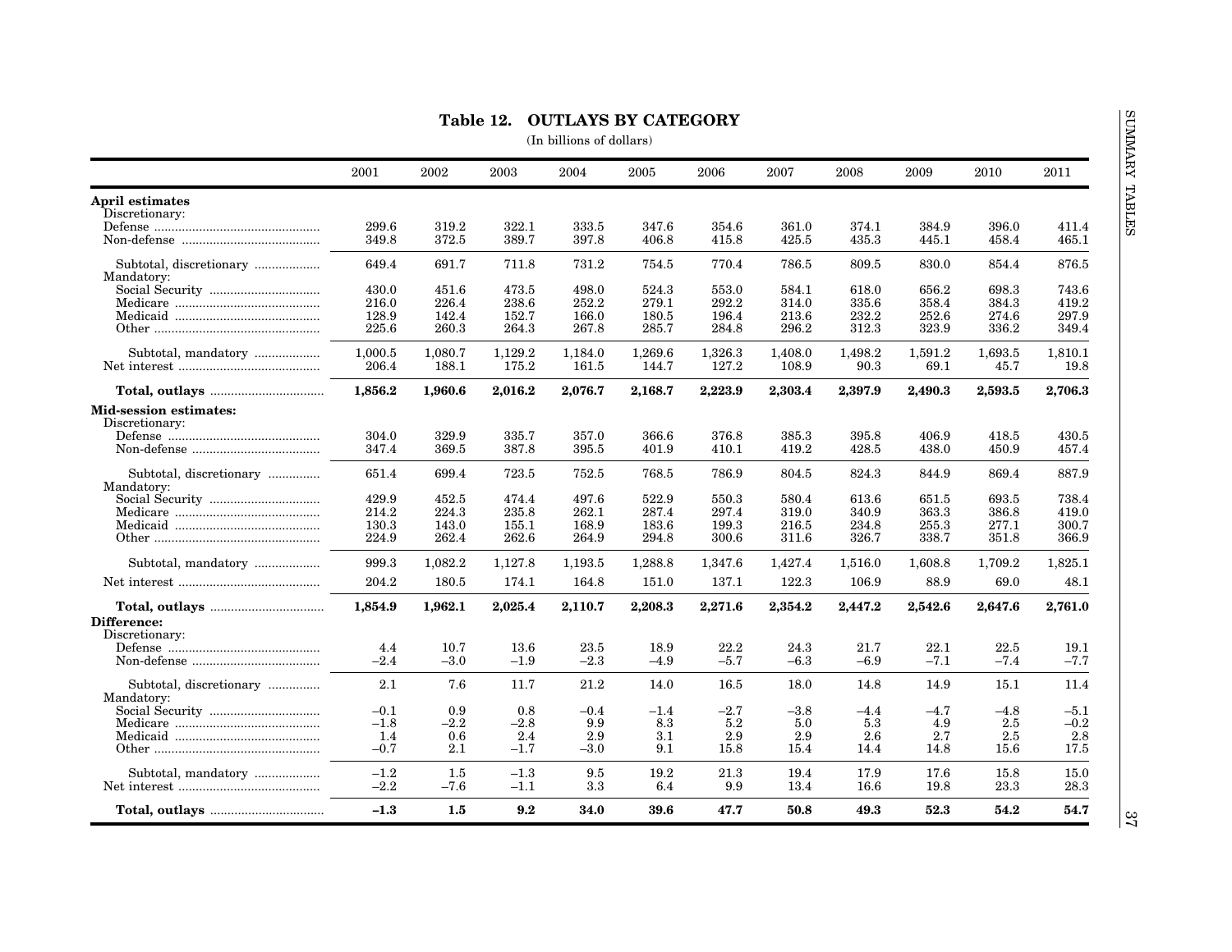# Table 12. OUTLAYS BY CATEGORY

(In billions of dollars)

| | 2001 | 2002 | 2003 | 2004 | 2005 | 2006 | 2007 | 2008 | 2009 | 2010 | 2011 |
|---|---|---|---|---|---|---|---|---|---|---|---|
| **April estimates** | | | | | | | | | | | |
| Discretionary: | | | | | | | | | | | |
| Defense | 299.6 | 319.2 | 322.1 | 333.5 | 347.6 | 354.6 | 361.0 | 374.1 | 384.9 | 396.0 | 411.4 |
| Non-defense | 349.8 | 372.5 | 389.7 | 397.8 | 406.8 | 415.8 | 425.5 | 435.3 | 445.1 | 458.4 | 465.1 |
| Subtotal, discretionary | 649.4 | 691.7 | 711.8 | 731.2 | 754.5 | 770.4 | 786.5 | 809.5 | 830.0 | 854.4 | 876.5 |
| Mandatory: | | | | | | | | | | | |
| Social Security | 430.0 | 451.6 | 473.5 | 498.0 | 524.3 | 553.0 | 584.1 | 618.0 | 656.2 | 698.3 | 743.6 |
| Medicare | 216.0 | 226.4 | 238.6 | 252.2 | 279.1 | 292.2 | 314.0 | 335.6 | 358.4 | 384.3 | 419.2 |
| Medicaid | 128.9 | 142.4 | 152.7 | 166.0 | 180.5 | 196.4 | 213.6 | 232.2 | 252.6 | 274.6 | 297.9 |
| Other | 225.6 | 260.3 | 264.3 | 267.8 | 285.7 | 284.8 | 296.2 | 312.3 | 323.9 | 336.2 | 349.4 |
| Subtotal, mandatory | 1,000.5 | 1,080.7 | 1,129.2 | 1,184.0 | 1,269.6 | 1,326.3 | 1,408.0 | 1,498.2 | 1,591.2 | 1,693.5 | 1,810.1 |
| Net interest | 206.4 | 188.1 | 175.2 | 161.5 | 144.7 | 127.2 | 108.9 | 90.3 | 69.1 | 45.7 | 19.8 |
| **Total, outlays** | **1,856.2** | **1,960.6** | **2,016.2** | **2,076.7** | **2,168.7** | **2,223.9** | **2,303.4** | **2,397.9** | **2,490.3** | **2,593.5** | **2,706.3** |
| **Mid-session estimates:** | | | | | | | | | | | |
| Discretionary: | | | | | | | | | | | |
| Defense | 304.0 | 329.9 | 335.7 | 357.0 | 366.6 | 376.8 | 385.3 | 395.8 | 406.9 | 418.5 | 430.5 |
| Non-defense | 347.4 | 369.5 | 387.8 | 395.5 | 401.9 | 410.1 | 419.2 | 428.5 | 438.0 | 450.9 | 457.4 |
| Subtotal, discretionary | 651.4 | 699.4 | 723.5 | 752.5 | 768.5 | 786.9 | 804.5 | 824.3 | 844.9 | 869.4 | 887.9 |
| Mandatory: | | | | | | | | | | | |
| Social Security | 429.9 | 452.5 | 474.4 | 497.6 | 522.9 | 550.3 | 580.4 | 613.6 | 651.5 | 693.5 | 738.4 |
| Medicare | 214.2 | 224.3 | 235.8 | 262.1 | 287.4 | 297.4 | 319.0 | 340.9 | 363.3 | 386.8 | 419.0 |
| Medicaid | 130.3 | 143.0 | 155.1 | 168.9 | 183.6 | 199.3 | 216.5 | 234.8 | 255.3 | 277.1 | 300.7 |
| Other | 224.9 | 262.4 | 262.6 | 264.9 | 294.8 | 300.6 | 311.6 | 326.7 | 338.7 | 351.8 | 366.9 |
| Subtotal, mandatory | 999.3 | 1,082.2 | 1,127.8 | 1,193.5 | 1,288.8 | 1,347.6 | 1,427.4 | 1,516.0 | 1,608.8 | 1,709.2 | 1,825.1 |
| Net interest | 204.2 | 180.5 | 174.1 | 164.8 | 151.0 | 137.1 | 122.3 | 106.9 | 88.9 | 69.0 | 48.1 |
| **Total, outlays** | **1,854.9** | **1,962.1** | **2,025.4** | **2,110.7** | **2,208.3** | **2,271.6** | **2,354.2** | **2,447.2** | **2,542.6** | **2,647.6** | **2,761.0** |
| **Difference:** | | | | | | | | | | | |
| Discretionary: | | | | | | | | | | | |
| Defense | 4.4 | 10.7 | 13.6 | 23.5 | 18.9 | 22.2 | 24.3 | 21.7 | 22.1 | 22.5 | 19.1 |
| Non-defense | –2.4 | –3.0 | –1.9 | –2.3 | –4.9 | –5.7 | –6.3 | –6.9 | –7.1 | –7.4 | –7.7 |
| Subtotal, discretionary | 2.1 | 7.6 | 11.7 | 21.2 | 14.0 | 16.5 | 18.0 | 14.8 | 14.9 | 15.1 | 11.4 |
| Mandatory: | | | | | | | | | | | |
| Social Security | –0.1 | 0.9 | 0.8 | –0.4 | –1.4 | –2.7 | –3.8 | –4.4 | –4.7 | –4.8 | –5.1 |
| Medicare | –1.8 | –2.2 | –2.8 | 9.9 | 8.3 | 5.2 | 5.0 | 5.3 | 4.9 | 2.5 | –0.2 |
| Medicaid | 1.4 | 0.6 | 2.4 | 2.9 | 3.1 | 2.9 | 2.9 | 2.6 | 2.7 | 2.5 | 2.8 |
| Other | –0.7 | 2.1 | –1.7 | –3.0 | 9.1 | 15.8 | 15.4 | 14.4 | 14.8 | 15.6 | 17.5 |
| Subtotal, mandatory | –1.2 | 1.5 | –1.3 | 9.5 | 19.2 | 21.3 | 19.4 | 17.9 | 17.6 | 15.8 | 15.0 |
| Net interest | –2.2 | –7.6 | –1.1 | 3.3 | 6.4 | 9.9 | 13.4 | 16.6 | 19.8 | 23.3 | 28.3 |
| **Total, outlays** | **–1.3** | **1.5** | **9.2** | **34.0** | **39.6** | **47.7** | **50.8** | **49.3** | **52.3** | **54.2** | **54.7** |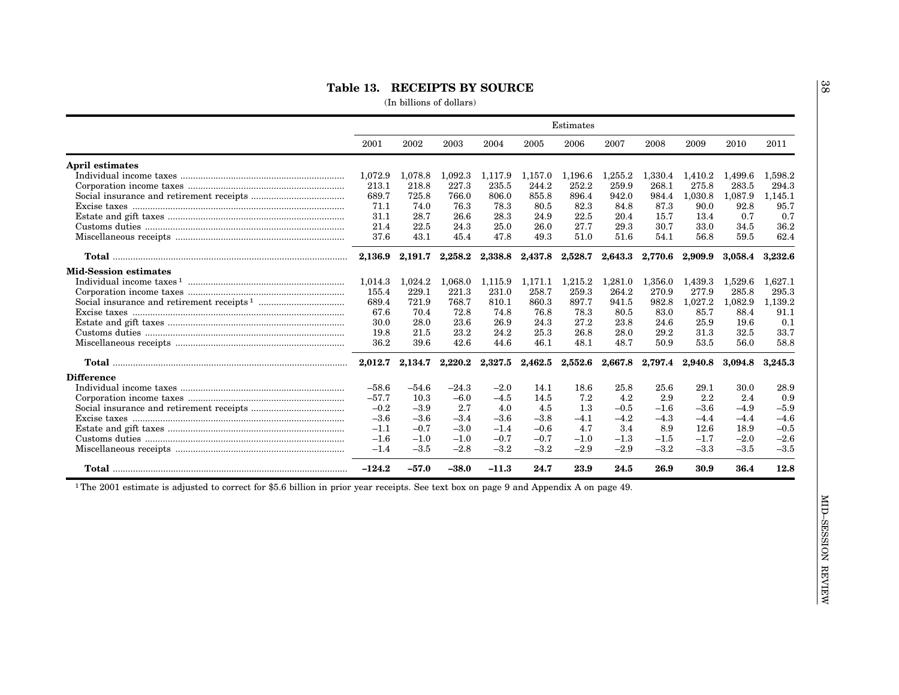## Table 13. RECEIPTS BY SOURCE

(In billions of dollars)

| | 2001 | 2002 | 2003 | 2004 | 2005 | 2006 | 2007 | 2008 | 2009 | 2010 | 2011 |
|---|---|---|---|---|---|---|---|---|---|---|---|
| | | Estimates | | | | | | | | | |
| **April estimates** | | | | | | | | | | | |
| Individual income taxes | 1,072.9 | 1,078.8 | 1,092.3 | 1,117.9 | 1,157.0 | 1,196.6 | 1,255.2 | 1,330.4 | 1,410.2 | 1,499.6 | 1,598.2 |
| Corporation income taxes | 213.1 | 218.8 | 227.3 | 235.5 | 244.2 | 252.2 | 259.9 | 268.1 | 275.8 | 283.5 | 294.3 |
| Social insurance and retirement receipts | 689.7 | 725.8 | 766.0 | 806.0 | 855.8 | 896.4 | 942.0 | 984.4 | 1,030.8 | 1,087.9 | 1,145.1 |
| Excise taxes | 71.1 | 74.0 | 76.3 | 78.3 | 80.5 | 82.3 | 84.8 | 87.3 | 90.0 | 92.8 | 95.7 |
| Estate and gift taxes | 31.1 | 28.7 | 26.6 | 28.3 | 24.9 | 22.5 | 20.4 | 15.7 | 13.4 | 0.7 | 0.7 |
| Customs duties | 21.4 | 22.5 | 24.3 | 25.0 | 26.0 | 27.7 | 29.3 | 30.7 | 33.0 | 34.5 | 36.2 |
| Miscellaneous receipts | 37.6 | 43.1 | 45.4 | 47.8 | 49.3 | 51.0 | 51.6 | 54.1 | 56.8 | 59.5 | 62.4 |
| **Total** | **2,136.9** | **2,191.7** | **2,258.2** | **2,338.8** | **2,437.8** | **2,528.7** | **2,643.3** | **2,770.6** | **2,909.9** | **3,058.4** | **3,232.6** |
| **Mid-Session estimates** | | | | | | | | | | | |
| Individual income taxes [1] | 1,014.3 | 1,024.2 | 1,068.0 | 1,115.9 | 1,171.1 | 1,215.2 | 1,281.0 | 1,356.0 | 1,439.3 | 1,529.6 | 1,627.1 |
| Corporation income taxes | 155.4 | 229.1 | 221.3 | 231.0 | 258.7 | 259.3 | 264.2 | 270.9 | 277.9 | 285.8 | 295.3 |
| Social insurance and retirement receipts [1] | 689.4 | 721.9 | 768.7 | 810.1 | 860.3 | 897.7 | 941.5 | 982.8 | 1,027.2 | 1,082.9 | 1,139.2 |
| Excise taxes | 67.6 | 70.4 | 72.8 | 74.8 | 76.8 | 78.3 | 80.5 | 83.0 | 85.7 | 88.4 | 91.1 |
| Estate and gift taxes | 30.0 | 28.0 | 23.6 | 26.9 | 24.3 | 27.2 | 23.8 | 24.6 | 25.9 | 19.6 | 0.1 |
| Customs duties | 19.8 | 21.5 | 23.2 | 24.2 | 25.3 | 26.8 | 28.0 | 29.2 | 31.3 | 32.5 | 33.7 |
| Miscellaneous receipts | 36.2 | 39.6 | 42.6 | 44.6 | 46.1 | 48.1 | 48.7 | 50.9 | 53.5 | 56.0 | 58.8 |
| **Total** | **2,012.7** | **2,134.7** | **2,220.2** | **2,327.5** | **2,462.5** | **2,552.6** | **2,667.8** | **2,797.4** | **2,940.8** | **3,094.8** | **3,245.3** |
| **Difference** | | | | | | | | | | | |
| Individual income taxes | –58.6 | –54.6 | –24.3 | –2.0 | 14.1 | 18.6 | 25.8 | 25.6 | 29.1 | 30.0 | 28.9 |
| Corporation income taxes | –57.7 | 10.3 | –6.0 | –4.5 | 14.5 | 7.2 | 4.2 | 2.9 | 2.2 | 2.4 | 0.9 |
| Social insurance and retirement receipts | –0.2 | –3.9 | 2.7 | 4.0 | 4.5 | 1.3 | –0.5 | –1.6 | –3.6 | –4.9 | –5.9 |
| Excise taxes | –3.6 | –3.6 | –3.4 | –3.6 | –3.8 | –4.1 | –4.2 | –4.3 | –4.4 | –4.4 | –4.6 |
| Estate and gift taxes | –1.1 | –0.7 | –3.0 | –1.4 | –0.6 | 4.7 | 3.4 | 8.9 | 12.6 | 18.9 | –0.5 |
| Customs duties | –1.6 | –1.0 | –1.0 | –0.7 | –0.7 | –1.0 | –1.3 | –1.5 | –1.7 | –2.0 | –2.6 |
| Miscellaneous receipts | –1.4 | –3.5 | –2.8 | –3.2 | –3.2 | –2.9 | –2.9 | –3.2 | –3.3 | –3.5 | –3.5 |
| **Total** | **–124.2** | **–57.0** | **–38.0** | **–11.3** | **24.7** | **23.9** | **24.5** | **26.9** | **30.9** | **36.4** | **12.8** |

[1] The 2001 estimate is adjusted to correct for $5.6 billion in prior year receipts. See text box on page 9 and Appendix A on page 49.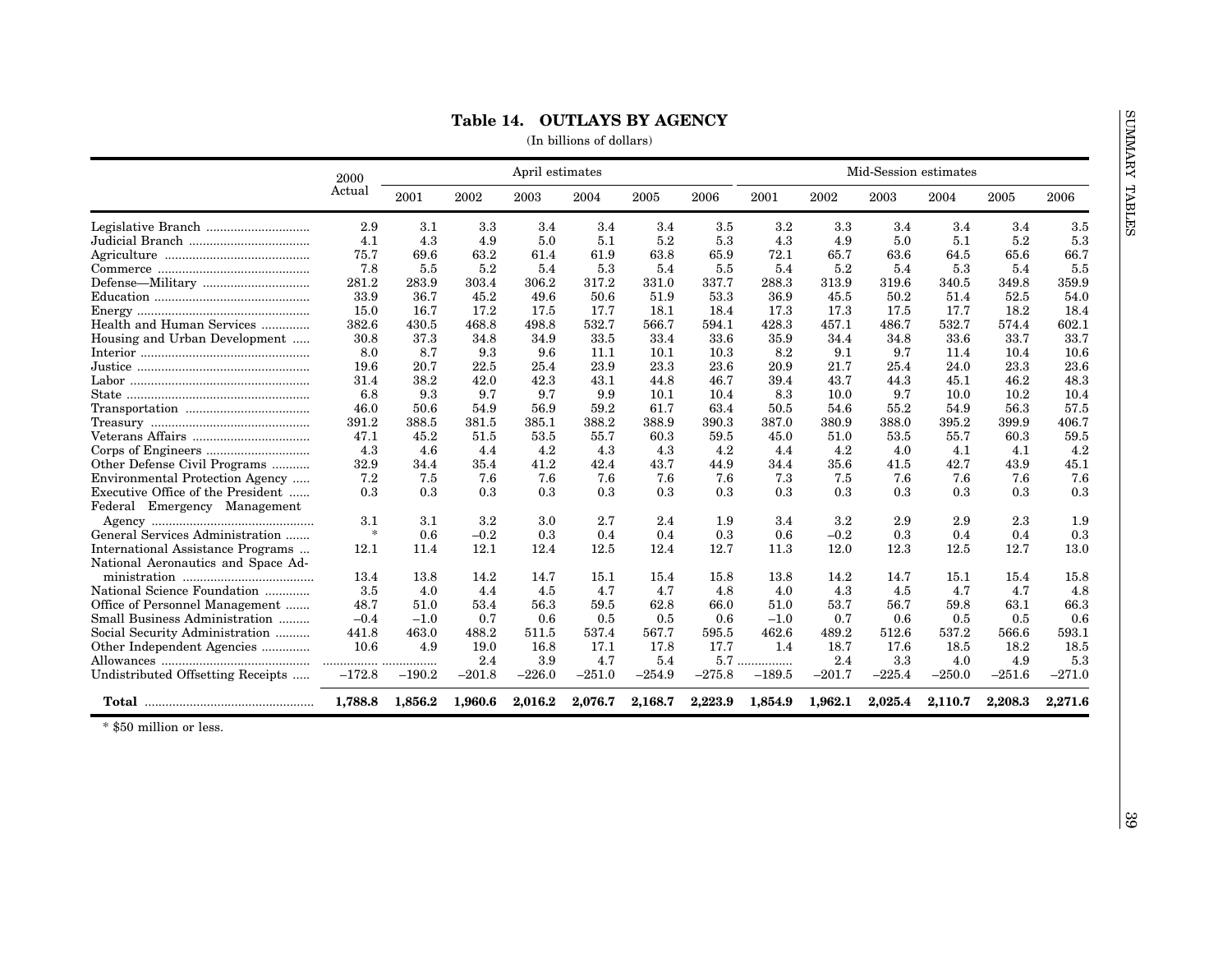# Table 14. OUTLAYS BY AGENCY

(In billions of dollars)

| | 2000 Actual | April estimates | | | | | | Mid-Session estimates | | | | | |
|---|---|---|---|---|---|---|---|---|---|---|---|---|---|
| | | 2001 | 2002 | 2003 | 2004 | 2005 | 2006 | 2001 | 2002 | 2003 | 2004 | 2005 | 2006 |
| Legislative Branch | 2.9 | 3.1 | 3.3 | 3.4 | 3.4 | 3.4 | 3.5 | 3.2 | 3.3 | 3.4 | 3.4 | 3.4 | 3.5 |
| Judicial Branch | 4.1 | 4.3 | 4.9 | 5.0 | 5.1 | 5.2 | 5.3 | 4.3 | 4.9 | 5.0 | 5.1 | 5.2 | 5.3 |
| Agriculture | 75.7 | 69.6 | 63.2 | 61.4 | 61.9 | 63.8 | 65.9 | 72.1 | 65.7 | 63.6 | 64.5 | 65.6 | 66.7 |
| Commerce | 7.8 | 5.5 | 5.2 | 5.4 | 5.3 | 5.4 | 5.5 | 5.4 | 5.2 | 5.4 | 5.3 | 5.4 | 5.5 |
| Defense—Military | 281.2 | 283.9 | 303.4 | 306.2 | 317.2 | 331.0 | 337.7 | 288.3 | 313.9 | 319.6 | 340.5 | 349.8 | 359.9 |
| Education | 33.9 | 36.7 | 45.2 | 49.6 | 50.6 | 51.9 | 53.3 | 36.9 | 45.5 | 50.2 | 51.4 | 52.5 | 54.0 |
| Energy | 15.0 | 16.7 | 17.2 | 17.5 | 17.7 | 18.1 | 18.4 | 17.3 | 17.3 | 17.5 | 17.7 | 18.2 | 18.4 |
| Health and Human Services | 382.6 | 430.5 | 468.8 | 498.8 | 532.7 | 566.7 | 594.1 | 428.3 | 457.1 | 486.7 | 532.7 | 574.4 | 602.1 |
| Housing and Urban Development | 30.8 | 37.3 | 34.8 | 34.9 | 33.5 | 33.4 | 33.6 | 35.9 | 34.4 | 34.8 | 33.6 | 33.7 | 33.7 |
| Interior | 8.0 | 8.7 | 9.3 | 9.6 | 11.1 | 10.1 | 10.3 | 8.2 | 9.1 | 9.7 | 11.4 | 10.4 | 10.6 |
| Justice | 19.6 | 20.7 | 22.5 | 25.4 | 23.9 | 23.3 | 23.6 | 20.9 | 21.7 | 25.4 | 24.0 | 23.3 | 23.6 |
| Labor | 31.4 | 38.2 | 42.0 | 42.3 | 43.1 | 44.8 | 46.7 | 39.4 | 43.7 | 44.3 | 45.1 | 46.2 | 48.3 |
| State | 6.8 | 9.3 | 9.7 | 9.7 | 9.9 | 10.1 | 10.4 | 8.3 | 10.0 | 9.7 | 10.0 | 10.2 | 10.4 |
| Transportation | 46.0 | 50.6 | 54.9 | 56.9 | 59.2 | 61.7 | 63.4 | 50.5 | 54.6 | 55.2 | 54.9 | 56.3 | 57.5 |
| Treasury | 391.2 | 388.5 | 381.5 | 385.1 | 388.2 | 388.9 | 390.3 | 387.0 | 380.9 | 388.0 | 395.2 | 399.9 | 406.7 |
| Veterans Affairs | 47.1 | 45.2 | 51.5 | 53.5 | 55.7 | 60.3 | 59.5 | 45.0 | 51.0 | 53.5 | 55.7 | 60.3 | 59.5 |
| Corps of Engineers | 4.3 | 4.6 | 4.4 | 4.2 | 4.3 | 4.3 | 4.2 | 4.4 | 4.2 | 4.0 | 4.1 | 4.1 | 4.2 |
| Other Defense Civil Programs | 32.9 | 34.4 | 35.4 | 41.2 | 42.4 | 43.7 | 44.9 | 34.4 | 35.6 | 41.5 | 42.7 | 43.9 | 45.1 |
| Environmental Protection Agency | 7.2 | 7.5 | 7.6 | 7.6 | 7.6 | 7.6 | 7.6 | 7.3 | 7.5 | 7.6 | 7.6 | 7.6 | 7.6 |
| Executive Office of the President | 0.3 | 0.3 | 0.3 | 0.3 | 0.3 | 0.3 | 0.3 | 0.3 | 0.3 | 0.3 | 0.3 | 0.3 | 0.3 |
| Federal Emergency Management Agency | 3.1 | 3.1 | 3.2 | 3.0 | 2.7 | 2.4 | 1.9 | 3.4 | 3.2 | 2.9 | 2.9 | 2.3 | 1.9 |
| General Services Administration | * | 0.6 | –0.2 | 0.3 | 0.4 | 0.4 | 0.3 | 0.6 | –0.2 | 0.3 | 0.4 | 0.4 | 0.3 |
| International Assistance Programs | 12.1 | 11.4 | 12.1 | 12.4 | 12.5 | 12.4 | 12.7 | 11.3 | 12.0 | 12.3 | 12.5 | 12.7 | 13.0 |
| National Aeronautics and Space Administration | 13.4 | 13.8 | 14.2 | 14.7 | 15.1 | 15.4 | 15.8 | 13.8 | 14.2 | 14.7 | 15.1 | 15.4 | 15.8 |
| National Science Foundation | 3.5 | 4.0 | 4.4 | 4.5 | 4.7 | 4.7 | 4.8 | 4.0 | 4.3 | 4.5 | 4.7 | 4.7 | 4.8 |
| Office of Personnel Management | 48.7 | 51.0 | 53.4 | 56.3 | 59.5 | 62.8 | 66.0 | 51.0 | 53.7 | 56.7 | 59.8 | 63.1 | 66.3 |
| Small Business Administration | –0.4 | –1.0 | 0.7 | 0.6 | 0.5 | 0.5 | 0.6 | –1.0 | 0.7 | 0.6 | 0.5 | 0.5 | 0.6 |
| Social Security Administration | 441.8 | 463.0 | 488.2 | 511.5 | 537.4 | 567.7 | 595.5 | 462.6 | 489.2 | 512.6 | 537.2 | 566.6 | 593.1 |
| Other Independent Agencies | 10.6 | 4.9 | 19.0 | 16.8 | 17.1 | 17.8 | 17.7 | 1.4 | 18.7 | 17.6 | 18.5 | 18.2 | 18.5 |
| Allowances | .......... | .......... | 2.4 | 3.9 | 4.7 | 5.4 | 5.7 | .......... | 2.4 | 3.3 | 4.0 | 4.9 | 5.3 |
| Undistributed Offsetting Receipts | –172.8 | –190.2 | –201.8 | –226.0 | –251.0 | –254.9 | –275.8 | –189.5 | –201.7 | –225.4 | –250.0 | –251.6 | –271.0 |
| **Total** | **1,788.8** | **1,856.2** | **1,960.6** | **2,016.2** | **2,076.7** | **2,168.7** | **2,223.9** | **1,854.9** | **1,962.1** | **2,025.4** | **2,110.7** | **2,208.3** | **2,271.6** |

* $50 million or less.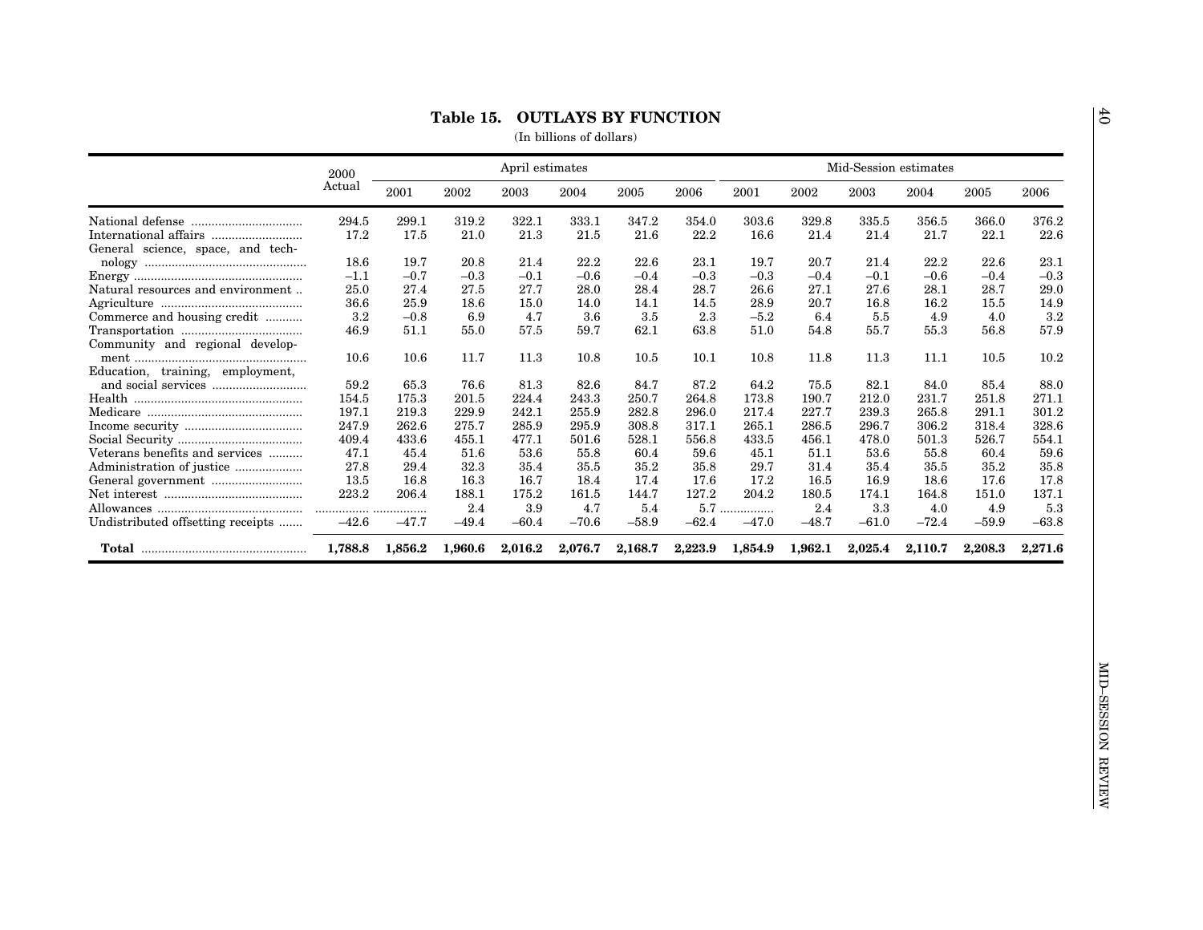## Table 15. OUTLAYS BY FUNCTION

(In billions of dollars)

| | 2000 Actual | April estimates | | | | | | Mid-Session estimates | | | | | |
|---|---|---|---|---|---|---|---|---|---|---|---|---|---|
| | | 2001 | 2002 | 2003 | 2004 | 2005 | 2006 | 2001 | 2002 | 2003 | 2004 | 2005 | 2006 |
| National defense | 294.5 | 299.1 | 319.2 | 322.1 | 333.1 | 347.2 | 354.0 | 303.6 | 329.8 | 335.5 | 356.5 | 366.0 | 376.2 |
| International affairs | 17.2 | 17.5 | 21.0 | 21.3 | 21.5 | 21.6 | 22.2 | 16.6 | 21.4 | 21.4 | 21.7 | 22.1 | 22.6 |
| General science, space, and technology | 18.6 | 19.7 | 20.8 | 21.4 | 22.2 | 22.6 | 23.1 | 19.7 | 20.7 | 21.4 | 22.2 | 22.6 | 23.1 |
| Energy | –1.1 | –0.7 | –0.3 | –0.1 | –0.6 | –0.4 | –0.3 | –0.3 | –0.4 | –0.1 | –0.6 | –0.4 | –0.3 |
| Natural resources and environment | 25.0 | 27.4 | 27.5 | 27.7 | 28.0 | 28.4 | 28.7 | 26.6 | 27.1 | 27.6 | 28.1 | 28.7 | 29.0 |
| Agriculture | 36.6 | 25.9 | 18.6 | 15.0 | 14.0 | 14.1 | 14.5 | 28.9 | 20.7 | 16.8 | 16.2 | 15.5 | 14.9 |
| Commerce and housing credit | 3.2 | –0.8 | 6.9 | 4.7 | 3.6 | 3.5 | 2.3 | –5.2 | 6.4 | 5.5 | 4.9 | 4.0 | 3.2 |
| Transportation | 46.9 | 51.1 | 55.0 | 57.5 | 59.7 | 62.1 | 63.8 | 51.0 | 54.8 | 55.7 | 55.3 | 56.8 | 57.9 |
| Community and regional development | 10.6 | 10.6 | 11.7 | 11.3 | 10.8 | 10.5 | 10.1 | 10.8 | 11.8 | 11.3 | 11.1 | 10.5 | 10.2 |
| Education, training, employment, and social services | 59.2 | 65.3 | 76.6 | 81.3 | 82.6 | 84.7 | 87.2 | 64.2 | 75.5 | 82.1 | 84.0 | 85.4 | 88.0 |
| Health | 154.5 | 175.3 | 201.5 | 224.4 | 243.3 | 250.7 | 264.8 | 173.8 | 190.7 | 212.0 | 231.7 | 251.8 | 271.1 |
| Medicare | 197.1 | 219.3 | 229.9 | 242.1 | 255.9 | 282.8 | 296.0 | 217.4 | 227.7 | 239.3 | 265.8 | 291.1 | 301.2 |
| Income security | 247.9 | 262.6 | 275.7 | 285.9 | 295.9 | 308.8 | 317.1 | 265.1 | 286.5 | 296.7 | 306.2 | 318.4 | 328.6 |
| Social Security | 409.4 | 433.6 | 455.1 | 477.1 | 501.6 | 528.1 | 556.8 | 433.5 | 456.1 | 478.0 | 501.3 | 526.7 | 554.1 |
| Veterans benefits and services | 47.1 | 45.4 | 51.6 | 53.6 | 55.8 | 60.4 | 59.6 | 45.1 | 51.1 | 53.6 | 55.8 | 60.4 | 59.6 |
| Administration of justice | 27.8 | 29.4 | 32.3 | 35.4 | 35.5 | 35.2 | 35.8 | 29.7 | 31.4 | 35.4 | 35.5 | 35.2 | 35.8 |
| General government | 13.5 | 16.8 | 16.3 | 16.7 | 18.4 | 17.4 | 17.6 | 17.2 | 16.5 | 16.9 | 18.6 | 17.6 | 17.8 |
| Net interest | 223.2 | 206.4 | 188.1 | 175.2 | 161.5 | 144.7 | 127.2 | 204.2 | 180.5 | 174.1 | 164.8 | 151.0 | 137.1 |
| Allowances | ............... | ............... | 2.4 | 3.9 | 4.7 | 5.4 | 5.7 | ............... | 2.4 | 3.3 | 4.0 | 4.9 | 5.3 |
| Undistributed offsetting receipts | –42.6 | –47.7 | –49.4 | –60.4 | –70.6 | –58.9 | –62.4 | –47.0 | –48.7 | –61.0 | –72.4 | –59.9 | –63.8 |
| **Total** | **1,788.8** | **1,856.2** | **1,960.6** | **2,016.2** | **2,076.7** | **2,168.7** | **2,223.9** | **1,854.9** | **1,962.1** | **2,025.4** | **2,110.7** | **2,208.3** | **2,271.6** |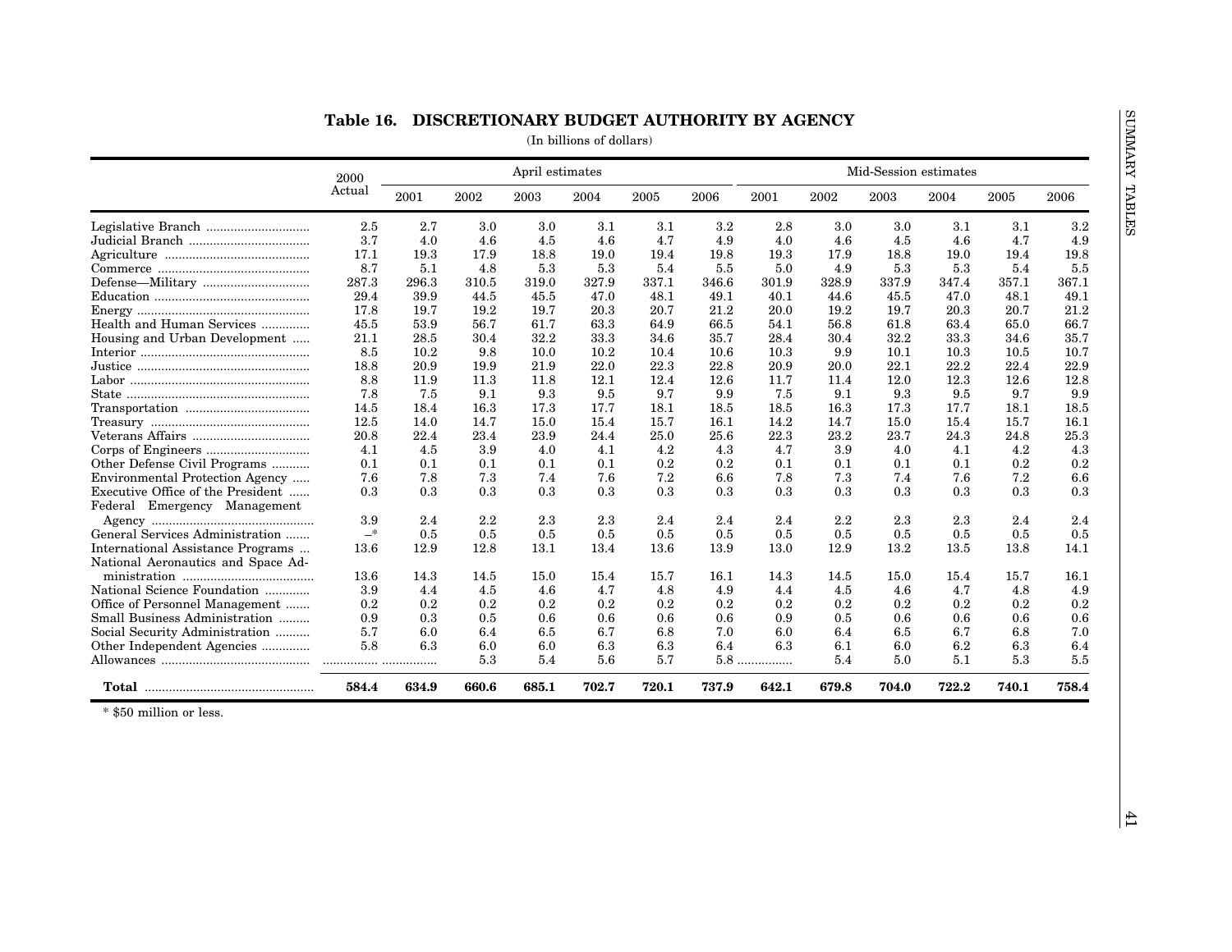## Table 16. DISCRETIONARY BUDGET AUTHORITY BY AGENCY

(In billions of dollars)

| | 2000 Actual | April estimates | | | | | | Mid-Session estimates | | | | | |
|---|---|---|---|---|---|---|---|---|---|---|---|---|---|
| | | 2001 | 2002 | 2003 | 2004 | 2005 | 2006 | 2001 | 2002 | 2003 | 2004 | 2005 | 2006 |
| Legislative Branch | 2.5 | 2.7 | 3.0 | 3.0 | 3.1 | 3.1 | 3.2 | 2.8 | 3.0 | 3.0 | 3.1 | 3.1 | 3.2 |
| Judicial Branch | 3.7 | 4.0 | 4.6 | 4.5 | 4.6 | 4.7 | 4.9 | 4.0 | 4.6 | 4.5 | 4.6 | 4.7 | 4.9 |
| Agriculture | 17.1 | 19.3 | 17.9 | 18.8 | 19.0 | 19.4 | 19.8 | 19.3 | 17.9 | 18.8 | 19.0 | 19.4 | 19.8 |
| Commerce | 8.7 | 5.1 | 4.8 | 5.3 | 5.3 | 5.4 | 5.5 | 5.0 | 4.9 | 5.3 | 5.3 | 5.4 | 5.5 |
| Defense—Military | 287.3 | 296.3 | 310.5 | 319.0 | 327.9 | 337.1 | 346.6 | 301.9 | 328.9 | 337.9 | 347.4 | 357.1 | 367.1 |
| Education | 29.4 | 39.9 | 44.5 | 45.5 | 47.0 | 48.1 | 49.1 | 40.1 | 44.6 | 45.5 | 47.0 | 48.1 | 49.1 |
| Energy | 17.8 | 19.7 | 19.2 | 19.7 | 20.3 | 20.7 | 21.2 | 20.0 | 19.2 | 19.7 | 20.3 | 20.7 | 21.2 |
| Health and Human Services | 45.5 | 53.9 | 56.7 | 61.7 | 63.3 | 64.9 | 66.5 | 54.1 | 56.8 | 61.8 | 63.4 | 65.0 | 66.7 |
| Housing and Urban Development | 21.1 | 28.5 | 30.4 | 32.2 | 33.3 | 34.6 | 35.7 | 28.4 | 30.4 | 32.2 | 33.3 | 34.6 | 35.7 |
| Interior | 8.5 | 10.2 | 9.8 | 10.0 | 10.2 | 10.4 | 10.6 | 10.3 | 9.9 | 10.1 | 10.3 | 10.5 | 10.7 |
| Justice | 18.8 | 20.9 | 19.9 | 21.9 | 22.0 | 22.3 | 22.8 | 20.9 | 20.0 | 22.1 | 22.2 | 22.4 | 22.9 |
| Labor | 8.8 | 11.9 | 11.3 | 11.8 | 12.1 | 12.4 | 12.6 | 11.7 | 11.4 | 12.0 | 12.3 | 12.6 | 12.8 |
| State | 7.8 | 7.5 | 9.1 | 9.3 | 9.5 | 9.7 | 9.9 | 7.5 | 9.1 | 9.3 | 9.5 | 9.7 | 9.9 |
| Transportation | 14.5 | 18.4 | 16.3 | 17.3 | 17.7 | 18.1 | 18.5 | 18.5 | 16.3 | 17.3 | 17.7 | 18.1 | 18.5 |
| Treasury | 12.5 | 14.0 | 14.7 | 15.0 | 15.4 | 15.7 | 16.1 | 14.2 | 14.7 | 15.0 | 15.4 | 15.7 | 16.1 |
| Veterans Affairs | 20.8 | 22.4 | 23.4 | 23.9 | 24.4 | 25.0 | 25.6 | 22.3 | 23.2 | 23.7 | 24.3 | 24.8 | 25.3 |
| Corps of Engineers | 4.1 | 4.5 | 3.9 | 4.0 | 4.1 | 4.2 | 4.3 | 4.7 | 3.9 | 4.0 | 4.1 | 4.2 | 4.3 |
| Other Defense Civil Programs | 0.1 | 0.1 | 0.1 | 0.1 | 0.1 | 0.2 | 0.2 | 0.1 | 0.1 | 0.1 | 0.1 | 0.2 | 0.2 |
| Environmental Protection Agency | 7.6 | 7.8 | 7.3 | 7.4 | 7.6 | 7.2 | 6.6 | 7.8 | 7.3 | 7.4 | 7.6 | 7.2 | 6.6 |
| Executive Office of the President | 0.3 | 0.3 | 0.3 | 0.3 | 0.3 | 0.3 | 0.3 | 0.3 | 0.3 | 0.3 | 0.3 | 0.3 | 0.3 |
| Federal Emergency Management Agency | 3.9 | 2.4 | 2.2 | 2.3 | 2.3 | 2.4 | 2.4 | 2.4 | 2.2 | 2.3 | 2.3 | 2.4 | 2.4 |
| General Services Administration | –* | 0.5 | 0.5 | 0.5 | 0.5 | 0.5 | 0.5 | 0.5 | 0.5 | 0.5 | 0.5 | 0.5 | 0.5 |
| International Assistance Programs | 13.6 | 12.9 | 12.8 | 13.1 | 13.4 | 13.6 | 13.9 | 13.0 | 12.9 | 13.2 | 13.5 | 13.8 | 14.1 |
| National Aeronautics and Space Administration | 13.6 | 14.3 | 14.5 | 15.0 | 15.4 | 15.7 | 16.1 | 14.3 | 14.5 | 15.0 | 15.4 | 15.7 | 16.1 |
| National Science Foundation | 3.9 | 4.4 | 4.5 | 4.6 | 4.7 | 4.8 | 4.9 | 4.4 | 4.5 | 4.6 | 4.7 | 4.8 | 4.9 |
| Office of Personnel Management | 0.2 | 0.2 | 0.2 | 0.2 | 0.2 | 0.2 | 0.2 | 0.2 | 0.2 | 0.2 | 0.2 | 0.2 | 0.2 |
| Small Business Administration | 0.9 | 0.3 | 0.5 | 0.6 | 0.6 | 0.6 | 0.6 | 0.9 | 0.5 | 0.6 | 0.6 | 0.6 | 0.6 |
| Social Security Administration | 5.7 | 6.0 | 6.4 | 6.5 | 6.7 | 6.8 | 7.0 | 6.0 | 6.4 | 6.5 | 6.7 | 6.8 | 7.0 |
| Other Independent Agencies | 5.8 | 6.3 | 6.0 | 6.0 | 6.3 | 6.3 | 6.4 | 6.3 | 6.1 | 6.0 | 6.2 | 6.3 | 6.4 |
| Allowances | ............ | ............ | 5.3 | 5.4 | 5.6 | 5.7 | 5.8 | ............ | 5.4 | 5.0 | 5.1 | 5.3 | 5.5 |
| **Total** | **584.4** | **634.9** | **660.6** | **685.1** | **702.7** | **720.1** | **737.9** | **642.1** | **679.8** | **704.0** | **722.2** | **740.1** | **758.4** |

* $50 million or less.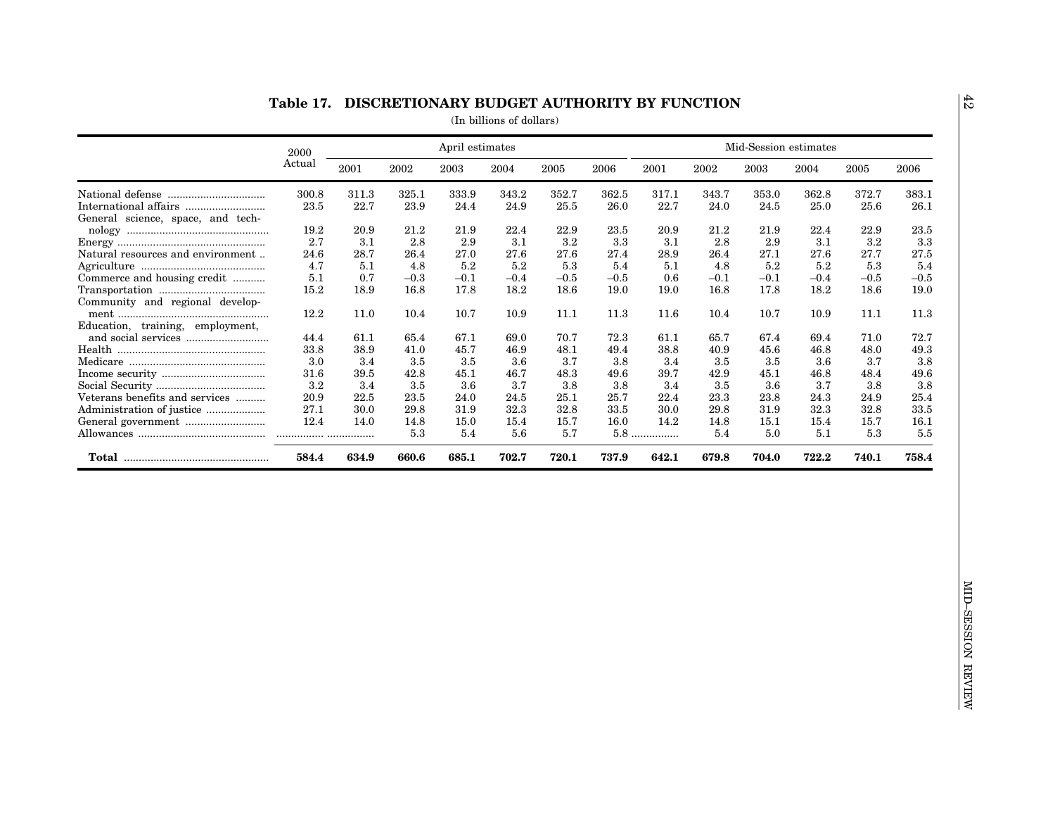## Table 17. DISCRETIONARY BUDGET AUTHORITY BY FUNCTION

(In billions of dollars)

| | 2000 Actual | April estimates | | | | | | Mid-Session estimates | | | | | |
|---|---|---|---|---|---|---|---|---|---|---|---|---|---|
| | | 2001 | 2002 | 2003 | 2004 | 2005 | 2006 | 2001 | 2002 | 2003 | 2004 | 2005 | 2006 |
| National defense | 300.8 | 311.3 | 325.1 | 333.9 | 343.2 | 352.7 | 362.5 | 317.1 | 343.7 | 353.0 | 362.8 | 372.7 | 383.1 |
| International affairs | 23.5 | 22.7 | 23.9 | 24.4 | 24.9 | 25.5 | 26.0 | 22.7 | 24.0 | 24.5 | 25.0 | 25.6 | 26.1 |
| General science, space, and technology | 19.2 | 20.9 | 21.2 | 21.9 | 22.4 | 22.9 | 23.5 | 20.9 | 21.2 | 21.9 | 22.4 | 22.9 | 23.5 |
| Energy | 2.7 | 3.1 | 2.8 | 2.9 | 3.1 | 3.2 | 3.3 | 3.1 | 2.8 | 2.9 | 3.1 | 3.2 | 3.3 |
| Natural resources and environment | 24.6 | 28.7 | 26.4 | 27.0 | 27.6 | 27.6 | 27.4 | 28.9 | 26.4 | 27.1 | 27.6 | 27.7 | 27.5 |
| Agriculture | 4.7 | 5.1 | 4.8 | 5.2 | 5.2 | 5.3 | 5.4 | 5.1 | 4.8 | 5.2 | 5.2 | 5.3 | 5.4 |
| Commerce and housing credit | 5.1 | 0.7 | –0.3 | –0.1 | –0.4 | –0.5 | –0.5 | 0.6 | –0.1 | –0.1 | –0.4 | –0.5 | –0.5 |
| Transportation | 15.2 | 18.9 | 16.8 | 17.8 | 18.2 | 18.6 | 19.0 | 19.0 | 16.8 | 17.8 | 18.2 | 18.6 | 19.0 |
| Community and regional development | 12.2 | 11.0 | 10.4 | 10.7 | 10.9 | 11.1 | 11.3 | 11.6 | 10.4 | 10.7 | 10.9 | 11.1 | 11.3 |
| Education, training, employment, and social services | 44.4 | 61.1 | 65.4 | 67.1 | 69.0 | 70.7 | 72.3 | 61.1 | 65.7 | 67.4 | 69.4 | 71.0 | 72.7 |
| Health | 33.8 | 38.9 | 41.0 | 45.7 | 46.9 | 48.1 | 49.4 | 38.8 | 40.9 | 45.6 | 46.8 | 48.0 | 49.3 |
| Medicare | 3.0 | 3.4 | 3.5 | 3.5 | 3.6 | 3.7 | 3.8 | 3.4 | 3.5 | 3.5 | 3.6 | 3.7 | 3.8 |
| Income security | 31.6 | 39.5 | 42.8 | 45.1 | 46.7 | 48.3 | 49.6 | 39.7 | 42.9 | 45.1 | 46.8 | 48.4 | 49.6 |
| Social Security | 3.2 | 3.4 | 3.5 | 3.6 | 3.7 | 3.8 | 3.8 | 3.4 | 3.5 | 3.6 | 3.7 | 3.8 | 3.8 |
| Veterans benefits and services | 20.9 | 22.5 | 23.5 | 24.0 | 24.5 | 25.1 | 25.7 | 22.4 | 23.3 | 23.8 | 24.3 | 24.9 | 25.4 |
| Administration of justice | 27.1 | 30.0 | 29.8 | 31.9 | 32.3 | 32.8 | 33.5 | 30.0 | 29.8 | 31.9 | 32.3 | 32.8 | 33.5 |
| General government | 12.4 | 14.0 | 14.8 | 15.0 | 15.4 | 15.7 | 16.0 | 14.2 | 14.8 | 15.1 | 15.4 | 15.7 | 16.1 |
| Allowances | ........... | ........... | 5.3 | 5.4 | 5.6 | 5.7 | 5.8 | ........... | 5.4 | 5.0 | 5.1 | 5.3 | 5.5 |
| **Total** | **584.4** | **634.9** | **660.6** | **685.1** | **702.7** | **720.1** | **737.9** | **642.1** | **679.8** | **704.0** | **722.2** | **740.1** | **758.4** |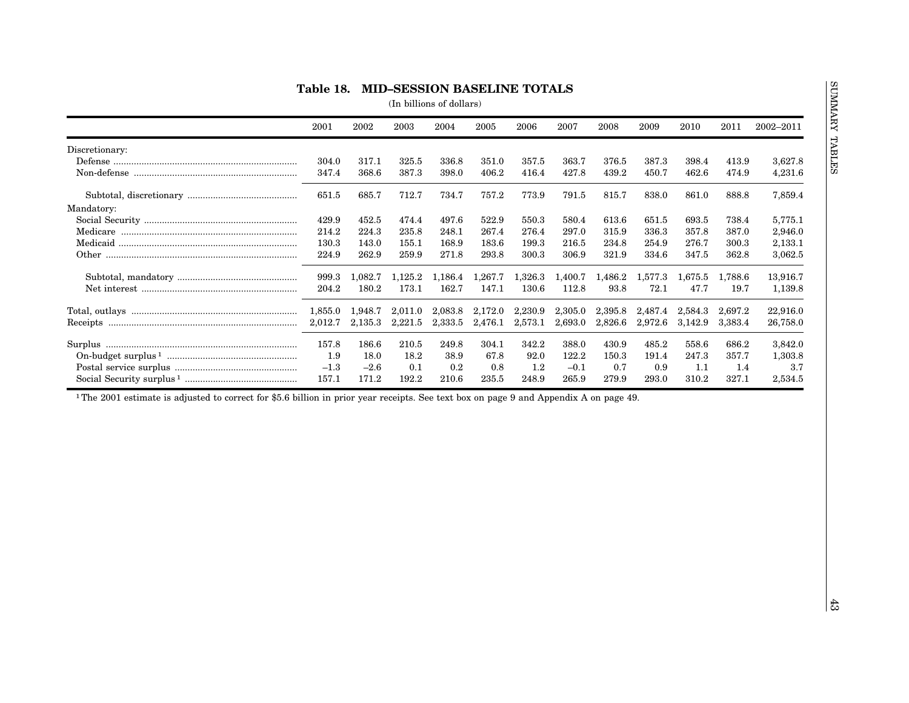## Table 18. MID–SESSION BASELINE TOTALS

(In billions of dollars)

| | 2001 | 2002 | 2003 | 2004 | 2005 | 2006 | 2007 | 2008 | 2009 | 2010 | 2011 | 2002–2011 |
|---|---|---|---|---|---|---|---|---|---|---|---|---|
| Discretionary: | | | | | | | | | | | | |
| Defense | 304.0 | 317.1 | 325.5 | 336.8 | 351.0 | 357.5 | 363.7 | 376.5 | 387.3 | 398.4 | 413.9 | 3,627.8 |
| Non-defense | 347.4 | 368.6 | 387.3 | 398.0 | 406.2 | 416.4 | 427.8 | 439.2 | 450.7 | 462.6 | 474.9 | 4,231.6 |
| Subtotal, discretionary | 651.5 | 685.7 | 712.7 | 734.7 | 757.2 | 773.9 | 791.5 | 815.7 | 838.0 | 861.0 | 888.8 | 7,859.4 |
| Mandatory: | | | | | | | | | | | | |
| Social Security | 429.9 | 452.5 | 474.4 | 497.6 | 522.9 | 550.3 | 580.4 | 613.6 | 651.5 | 693.5 | 738.4 | 5,775.1 |
| Medicare | 214.2 | 224.3 | 235.8 | 248.1 | 267.4 | 276.4 | 297.0 | 315.9 | 336.3 | 357.8 | 387.0 | 2,946.0 |
| Medicaid | 130.3 | 143.0 | 155.1 | 168.9 | 183.6 | 199.3 | 216.5 | 234.8 | 254.9 | 276.7 | 300.3 | 2,133.1 |
| Other | 224.9 | 262.9 | 259.9 | 271.8 | 293.8 | 300.3 | 306.9 | 321.9 | 334.6 | 347.5 | 362.8 | 3,062.5 |
| Subtotal, mandatory | 999.3 | 1,082.7 | 1,125.2 | 1,186.4 | 1,267.7 | 1,326.3 | 1,400.7 | 1,486.2 | 1,577.3 | 1,675.5 | 1,788.6 | 13,916.7 |
| Net interest | 204.2 | 180.2 | 173.1 | 162.7 | 147.1 | 130.6 | 112.8 | 93.8 | 72.1 | 47.7 | 19.7 | 1,139.8 |
| Total, outlays | 1,855.0 | 1,948.7 | 2,011.0 | 2,083.8 | 2,172.0 | 2,230.9 | 2,305.0 | 2,395.8 | 2,487.4 | 2,584.3 | 2,697.2 | 22,916.0 |
| Receipts | 2,012.7 | 2,135.3 | 2,221.5 | 2,333.5 | 2,476.1 | 2,573.1 | 2,693.0 | 2,826.6 | 2,972.6 | 3,142.9 | 3,383.4 | 26,758.0 |
| Surplus | 157.8 | 186.6 | 210.5 | 249.8 | 304.1 | 342.2 | 388.0 | 430.9 | 485.2 | 558.6 | 686.2 | 3,842.0 |
| On-budget surplus [1] | 1.9 | 18.0 | 18.2 | 38.9 | 67.8 | 92.0 | 122.2 | 150.3 | 191.4 | 247.3 | 357.7 | 1,303.8 |
| Postal service surplus | –1.3 | –2.6 | 0.1 | 0.2 | 0.8 | 1.2 | –0.1 | 0.7 | 0.9 | 1.1 | 1.4 | 3.7 |
| Social Security surplus [1] | 157.1 | 171.2 | 192.2 | 210.6 | 235.5 | 248.9 | 265.9 | 279.9 | 293.0 | 310.2 | 327.1 | 2,534.5 |

[1] The 2001 estimate is adjusted to correct for $5.6 billion in prior year receipts. See text box on page 9 and Appendix A on page 49.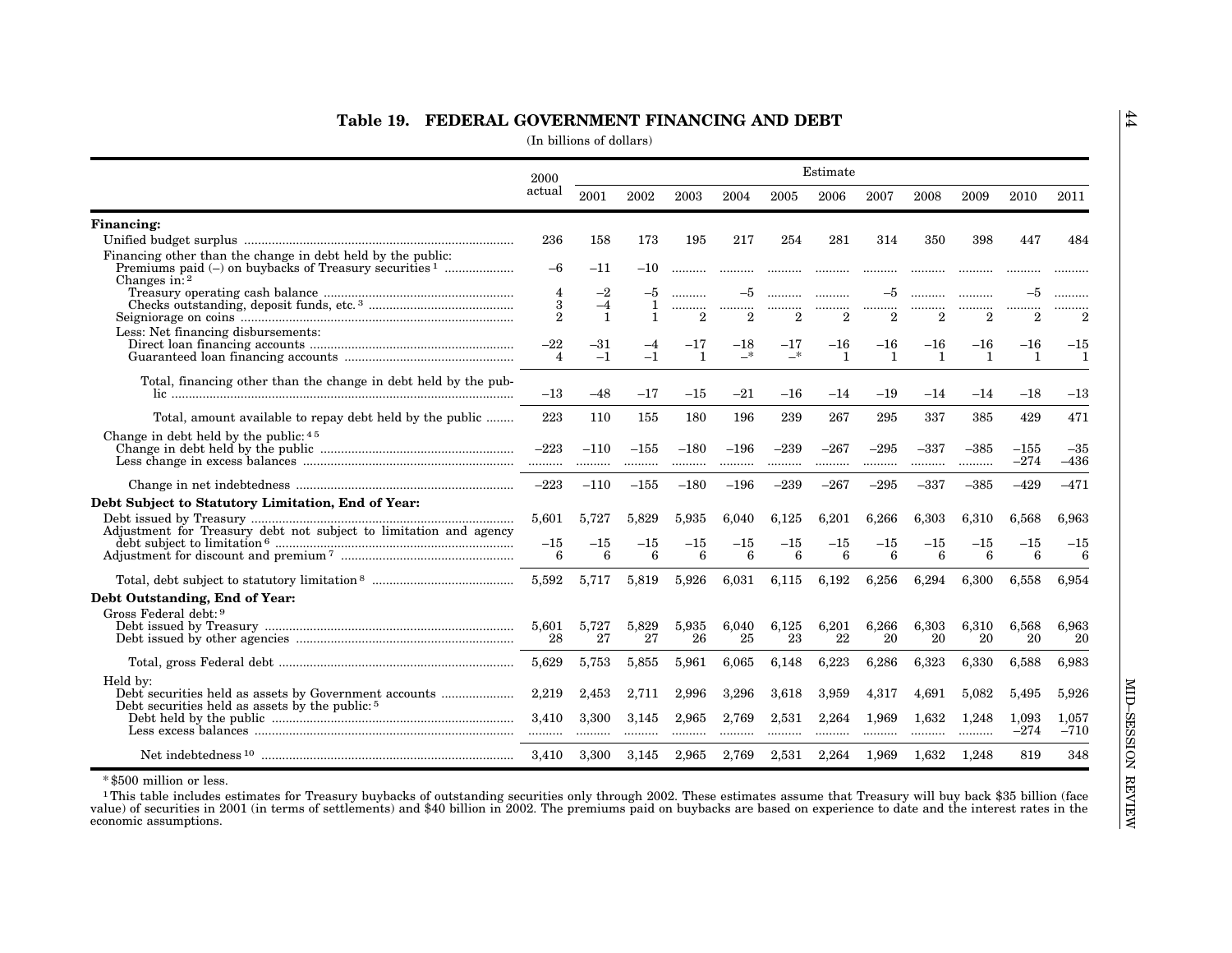## Table 19. FEDERAL GOVERNMENT FINANCING AND DEBT

(In billions of dollars)

| | 2000 actual | Estimate | | | | | | | | | | |
|---|---|---|---|---|---|---|---|---|---|---|---|---|
| | | 2001 | 2002 | 2003 | 2004 | 2005 | 2006 | 2007 | 2008 | 2009 | 2010 | 2011 |
| **Financing:** | | | | | | | | | | | | |
| Unified budget surplus | 236 | 158 | 173 | 195 | 217 | 254 | 281 | 314 | 350 | 398 | 447 | 484 |
| Financing other than the change in debt held by the public: | | | | | | | | | | | | |
| Premiums paid (–) on buybacks of Treasury securities [1] | –6 | –11 | –10 | .......... | .......... | .......... | .......... | .......... | .......... | .......... | .......... | .......... |
| Changes in: [2] | | | | | | | | | | | | |
| Treasury operating cash balance | 4 | –2 | –5 | .......... | –5 | .......... | .......... | –5 | .......... | .......... | –5 | .......... |
| Checks outstanding, deposit funds, etc. [3] | 3 | –4 | 1 | .......... | .......... | .......... | .......... | .......... | .......... | .......... | .......... | .......... |
| Seigniorage on coins | 2 | 1 | 1 | 2 | 2 | 2 | 2 | 2 | 2 | 2 | 2 | 2 |
| Less: Net financing disbursements: | | | | | | | | | | | | |
| Direct loan financing accounts | –22 | –31 | –4 | –17 | –18 | –17 | –16 | –16 | –16 | –16 | –16 | –15 |
| Guaranteed loan financing accounts | 4 | –1 | –1 | 1 | –* | –* | 1 | 1 | 1 | 1 | 1 | 1 |
| Total, financing other than the change in debt held by the public | –13 | –48 | –17 | –15 | –21 | –16 | –14 | –19 | –14 | –14 | –18 | –13 |
| Total, amount available to repay debt held by the public | 223 | 110 | 155 | 180 | 196 | 239 | 267 | 295 | 337 | 385 | 429 | 471 |
| Change in debt held by the public: [4,5] | | | | | | | | | | | | |
| Change in debt held by the public | –223 | –110 | –155 | –180 | –196 | –239 | –267 | –295 | –337 | –385 | –155 | –35 |
| Less change in excess balances | .......... | .......... | .......... | .......... | .......... | .......... | .......... | .......... | .......... | .......... | –274 | –436 |
| Change in net indebtedness | –223 | –110 | –155 | –180 | –196 | –239 | –267 | –295 | –337 | –385 | –429 | –471 |
| **Debt Subject to Statutory Limitation, End of Year:** | | | | | | | | | | | | |
| Debt issued by Treasury | 5,601 | 5,727 | 5,829 | 5,935 | 6,040 | 6,125 | 6,201 | 6,266 | 6,303 | 6,310 | 6,568 | 6,963 |
| Adjustment for Treasury debt not subject to limitation and agency debt subject to limitation [6] | –15 | –15 | –15 | –15 | –15 | –15 | –15 | –15 | –15 | –15 | –15 | –15 |
| Adjustment for discount and premium [7] | 6 | 6 | 6 | 6 | 6 | 6 | 6 | 6 | 6 | 6 | 6 | 6 |
| Total, debt subject to statutory limitation [8] | 5,592 | 5,717 | 5,819 | 5,926 | 6,031 | 6,115 | 6,192 | 6,256 | 6,294 | 6,300 | 6,558 | 6,954 |
| **Debt Outstanding, End of Year:** | | | | | | | | | | | | |
| Gross Federal debt: [9] | | | | | | | | | | | | |
| Debt issued by Treasury | 5,601 | 5,727 | 5,829 | 5,935 | 6,040 | 6,125 | 6,201 | 6,266 | 6,303 | 6,310 | 6,568 | 6,963 |
| Debt issued by other agencies | 28 | 27 | 27 | 26 | 25 | 23 | 22 | 20 | 20 | 20 | 20 | 20 |
| Total, gross Federal debt | 5,629 | 5,753 | 5,855 | 5,961 | 6,065 | 6,148 | 6,223 | 6,286 | 6,323 | 6,330 | 6,588 | 6,983 |
| Held by: | | | | | | | | | | | | |
| Debt securities held as assets by Government accounts | 2,219 | 2,453 | 2,711 | 2,996 | 3,296 | 3,618 | 3,959 | 4,317 | 4,691 | 5,082 | 5,495 | 5,926 |
| Debt securities held as assets by the public: [5] | | | | | | | | | | | | |
| Debt held by the public | 3,410 | 3,300 | 3,145 | 2,965 | 2,769 | 2,531 | 2,264 | 1,969 | 1,632 | 1,248 | 1,093 | 1,057 |
| Less excess balances | .......... | .......... | .......... | .......... | .......... | .......... | .......... | .......... | .......... | .......... | –274 | –710 |
| Net indebtedness [10] | 3,410 | 3,300 | 3,145 | 2,965 | 2,769 | 2,531 | 2,264 | 1,969 | 1,632 | 1,248 | 819 | 348 |

* $500 million or less.

[1] This table includes estimates for Treasury buybacks of outstanding securities only through 2002. These estimates assume that Treasury will buy back $35 billion (face value) of securities in 2001 (in terms of settlements) and $40 billion in 2002. The premiums paid on buybacks are based on experience to date and the interest rates in the economic assumptions.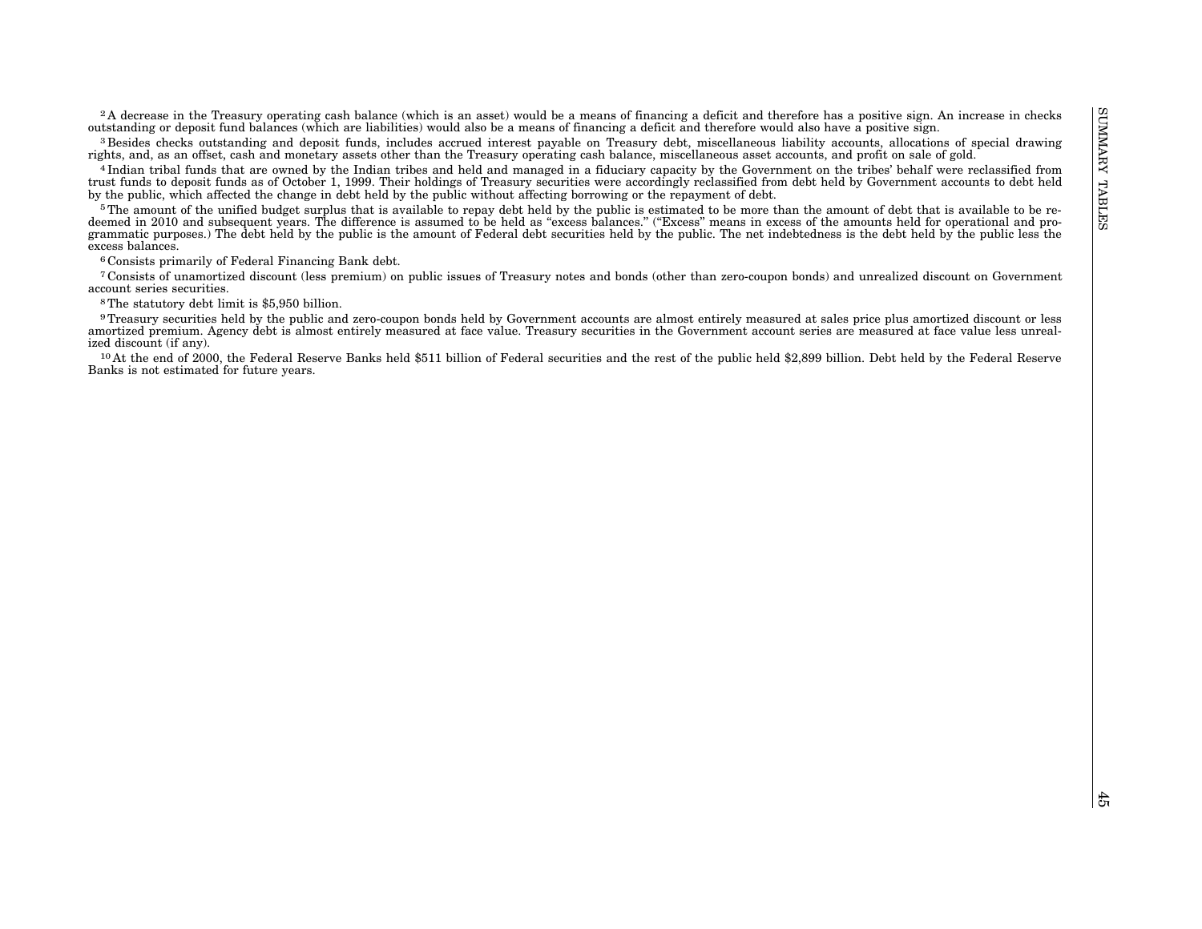[2] A decrease in the Treasury operating cash balance (which is an asset) would be a means of financing a deficit and therefore has a positive sign. An increase in checks outstanding or deposit fund balances (which are liabilities) would also be a means of financing a deficit and therefore would also have a positive sign.

[3] Besides checks outstanding and deposit funds, includes accrued interest payable on Treasury debt, miscellaneous liability accounts, allocations of special drawing rights, and, as an offset, cash and monetary assets other than the Treasury operating cash balance, miscellaneous asset accounts, and profit on sale of gold.

[4] Indian tribal funds that are owned by the Indian tribes and held and managed in a fiduciary capacity by the Government on the tribes' behalf were reclassified from trust funds to deposit funds as of October 1, 1999. Their holdings of Treasury securities were accordingly reclassified from debt held by Government accounts to debt held by the public, which affected the change in debt held by the public without affecting borrowing or the repayment of debt.

[5] The amount of the unified budget surplus that is available to repay debt held by the public is estimated to be more than the amount of debt that is available to be redeemed in 2010 and subsequent years. The difference is assumed to be held as "excess balances." ("Excess" means in excess of the amounts held for operational and programmatic purposes.) The debt held by the public is the amount of Federal debt securities held by the public. The net indebtedness is the debt held by the public less the excess balances.

[6] Consists primarily of Federal Financing Bank debt.

[7] Consists of unamortized discount (less premium) on public issues of Treasury notes and bonds (other than zero-coupon bonds) and unrealized discount on Government account series securities.

[8] The statutory debt limit is $5,950 billion.

[9] Treasury securities held by the public and zero-coupon bonds held by Government accounts are almost entirely measured at sales price plus amortized discount or less amortized premium. Agency debt is almost entirely measured at face value. Treasury securities in the Government account series are measured at face value less unrealized discount (if any).

[10] At the end of 2000, the Federal Reserve Banks held $511 billion of Federal securities and the rest of the public held $2,899 billion. Debt held by the Federal Reserve Banks is not estimated for future years.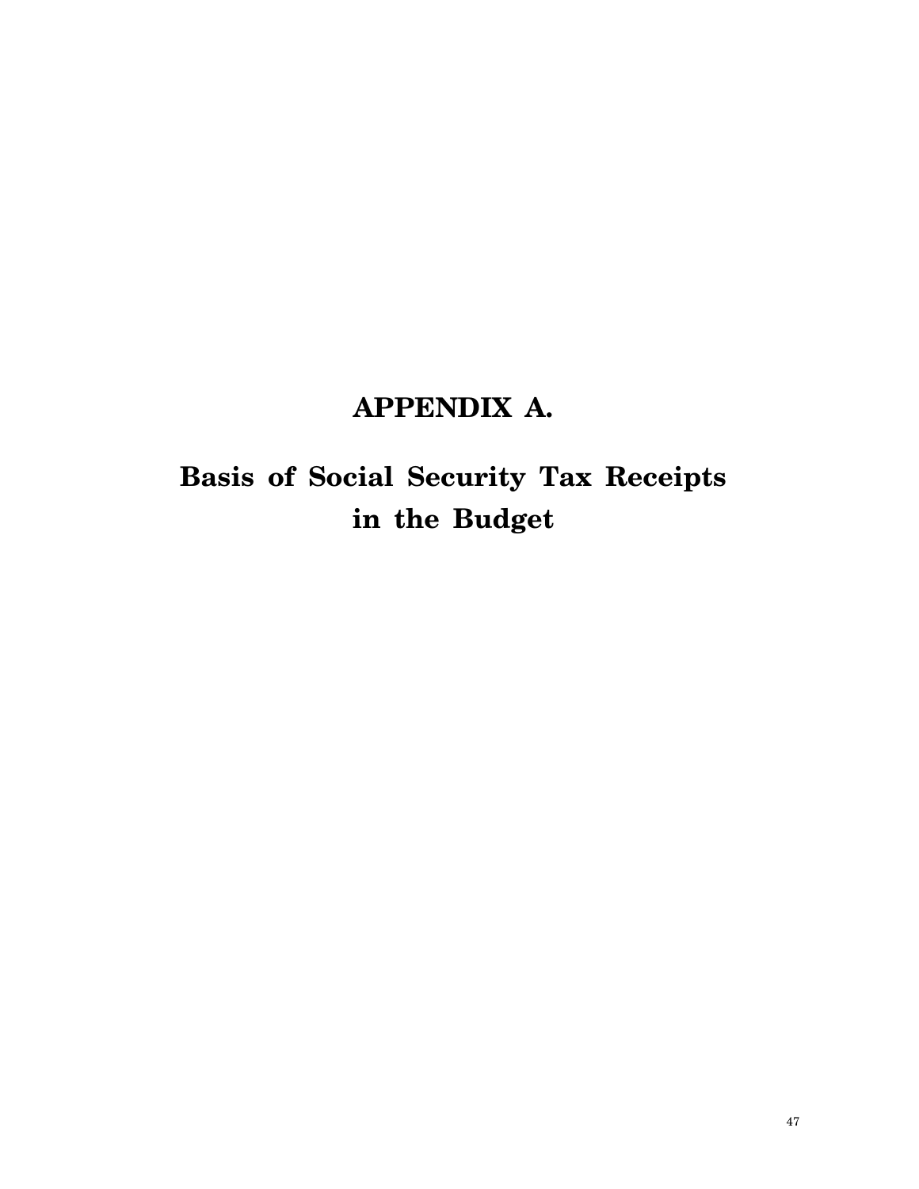# APPENDIX A.

## Basis of Social Security Tax Receipts in the Budget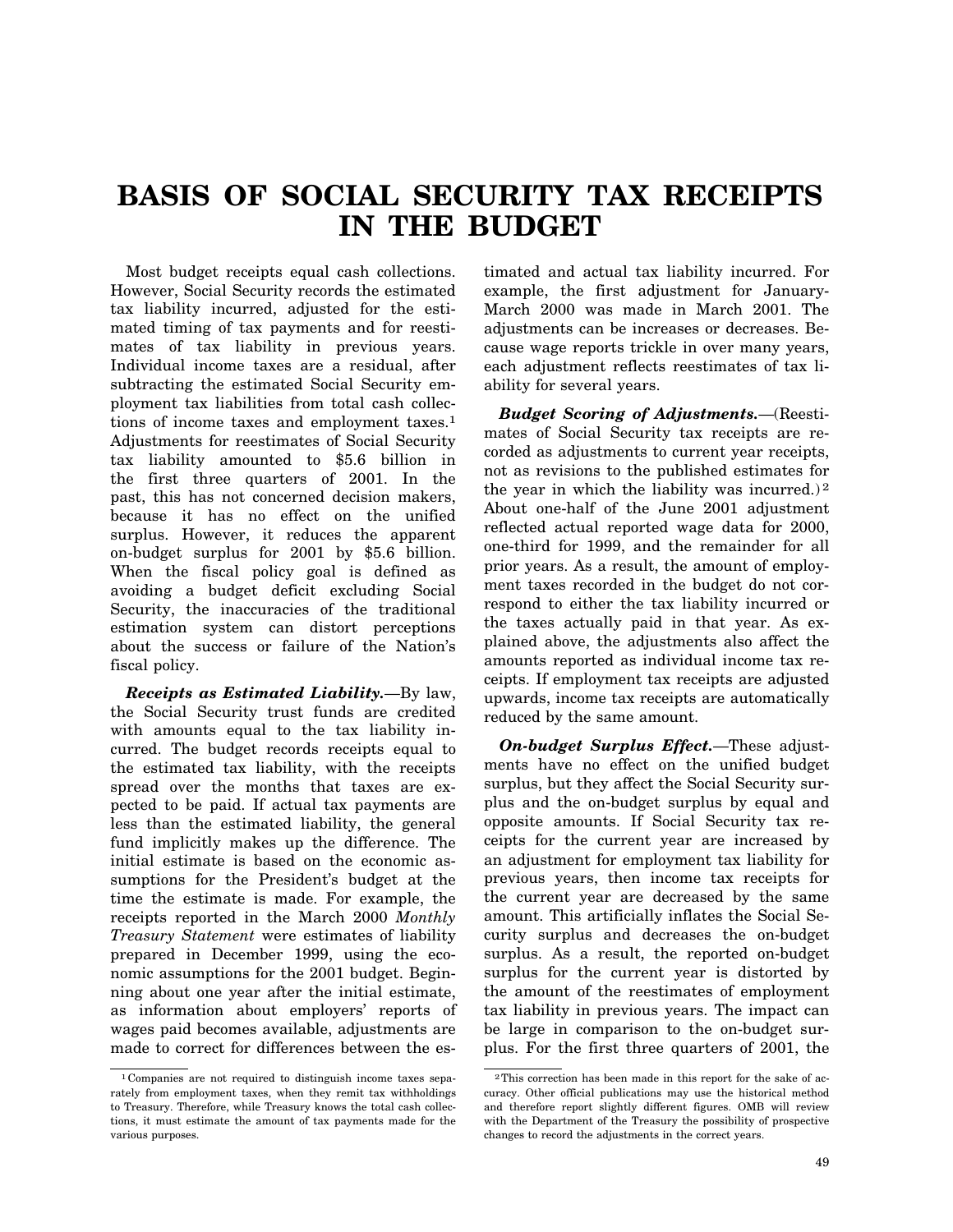# BASIS OF SOCIAL SECURITY TAX RECEIPTS IN THE BUDGET

Most budget receipts equal cash collections. However, Social Security records the estimated tax liability incurred, adjusted for the estimated timing of tax payments and for reestimates of tax liability in previous years. Individual income taxes are a residual, after subtracting the estimated Social Security employment tax liabilities from total cash collections of income taxes and employment taxes.[1] Adjustments for reestimates of Social Security tax liability amounted to $5.6 billion in the first three quarters of 2001. In the past, this has not concerned decision makers, because it has no effect on the unified surplus. However, it reduces the apparent on-budget surplus for 2001 by $5.6 billion. When the fiscal policy goal is defined as avoiding a budget deficit excluding Social Security, the inaccuracies of the traditional estimation system can distort perceptions about the success or failure of the Nation's fiscal policy.

***Receipts as Estimated Liability.***—By law, the Social Security trust funds are credited with amounts equal to the tax liability incurred. The budget records receipts equal to the estimated tax liability, with the receipts spread over the months that taxes are expected to be paid. If actual tax payments are less than the estimated liability, the general fund implicitly makes up the difference. The initial estimate is based on the economic assumptions for the President's budget at the time the estimate is made. For example, the receipts reported in the March 2000 *Monthly Treasury Statement* were estimates of liability prepared in December 1999, using the economic assumptions for the 2001 budget. Beginning about one year after the initial estimate, as information about employers' reports of wages paid becomes available, adjustments are made to correct for differences between the estimated and actual tax liability incurred. For example, the first adjustment for January-March 2000 was made in March 2001. The adjustments can be increases or decreases. Because wage reports trickle in over many years, each adjustment reflects reestimates of tax liability for several years.

***Budget Scoring of Adjustments.***—(Reestimates of Social Security tax receipts are recorded as adjustments to current year receipts, not as revisions to the published estimates for the year in which the liability was incurred.)[2] About one-half of the June 2001 adjustment reflected actual reported wage data for 2000, one-third for 1999, and the remainder for all prior years. As a result, the amount of employment taxes recorded in the budget do not correspond to either the tax liability incurred or the taxes actually paid in that year. As explained above, the adjustments also affect the amounts reported as individual income tax receipts. If employment tax receipts are adjusted upwards, income tax receipts are automatically reduced by the same amount.

***On-budget Surplus Effect.***—These adjustments have no effect on the unified budget surplus, but they affect the Social Security surplus and the on-budget surplus by equal and opposite amounts. If Social Security tax receipts for the current year are increased by an adjustment for employment tax liability for previous years, then income tax receipts for the current year are decreased by the same amount. This artificially inflates the Social Security surplus and decreases the on-budget surplus. As a result, the reported on-budget surplus for the current year is distorted by the amount of the reestimates of employment tax liability in previous years. The impact can be large in comparison to the on-budget surplus. For the first three quarters of 2001, the

---

[1] Companies are not required to distinguish income taxes separately from employment taxes, when they remit tax withholdings to Treasury. Therefore, while Treasury knows the total cash collections, it must estimate the amount of tax payments made for the various purposes.

[2] This correction has been made in this report for the sake of accuracy. Other official publications may use the historical method and therefore report slightly different figures. OMB will review with the Department of the Treasury the possibility of prospective changes to record the adjustments in the correct years.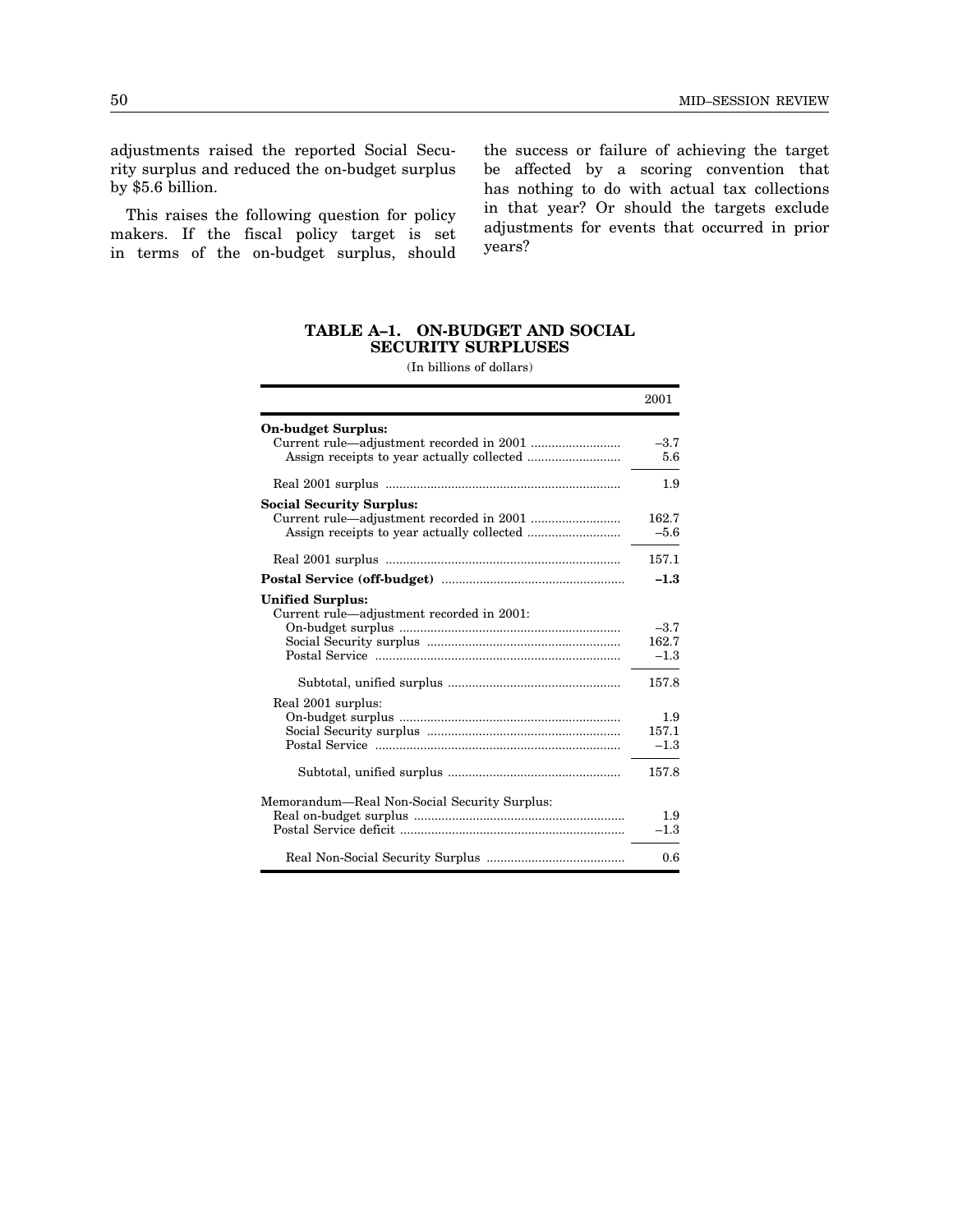adjustments raised the reported Social Security surplus and reduced the on-budget surplus by $5.6 billion.

This raises the following question for policy makers. If the fiscal policy target is set in terms of the on-budget surplus, should the success or failure of achieving the target be affected by a scoring convention that has nothing to do with actual tax collections in that year? Or should the targets exclude adjustments for events that occurred in prior years?

**TABLE A–1. ON-BUDGET AND SOCIAL SECURITY SURPLUSES**

(In billions of dollars)

| | 2001 |
|---|---|
| **On-budget Surplus:** | |
| Current rule—adjustment recorded in 2001 | –3.7 |
| Assign receipts to year actually collected | 5.6 |
| Real 2001 surplus | 1.9 |
| **Social Security Surplus:** | |
| Current rule—adjustment recorded in 2001 | 162.7 |
| Assign receipts to year actually collected | –5.6 |
| Real 2001 surplus | 157.1 |
| **Postal Service (off-budget)** | **–1.3** |
| **Unified Surplus:** | |
| Current rule—adjustment recorded in 2001: | |
| On-budget surplus | –3.7 |
| Social Security surplus | 162.7 |
| Postal Service | –1.3 |
| Subtotal, unified surplus | 157.8 |
| Real 2001 surplus: | |
| On-budget surplus | 1.9 |
| Social Security surplus | 157.1 |
| Postal Service | –1.3 |
| Subtotal, unified surplus | 157.8 |
| Memorandum—Real Non-Social Security Surplus: | |
| Real on-budget surplus | 1.9 |
| Postal Service deficit | –1.3 |
| Real Non-Social Security Surplus | 0.6 |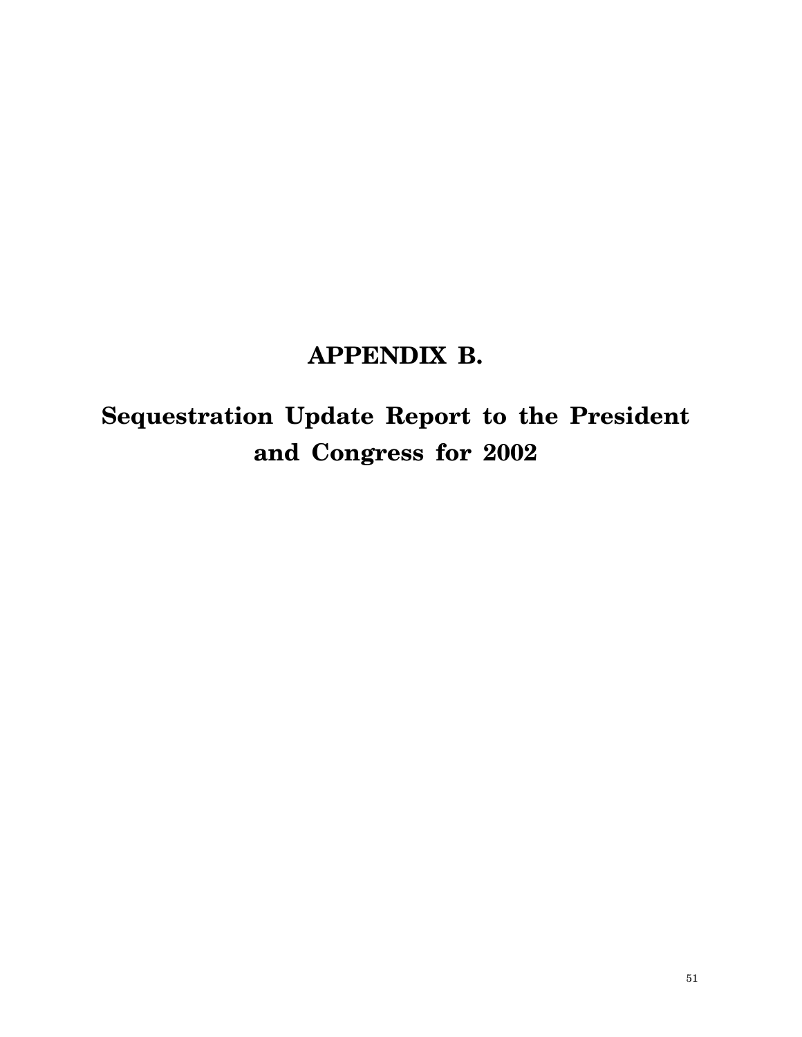# APPENDIX B.

# Sequestration Update Report to the President and Congress for 2002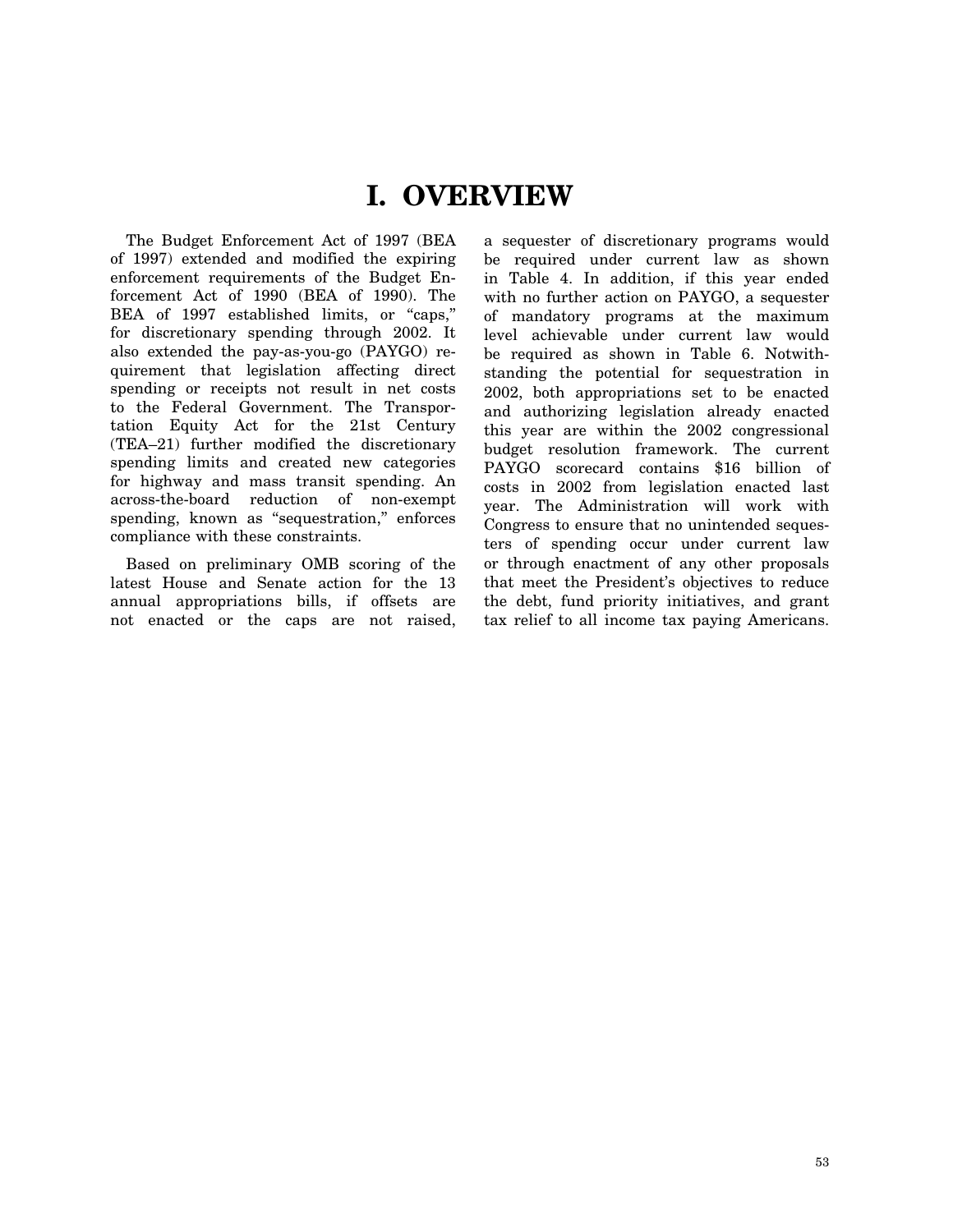# I. OVERVIEW

The Budget Enforcement Act of 1997 (BEA of 1997) extended and modified the expiring enforcement requirements of the Budget Enforcement Act of 1990 (BEA of 1990). The BEA of 1997 established limits, or "caps," for discretionary spending through 2002. It also extended the pay-as-you-go (PAYGO) requirement that legislation affecting direct spending or receipts not result in net costs to the Federal Government. The Transportation Equity Act for the 21st Century (TEA–21) further modified the discretionary spending limits and created new categories for highway and mass transit spending. An across-the-board reduction of non-exempt spending, known as "sequestration," enforces compliance with these constraints.

Based on preliminary OMB scoring of the latest House and Senate action for the 13 annual appropriations bills, if offsets are not enacted or the caps are not raised, a sequester of discretionary programs would be required under current law as shown in Table 4. In addition, if this year ended with no further action on PAYGO, a sequester of mandatory programs at the maximum level achievable under current law would be required as shown in Table 6. Notwithstanding the potential for sequestration in 2002, both appropriations set to be enacted and authorizing legislation already enacted this year are within the 2002 congressional budget resolution framework. The current PAYGO scorecard contains $16 billion of costs in 2002 from legislation enacted last year. The Administration will work with Congress to ensure that no unintended sequesters of spending occur under current law or through enactment of any other proposals that meet the President's objectives to reduce the debt, fund priority initiatives, and grant tax relief to all income tax paying Americans.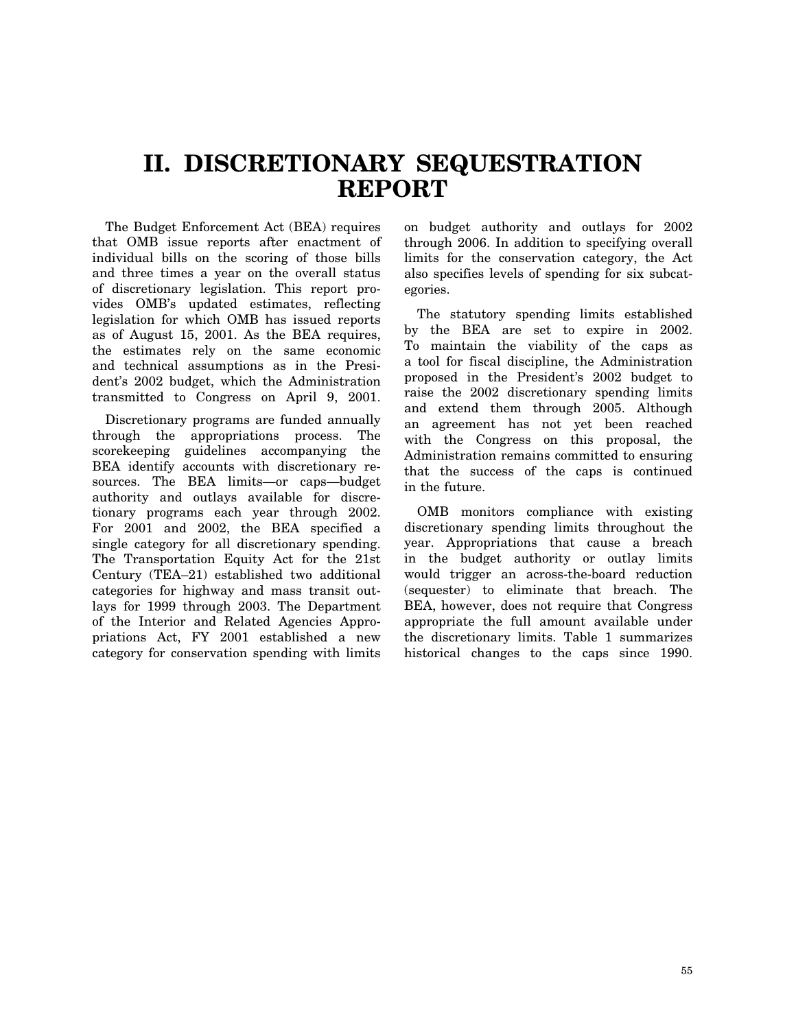# II. DISCRETIONARY SEQUESTRATION REPORT

The Budget Enforcement Act (BEA) requires that OMB issue reports after enactment of individual bills on the scoring of those bills and three times a year on the overall status of discretionary legislation. This report provides OMB's updated estimates, reflecting legislation for which OMB has issued reports as of August 15, 2001. As the BEA requires, the estimates rely on the same economic and technical assumptions as in the President's 2002 budget, which the Administration transmitted to Congress on April 9, 2001.

Discretionary programs are funded annually through the appropriations process. The scorekeeping guidelines accompanying the BEA identify accounts with discretionary resources. The BEA limits—or caps—budget authority and outlays available for discretionary programs each year through 2002. For 2001 and 2002, the BEA specified a single category for all discretionary spending. The Transportation Equity Act for the 21st Century (TEA–21) established two additional categories for highway and mass transit outlays for 1999 through 2003. The Department of the Interior and Related Agencies Appropriations Act, FY 2001 established a new category for conservation spending with limits on budget authority and outlays for 2002 through 2006. In addition to specifying overall limits for the conservation category, the Act also specifies levels of spending for six subcategories.

The statutory spending limits established by the BEA are set to expire in 2002. To maintain the viability of the caps as a tool for fiscal discipline, the Administration proposed in the President's 2002 budget to raise the 2002 discretionary spending limits and extend them through 2005. Although an agreement has not yet been reached with the Congress on this proposal, the Administration remains committed to ensuring that the success of the caps is continued in the future.

OMB monitors compliance with existing discretionary spending limits throughout the year. Appropriations that cause a breach in the budget authority or outlay limits would trigger an across-the-board reduction (sequester) to eliminate that breach. The BEA, however, does not require that Congress appropriate the full amount available under the discretionary limits. Table 1 summarizes historical changes to the caps since 1990.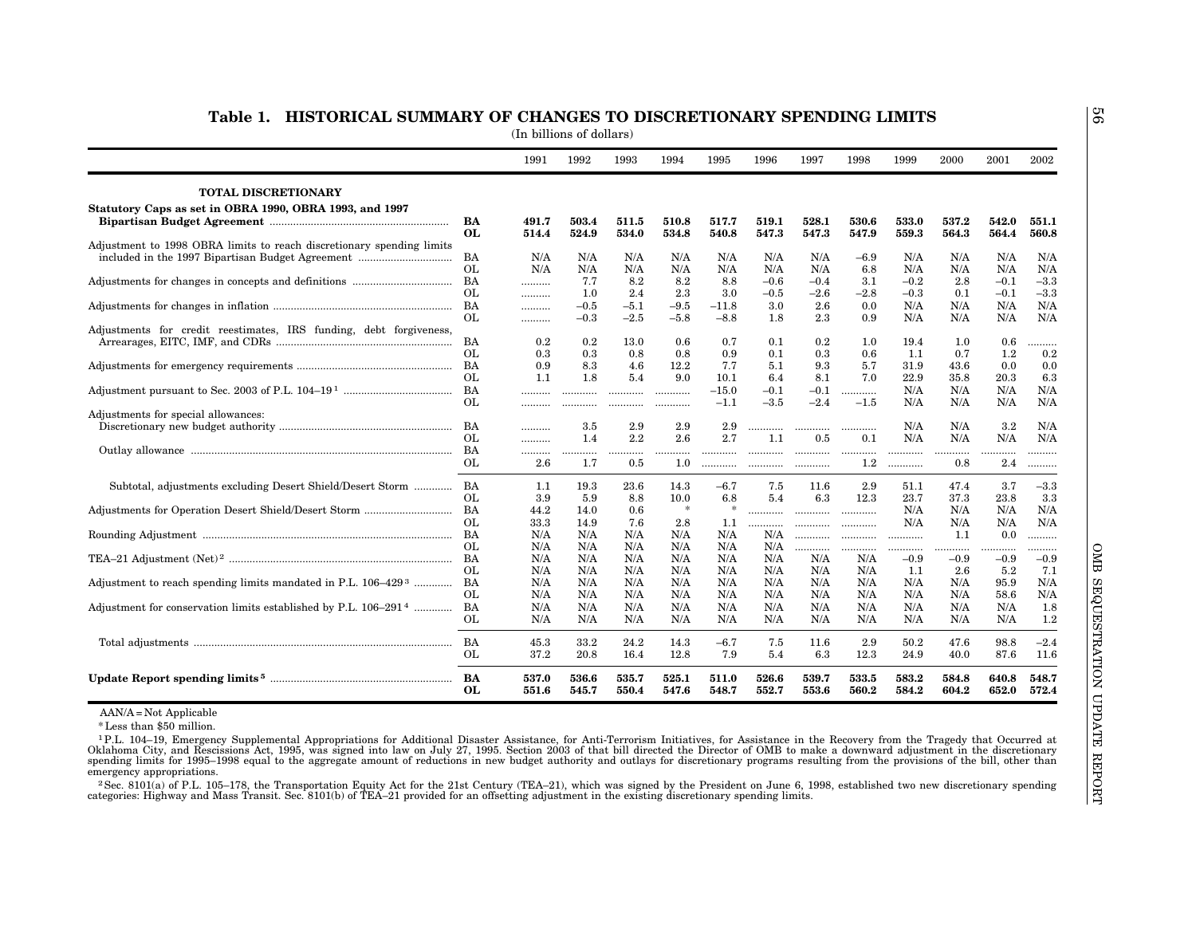## Table 1. HISTORICAL SUMMARY OF CHANGES TO DISCRETIONARY SPENDING LIMITS

(In billions of dollars)

| | | 1991 | 1992 | 1993 | 1994 | 1995 | 1996 | 1997 | 1998 | 1999 | 2000 | 2001 | 2002 |
|---|---|---|---|---|---|---|---|---|---|---|---|---|---|
| **TOTAL DISCRETIONARY** | | | | | | | | | | | | | |
| **Statutory Caps as set in OBRA 1990, OBRA 1993, and 1997 Bipartisan Budget Agreement** | **BA** | **491.7** | **503.4** | **511.5** | **510.8** | **517.7** | **519.1** | **528.1** | **530.6** | **533.0** | **537.2** | **542.0** | **551.1** |
| | **OL** | **514.4** | **524.9** | **534.0** | **534.8** | **540.8** | **547.3** | **547.3** | **547.9** | **559.3** | **564.3** | **564.4** | **560.8** |
| Adjustment to 1998 OBRA limits to reach discretionary spending limits included in the 1997 Bipartisan Budget Agreement | BA | N/A | N/A | N/A | N/A | N/A | N/A | N/A | –6.9 | N/A | N/A | N/A | N/A |
| | OL | N/A | N/A | N/A | N/A | N/A | N/A | N/A | 6.8 | N/A | N/A | N/A | N/A |
| Adjustments for changes in concepts and definitions | BA | .......... | 7.7 | 8.2 | 8.2 | 8.8 | –0.6 | –0.4 | 3.1 | –0.2 | 2.8 | –0.1 | –3.3 |
| | OL | .......... | 1.0 | 2.4 | 2.3 | 3.0 | –0.5 | –2.6 | –2.8 | –0.3 | 0.1 | –0.1 | –3.3 |
| Adjustments for changes in inflation | BA | .......... | –0.5 | –5.1 | –9.5 | –11.8 | 3.0 | 2.6 | 0.0 | N/A | N/A | N/A | N/A |
| | OL | .......... | –0.3 | –2.5 | –5.8 | –8.8 | 1.8 | 2.3 | 0.9 | N/A | N/A | N/A | N/A |
| Adjustments for credit reestimates, IRS funding, debt forgiveness, Arrearages, EITC, IMF, and CDRs | BA | 0.2 | 0.2 | 13.0 | 0.6 | 0.7 | 0.1 | 0.2 | 1.0 | 19.4 | 1.0 | 0.6 | .......... |
| | OL | 0.3 | 0.3 | 0.8 | 0.8 | 0.9 | 0.1 | 0.3 | 0.6 | 1.1 | 0.7 | 1.2 | 0.2 |
| Adjustments for emergency requirements | BA | 0.9 | 8.3 | 4.6 | 12.2 | 7.7 | 5.1 | 9.3 | 5.7 | 31.9 | 43.6 | 0.0 | 0.0 |
| | OL | 1.1 | 1.8 | 5.4 | 9.0 | 10.1 | 6.4 | 8.1 | 7.0 | 22.9 | 35.8 | 20.3 | 6.3 |
| Adjustment pursuant to Sec. 2003 of P.L. 104–19[1] | BA | .......... | .......... | .......... | .......... | –15.0 | –0.1 | –0.1 | .......... | N/A | N/A | N/A | N/A |
| | OL | .......... | .......... | .......... | .......... | –1.1 | –3.5 | –2.4 | –1.5 | N/A | N/A | N/A | N/A |
| Adjustments for special allowances: | | | | | | | | | | | | | |
| Discretionary new budget authority | BA | .......... | 3.5 | 2.9 | 2.9 | 2.9 | .......... | .......... | .......... | N/A | N/A | 3.2 | N/A |
| | OL | .......... | 1.4 | 2.2 | 2.6 | 2.7 | 1.1 | 0.5 | 0.1 | N/A | N/A | N/A | N/A |
| Outlay allowance | BA | .......... | .......... | .......... | .......... | .......... | .......... | .......... | .......... | .......... | .......... | .......... | .......... |
| | OL | 2.6 | 1.7 | 0.5 | 1.0 | .......... | .......... | .......... | 1.2 | .......... | 0.8 | 2.4 | .......... |
| Subtotal, adjustments excluding Desert Shield/Desert Storm | BA | 1.1 | 19.3 | 23.6 | 14.3 | –6.7 | 7.5 | 11.6 | 2.9 | 51.1 | 47.4 | 3.7 | –3.3 |
| | OL | 3.9 | 5.9 | 8.8 | 10.0 | 6.8 | 5.4 | 6.3 | 12.3 | 23.7 | 37.3 | 23.8 | 3.3 |
| Adjustments for Operation Desert Shield/Desert Storm | BA | 44.2 | 14.0 | 0.6 | * | * | .......... | .......... | .......... | N/A | N/A | N/A | N/A |
| | OL | 33.3 | 14.9 | 7.6 | 2.8 | 1.1 | .......... | .......... | .......... | N/A | N/A | N/A | N/A |
| Rounding Adjustment | BA | N/A | N/A | N/A | N/A | N/A | N/A | .......... | .......... | .......... | 1.1 | 0.0 | .......... |
| | OL | N/A | N/A | N/A | N/A | N/A | N/A | .......... | .......... | .......... | .......... | .......... | .......... |
| TEA–21 Adjustment (Net)[2] | BA | N/A | N/A | N/A | N/A | N/A | N/A | N/A | N/A | –0.9 | –0.9 | –0.9 | –0.9 |
| | OL | N/A | N/A | N/A | N/A | N/A | N/A | N/A | N/A | 1.1 | 2.6 | 5.2 | 7.1 |
| Adjustment to reach spending limits mandated in P.L. 106–429[3] | BA | N/A | N/A | N/A | N/A | N/A | N/A | N/A | N/A | N/A | N/A | 95.9 | N/A |
| | OL | N/A | N/A | N/A | N/A | N/A | N/A | N/A | N/A | N/A | N/A | 58.6 | N/A |
| Adjustment for conservation limits established by P.L. 106–291[4] | BA | N/A | N/A | N/A | N/A | N/A | N/A | N/A | N/A | N/A | N/A | N/A | 1.8 |
| | OL | N/A | N/A | N/A | N/A | N/A | N/A | N/A | N/A | N/A | N/A | N/A | 1.2 |
| Total adjustments | BA | 45.3 | 33.2 | 24.2 | 14.3 | –6.7 | 7.5 | 11.6 | 2.9 | 50.2 | 47.6 | 98.8 | –2.4 |
| | OL | 37.2 | 20.8 | 16.4 | 12.8 | 7.9 | 5.4 | 6.3 | 12.3 | 24.9 | 40.0 | 87.6 | 11.6 |
| **Update Report spending limits[5]** | **BA** | **537.0** | **536.6** | **535.7** | **525.1** | **511.0** | **526.6** | **539.7** | **533.5** | **583.2** | **584.8** | **640.8** | **548.7** |
| | **OL** | **551.6** | **545.7** | **550.4** | **547.6** | **548.7** | **552.7** | **553.6** | **560.2** | **584.2** | **604.2** | **652.0** | **572.4** |

AAN/A = Not Applicable

* Less than $50 million.

[1] P.L. 104–19, Emergency Supplemental Appropriations for Additional Disaster Assistance, for Anti-Terrorism Initiatives, for Assistance in the Recovery from the Tragedy that Occurred at Oklahoma City, and Rescissions Act, 1995, was signed into law on July 27, 1995. Section 2003 of that bill directed the Director of OMB to make a downward adjustment in the discretionary spending limits for 1995–1998 equal to the aggregate amount of reductions in new budget authority and outlays for discretionary programs resulting from the provisions of the bill, other than emergency appropriations.

[2] Sec. 8101(a) of P.L. 105–178, the Transportation Equity Act for the 21st Century (TEA–21), which was signed by the President on June 6, 1998, established two new discretionary spending categories: Highway and Mass Transit. Sec. 8101(b) of TEA–21 provided for an offsetting adjustment in the existing discretionary spending limits.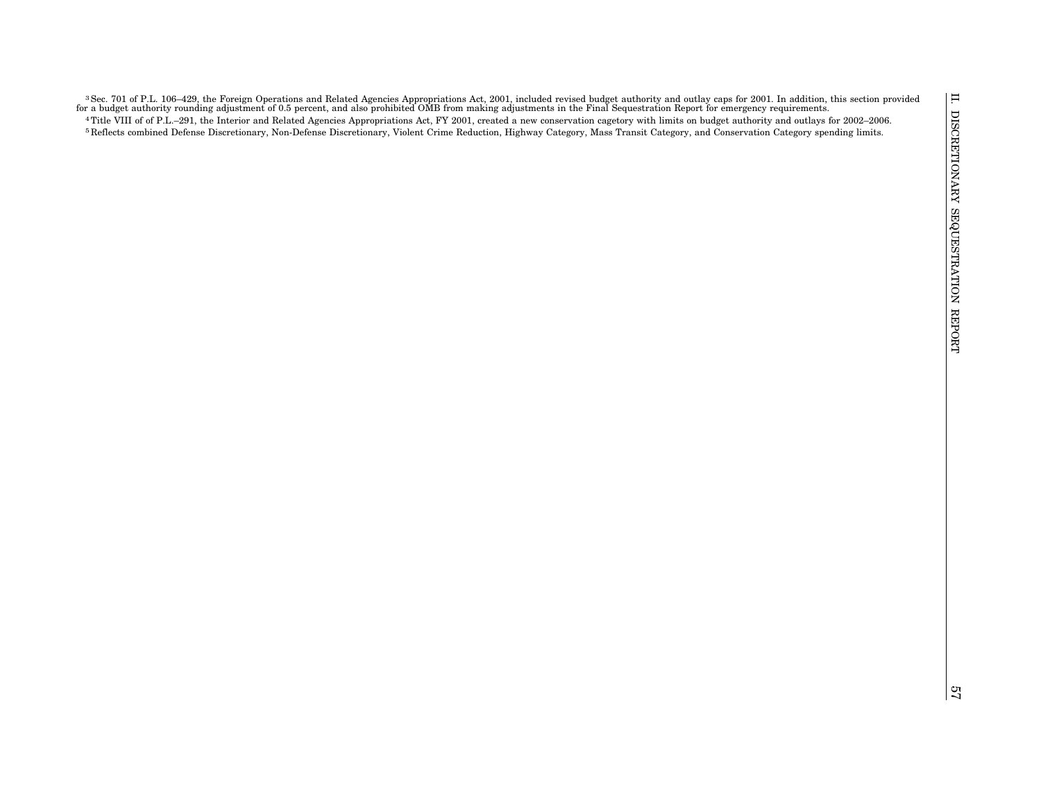[3] Sec. 701 of P.L. 106–429, the Foreign Operations and Related Agencies Appropriations Act, 2001, included revised budget authority and outlay caps for 2001. In addition, this section provided for a budget authority rounding adjustment of 0.5 percent, and also prohibited OMB from making adjustments in the Final Sequestration Report for emergency requirements.

[4] Title VIII of of P.L.–291, the Interior and Related Agencies Appropriations Act, FY 2001, created a new conservation cagetory with limits on budget authority and outlays for 2002–2006.

[5] Reflects combined Defense Discretionary, Non-Defense Discretionary, Violent Crime Reduction, Highway Category, Mass Transit Category, and Conservation Category spending limits.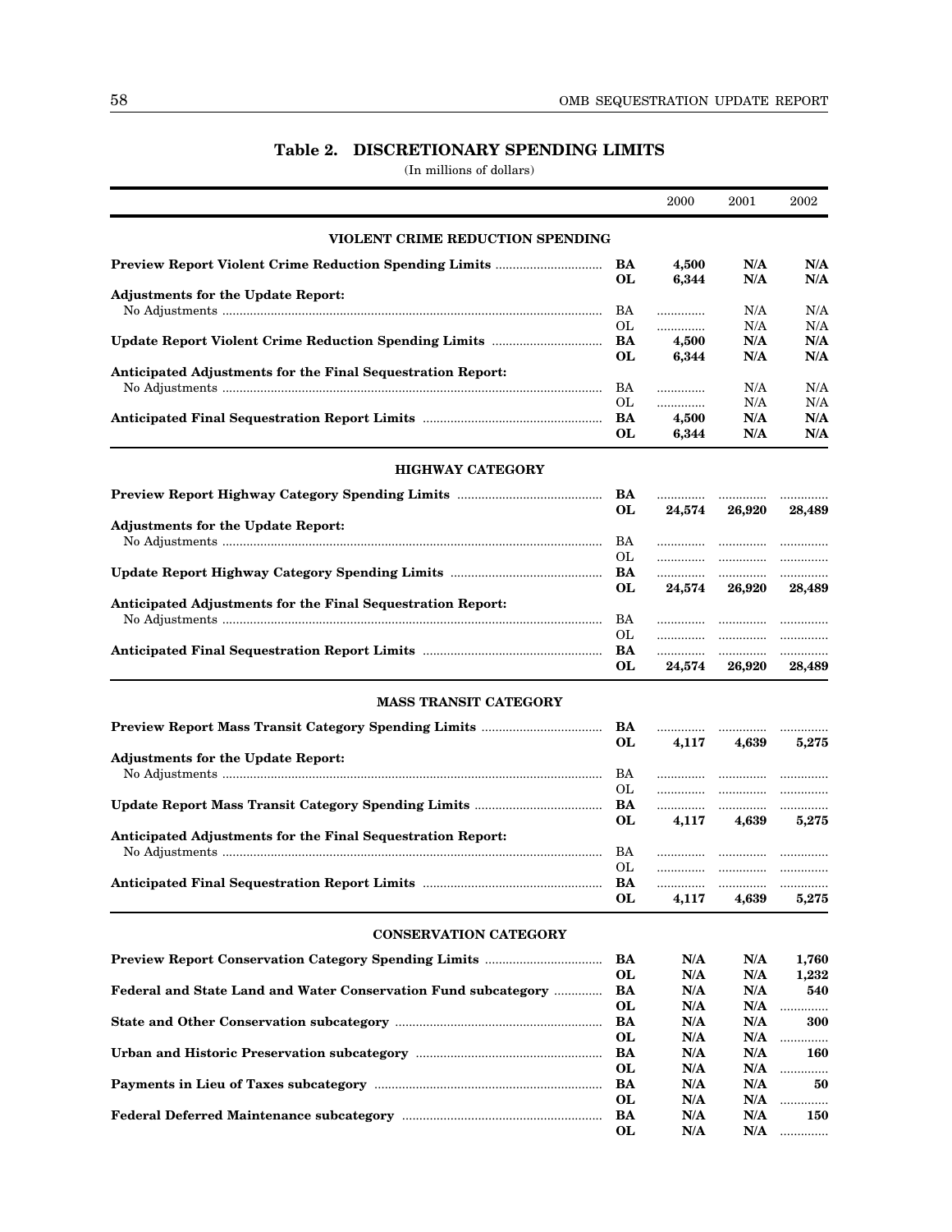## Table 2. DISCRETIONARY SPENDING LIMITS

(In millions of dollars)

| | | 2000 | 2001 | 2002 |
|---|---|---|---|---|
| **VIOLENT CRIME REDUCTION SPENDING** | | | | |
| **Preview Report Violent Crime Reduction Spending Limits** | **BA** | **4,500** | **N/A** | **N/A** |
| | **OL** | **6,344** | **N/A** | **N/A** |
| **Adjustments for the Update Report:** | | | | |
| No Adjustments | BA | .............. | N/A | N/A |
| | OL | .............. | N/A | N/A |
| **Update Report Violent Crime Reduction Spending Limits** | **BA** | **4,500** | **N/A** | **N/A** |
| | **OL** | **6,344** | **N/A** | **N/A** |
| **Anticipated Adjustments for the Final Sequestration Report:** | | | | |
| No Adjustments | BA | .............. | N/A | N/A |
| | OL | .............. | N/A | N/A |
| **Anticipated Final Sequestration Report Limits** | **BA** | **4,500** | **N/A** | **N/A** |
| | **OL** | **6,344** | **N/A** | **N/A** |
| **HIGHWAY CATEGORY** | | | | |
| **Preview Report Highway Category Spending Limits** | **BA** | .............. | .............. | .............. |
| | **OL** | **24,574** | **26,920** | **28,489** |
| **Adjustments for the Update Report:** | | | | |
| No Adjustments | BA | .............. | .............. | .............. |
| | OL | .............. | .............. | .............. |
| **Update Report Highway Category Spending Limits** | **BA** | .............. | .............. | .............. |
| | **OL** | **24,574** | **26,920** | **28,489** |
| **Anticipated Adjustments for the Final Sequestration Report:** | | | | |
| No Adjustments | BA | .............. | .............. | .............. |
| | OL | .............. | .............. | .............. |
| **Anticipated Final Sequestration Report Limits** | **BA** | .............. | .............. | .............. |
| | **OL** | **24,574** | **26,920** | **28,489** |
| **MASS TRANSIT CATEGORY** | | | | |
| **Preview Report Mass Transit Category Spending Limits** | **BA** | .............. | .............. | .............. |
| | **OL** | **4,117** | **4,639** | **5,275** |
| **Adjustments for the Update Report:** | | | | |
| No Adjustments | BA | .............. | .............. | .............. |
| | OL | .............. | .............. | .............. |
| **Update Report Mass Transit Category Spending Limits** | **BA** | .............. | .............. | .............. |
| | **OL** | **4,117** | **4,639** | **5,275** |
| **Anticipated Adjustments for the Final Sequestration Report:** | | | | |
| No Adjustments | BA | .............. | .............. | .............. |
| | OL | .............. | .............. | .............. |
| **Anticipated Final Sequestration Report Limits** | **BA** | .............. | .............. | .............. |
| | **OL** | **4,117** | **4,639** | **5,275** |
| **CONSERVATION CATEGORY** | | | | |
| **Preview Report Conservation Category Spending Limits** | **BA** | **N/A** | **N/A** | **1,760** |
| | **OL** | **N/A** | **N/A** | **1,232** |
| **Federal and State Land and Water Conservation Fund subcategory** | **BA** | **N/A** | **N/A** | **540** |
| | **OL** | **N/A** | **N/A** | .............. |
| **State and Other Conservation subcategory** | **BA** | **N/A** | **N/A** | **300** |
| | **OL** | **N/A** | **N/A** | .............. |
| **Urban and Historic Preservation subcategory** | **BA** | **N/A** | **N/A** | **160** |
| | **OL** | **N/A** | **N/A** | .............. |
| **Payments in Lieu of Taxes subcategory** | **BA** | **N/A** | **N/A** | **50** |
| | **OL** | **N/A** | **N/A** | .............. |
| **Federal Deferred Maintenance subcategory** | **BA** | **N/A** | **N/A** | **150** |
| | **OL** | **N/A** | **N/A** | .............. |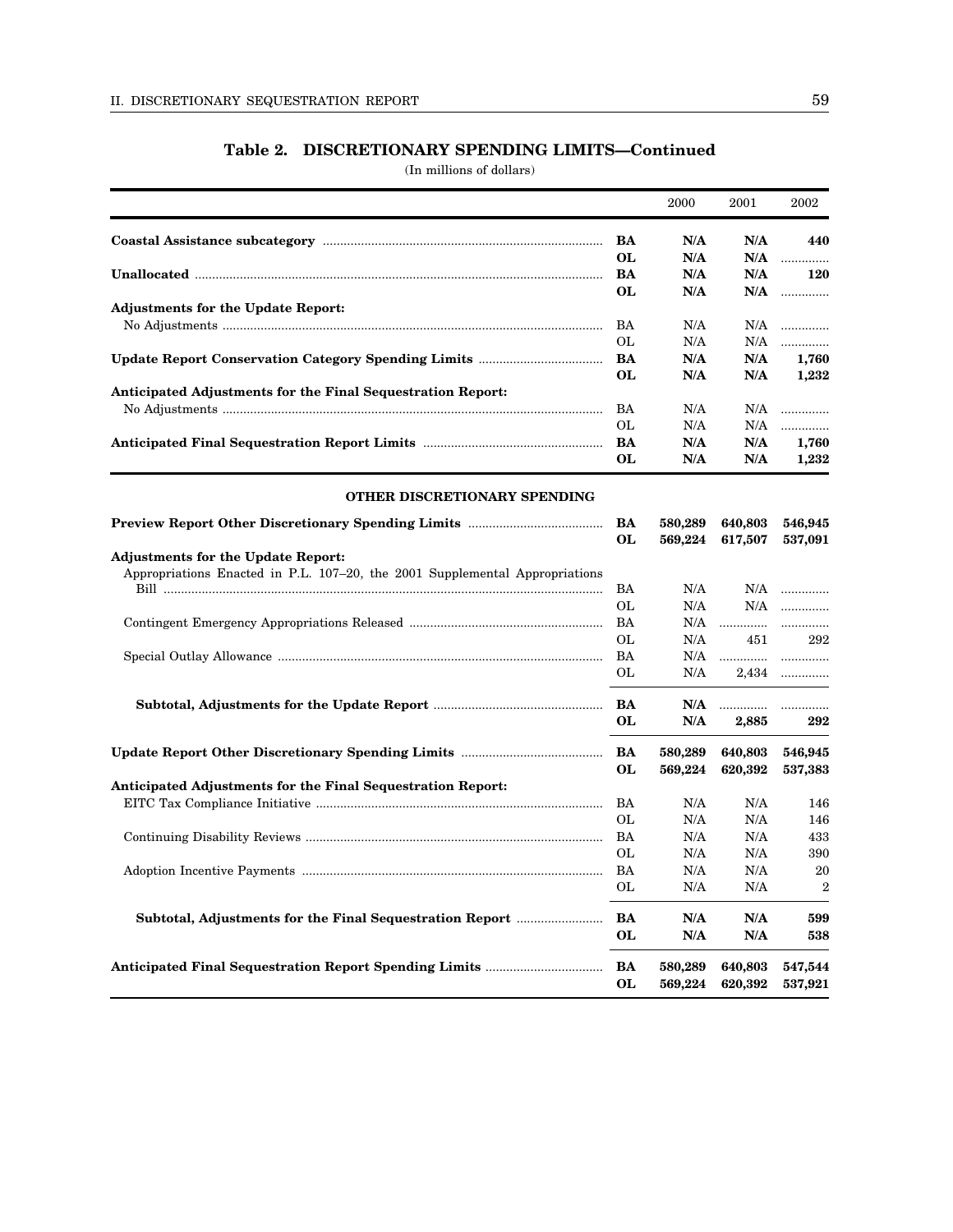## Table 2. DISCRETIONARY SPENDING LIMITS—Continued

(In millions of dollars)

| | | 2000 | 2001 | 2002 |
|---|---|---|---|---|
| **Coastal Assistance subcategory** | **BA** | **N/A** | **N/A** | **440** |
| | **OL** | **N/A** | **N/A** | .............. |
| **Unallocated** | **BA** | **N/A** | **N/A** | **120** |
| | **OL** | **N/A** | **N/A** | .............. |
| **Adjustments for the Update Report:** | | | | |
| No Adjustments | BA | N/A | N/A | .............. |
| | OL | N/A | N/A | .............. |
| **Update Report Conservation Category Spending Limits** | **BA** | **N/A** | **N/A** | **1,760** |
| | **OL** | **N/A** | **N/A** | **1,232** |
| **Anticipated Adjustments for the Final Sequestration Report:** | | | | |
| No Adjustments | BA | N/A | N/A | .............. |
| | OL | N/A | N/A | .............. |
| **Anticipated Final Sequestration Report Limits** | **BA** | **N/A** | **N/A** | **1,760** |
| | **OL** | **N/A** | **N/A** | **1,232** |
| **OTHER DISCRETIONARY SPENDING** | | | | |
| **Preview Report Other Discretionary Spending Limits** | **BA** | **580,289** | **640,803** | **546,945** |
| | **OL** | **569,224** | **617,507** | **537,091** |
| **Adjustments for the Update Report:** | | | | |
| Appropriations Enacted in P.L. 107–20, the 2001 Supplemental Appropriations Bill | BA | N/A | N/A | .............. |
| | OL | N/A | N/A | .............. |
| Contingent Emergency Appropriations Released | BA | N/A | .............. | .............. |
| | OL | N/A | 451 | 292 |
| Special Outlay Allowance | BA | N/A | .............. | .............. |
| | OL | N/A | 2,434 | .............. |
| **Subtotal, Adjustments for the Update Report** | **BA** | **N/A** | .............. | .............. |
| | **OL** | **N/A** | **2,885** | **292** |
| **Update Report Other Discretionary Spending Limits** | **BA** | **580,289** | **640,803** | **546,945** |
| | **OL** | **569,224** | **620,392** | **537,383** |
| **Anticipated Adjustments for the Final Sequestration Report:** | | | | |
| EITC Tax Compliance Initiative | BA | N/A | N/A | 146 |
| | OL | N/A | N/A | 146 |
| Continuing Disability Reviews | BA | N/A | N/A | 433 |
| | OL | N/A | N/A | 390 |
| Adoption Incentive Payments | BA | N/A | N/A | 20 |
| | OL | N/A | N/A | 2 |
| **Subtotal, Adjustments for the Final Sequestration Report** | **BA** | **N/A** | **N/A** | **599** |
| | **OL** | **N/A** | **N/A** | **538** |
| **Anticipated Final Sequestration Report Spending Limits** | **BA** | **580,289** | **640,803** | **547,544** |
| | **OL** | **569,224** | **620,392** | **537,921** |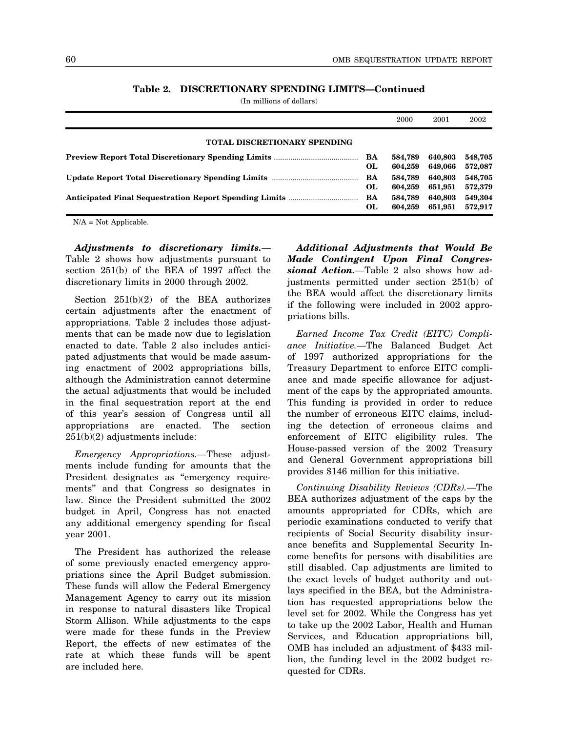**Table 2. DISCRETIONARY SPENDING LIMITS—Continued**

(In millions of dollars)

| | | 2000 | 2001 | 2002 |
|---|---|---|---|---|
| **TOTAL DISCRETIONARY SPENDING** | | | | |
| **Preview Report Total Discretionary Spending Limits** | **BA** | **584,789** | **640,803** | **548,705** |
| | **OL** | **604,259** | **649,066** | **572,087** |
| **Update Report Total Discretionary Spending Limits** | **BA** | **584,789** | **640,803** | **548,705** |
| | **OL** | **604,259** | **651,951** | **572,379** |
| **Anticipated Final Sequestration Report Spending Limits** | **BA** | **584,789** | **640,803** | **549,304** |
| | **OL** | **604,259** | **651,951** | **572,917** |

N/A = Not Applicable.

***Adjustments to discretionary limits.***—Table 2 shows how adjustments pursuant to section 251(b) of the BEA of 1997 affect the discretionary limits in 2000 through 2002.

Section 251(b)(2) of the BEA authorizes certain adjustments after the enactment of appropriations. Table 2 includes those adjustments that can be made now due to legislation enacted to date. Table 2 also includes anticipated adjustments that would be made assuming enactment of 2002 appropriations bills, although the Administration cannot determine the actual adjustments that would be included in the final sequestration report at the end of this year's session of Congress until all appropriations are enacted. The section 251(b)(2) adjustments include:

*Emergency Appropriations.*—These adjustments include funding for amounts that the President designates as "emergency requirements" and that Congress so designates in law. Since the President submitted the 2002 budget in April, Congress has not enacted any additional emergency spending for fiscal year 2001.

The President has authorized the release of some previously enacted emergency appropriations since the April Budget submission. These funds will allow the Federal Emergency Management Agency to carry out its mission in response to natural disasters like Tropical Storm Allison. While adjustments to the caps were made for these funds in the Preview Report, the effects of new estimates of the rate at which these funds will be spent are included here.

***Additional Adjustments that Would Be Made Contingent Upon Final Congressional Action.***—Table 2 also shows how adjustments permitted under section 251(b) of the BEA would affect the discretionary limits if the following were included in 2002 appropriations bills.

*Earned Income Tax Credit (EITC) Compliance Initiative.*—The Balanced Budget Act of 1997 authorized appropriations for the Treasury Department to enforce EITC compliance and made specific allowance for adjustment of the caps by the appropriated amounts. This funding is provided in order to reduce the number of erroneous EITC claims, including the detection of erroneous claims and enforcement of EITC eligibility rules. The House-passed version of the 2002 Treasury and General Government appropriations bill provides $146 million for this initiative.

*Continuing Disability Reviews (CDRs).*—The BEA authorizes adjustment of the caps by the amounts appropriated for CDRs, which are periodic examinations conducted to verify that recipients of Social Security disability insurance benefits and Supplemental Security Income benefits for persons with disabilities are still disabled. Cap adjustments are limited to the exact levels of budget authority and outlays specified in the BEA, but the Administration has requested appropriations below the level set for 2002. While the Congress has yet to take up the 2002 Labor, Health and Human Services, and Education appropriations bill, OMB has included an adjustment of $433 million, the funding level in the 2002 budget requested for CDRs.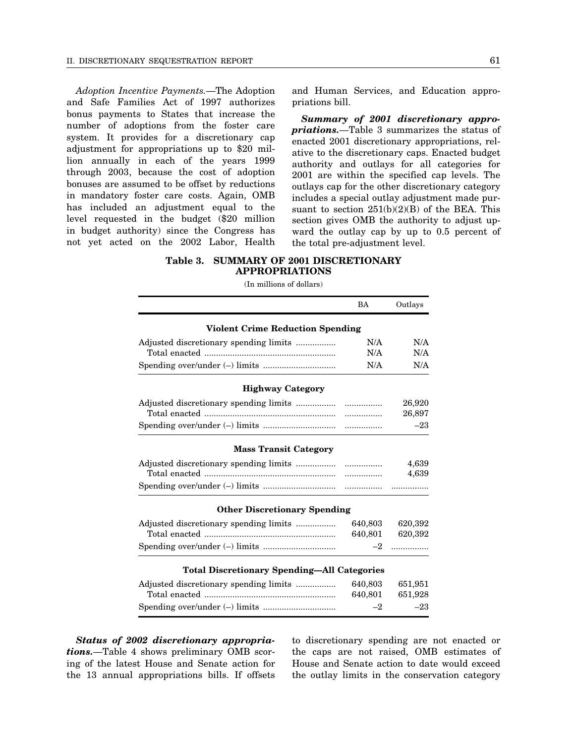*Adoption Incentive Payments.*—The Adoption and Safe Families Act of 1997 authorizes bonus payments to States that increase the number of adoptions from the foster care system. It provides for a discretionary cap adjustment for appropriations up to $20 million annually in each of the years 1999 through 2003, because the cost of adoption bonuses are assumed to be offset by reductions in mandatory foster care costs. Again, OMB has included an adjustment equal to the level requested in the budget ($20 million in budget authority) since the Congress has not yet acted on the 2002 Labor, Health and Human Services, and Education appropriations bill.

***Summary of 2001 discretionary appropriations.***—Table 3 summarizes the status of enacted 2001 discretionary appropriations, relative to the discretionary caps. Enacted budget authority and outlays for all categories for 2001 are within the specified cap levels. The outlays cap for the other discretionary category includes a special outlay adjustment made pursuant to section 251(b)(2)(B) of the BEA. This section gives OMB the authority to adjust upward the outlay cap by up to 0.5 percent of the total pre-adjustment level.

**Table 3. SUMMARY OF 2001 DISCRETIONARY APPROPRIATIONS**

(In millions of dollars)

| | BA | Outlays |
|---|---|---|
| **Violent Crime Reduction Spending** | | |
| Adjusted discretionary spending limits | N/A | N/A |
| Total enacted | N/A | N/A |
| Spending over/under (–) limits | N/A | N/A |
| **Highway Category** | | |
| Adjusted discretionary spending limits | ................ | 26,920 |
| Total enacted | ................ | 26,897 |
| Spending over/under (–) limits | ................ | –23 |
| **Mass Transit Category** | | |
| Adjusted discretionary spending limits | ................ | 4,639 |
| Total enacted | ................ | 4,639 |
| Spending over/under (–) limits | ................ | ................ |
| **Other Discretionary Spending** | | |
| Adjusted discretionary spending limits | 640,803 | 620,392 |
| Total enacted | 640,801 | 620,392 |
| Spending over/under (–) limits | –2 | ................ |
| **Total Discretionary Spending—All Categories** | | |
| Adjusted discretionary spending limits | 640,803 | 651,951 |
| Total enacted | 640,801 | 651,928 |
| Spending over/under (–) limits | –2 | –23 |

***Status of 2002 discretionary appropriations.***—Table 4 shows preliminary OMB scoring of the latest House and Senate action for the 13 annual appropriations bills. If offsets to discretionary spending are not enacted or the caps are not raised, OMB estimates of House and Senate action to date would exceed the outlay limits in the conservation category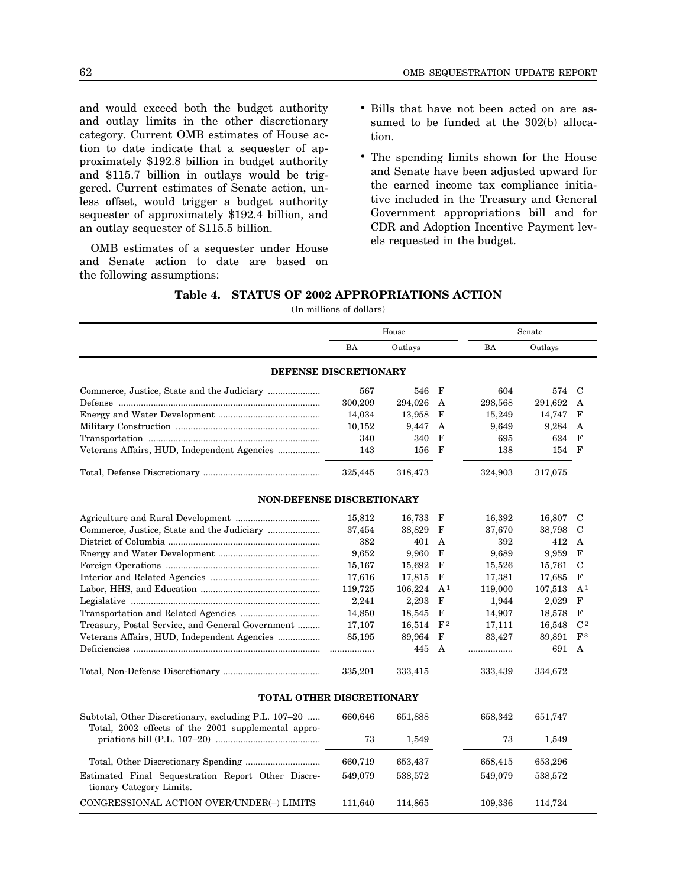and would exceed both the budget authority and outlay limits in the other discretionary category. Current OMB estimates of House action to date indicate that a sequester of approximately \$192.8 billion in budget authority and \$115.7 billion in outlays would be triggered. Current estimates of Senate action, unless offset, would trigger a budget authority sequester of approximately \$192.4 billion, and an outlay sequester of \$115.5 billion.

OMB estimates of a sequester under House and Senate action to date are based on the following assumptions:

- Bills that have not been acted on are assumed to be funded at the 302(b) allocation.
- The spending limits shown for the House and Senate have been adjusted upward for the earned income tax compliance initiative included in the Treasury and General Government appropriations bill and for CDR and Adoption Incentive Payment levels requested in the budget.

**Table 4. STATUS OF 2002 APPROPRIATIONS ACTION**

(In millions of dollars)

| | House | | | Senate | | |
|---|---|---|---|---|---|---|
| | BA | Outlays | | BA | Outlays | |
| **DEFENSE DISCRETIONARY** | | | | | | |
| Commerce, Justice, State and the Judiciary | 567 | 546 | F | 604 | 574 | C |
| Defense | 300,209 | 294,026 | A | 298,568 | 291,692 | A |
| Energy and Water Development | 14,034 | 13,958 | F | 15,249 | 14,747 | F |
| Military Construction | 10,152 | 9,447 | A | 9,649 | 9,284 | A |
| Transportation | 340 | 340 | F | 695 | 624 | F |
| Veterans Affairs, HUD, Independent Agencies | 143 | 156 | F | 138 | 154 | F |
| Total, Defense Discretionary | 325,445 | 318,473 | | 324,903 | 317,075 | |
| **NON-DEFENSE DISCRETIONARY** | | | | | | |
| Agriculture and Rural Development | 15,812 | 16,733 | F | 16,392 | 16,807 | C |
| Commerce, Justice, State and the Judiciary | 37,454 | 38,829 | F | 37,670 | 38,798 | C |
| District of Columbia | 382 | 401 | A | 392 | 412 | A |
| Energy and Water Development | 9,652 | 9,960 | F | 9,689 | 9,959 | F |
| Foreign Operations | 15,167 | 15,692 | F | 15,526 | 15,761 | C |
| Interior and Related Agencies | 17,616 | 17,815 | F | 17,381 | 17,685 | F |
| Labor, HHS, and Education | 119,725 | 106,224 | A[1] | 119,000 | 107,513 | A[1] |
| Legislative | 2,241 | 2,293 | F | 1,944 | 2,029 | F |
| Transportation and Related Agencies | 14,850 | 18,545 | F | 14,907 | 18,578 | F |
| Treasury, Postal Service, and General Government | 17,107 | 16,514 | F[2] | 17,111 | 16,548 | C[2] |
| Veterans Affairs, HUD, Independent Agencies | 85,195 | 89,964 | F | 83,427 | 89,891 | F[3] |
| Deficiencies | .................. | 445 | A | .................. | 691 | A |
| Total, Non-Defense Discretionary | 335,201 | 333,415 | | 333,439 | 334,672 | |
| **TOTAL OTHER DISCRETIONARY** | | | | | | |
| Subtotal, Other Discretionary, excluding P.L. 107–20 | 660,646 | 651,888 | | 658,342 | 651,747 | |
| Total, 2002 effects of the 2001 supplemental appropriations bill (P.L. 107–20) | 73 | 1,549 | | 73 | 1,549 | |
| Total, Other Discretionary Spending | 660,719 | 653,437 | | 658,415 | 653,296 | |
| Estimated Final Sequestration Report Other Discretionary Category Limits. | 549,079 | 538,572 | | 549,079 | 538,572 | |
| CONGRESSIONAL ACTION OVER/UNDER(–) LIMITS | 111,640 | 114,865 | | 109,336 | 114,724 | |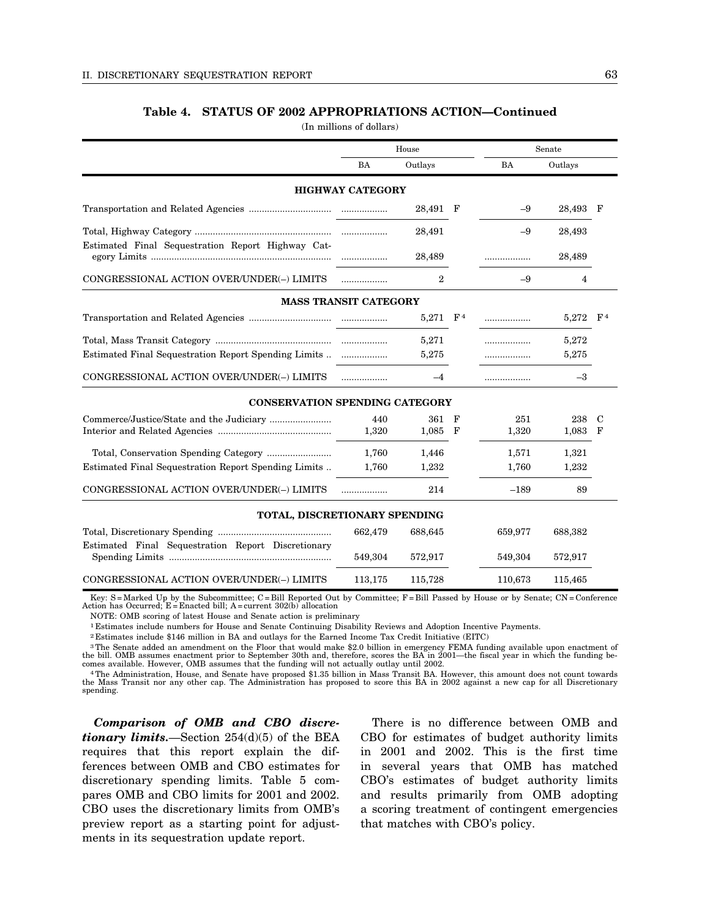**Table 4. STATUS OF 2002 APPROPRIATIONS ACTION—Continued**

(In millions of dollars)

| | House | | | Senate | | |
|---|---|---|---|---|---|---|
| | BA | Outlays | | BA | Outlays | |
| **HIGHWAY CATEGORY** | | | | | | |
| Transportation and Related Agencies | .................. | 28,491 | F | –9 | 28,493 | F |
| Total, Highway Category | .................. | 28,491 | | –9 | 28,493 | |
| Estimated Final Sequestration Report Highway Category Limits | .................. | 28,489 | | .................. | 28,489 | |
| CONGRESSIONAL ACTION OVER/UNDER(–) LIMITS | .................. | 2 | | –9 | 4 | |
| **MASS TRANSIT CATEGORY** | | | | | | |
| Transportation and Related Agencies | .................. | 5,271 | F[4] | .................. | 5,272 | F[4] |
| Total, Mass Transit Category | .................. | 5,271 | | .................. | 5,272 | |
| Estimated Final Sequestration Report Spending Limits | .................. | 5,275 | | .................. | 5,275 | |
| CONGRESSIONAL ACTION OVER/UNDER(–) LIMITS | .................. | –4 | | .................. | –3 | |
| **CONSERVATION SPENDING CATEGORY** | | | | | | |
| Commerce/Justice/State and the Judiciary | 440 | 361 | F | 251 | 238 | C |
| Interior and Related Agencies | 1,320 | 1,085 | F | 1,320 | 1,083 | F |
| Total, Conservation Spending Category | 1,760 | 1,446 | | 1,571 | 1,321 | |
| Estimated Final Sequestration Report Spending Limits | 1,760 | 1,232 | | 1,760 | 1,232 | |
| CONGRESSIONAL ACTION OVER/UNDER(–) LIMITS | .................. | 214 | | –189 | 89 | |
| **TOTAL, DISCRETIONARY SPENDING** | | | | | | |
| Total, Discretionary Spending | 662,479 | 688,645 | | 659,977 | 688,382 | |
| Estimated Final Sequestration Report Discretionary Spending Limits | 549,304 | 572,917 | | 549,304 | 572,917 | |
| CONGRESSIONAL ACTION OVER/UNDER(–) LIMITS | 113,175 | 115,728 | | 110,673 | 115,465 | |

Key: S = Marked Up by the Subcommittee; C = Bill Reported Out by Committee; F = Bill Passed by House or by Senate; CN = Conference Action has Occurred; E = Enacted bill; A = current 302(b) allocation

NOTE: OMB scoring of latest House and Senate action is preliminary

[1] Estimates include numbers for House and Senate Continuing Disability Reviews and Adoption Incentive Payments.

[2] Estimates include $146 million in BA and outlays for the Earned Income Tax Credit Initiative (EITC)

[3] The Senate added an amendment on the Floor that would make $2.0 billion in emergency FEMA funding available upon enactment of the bill. OMB assumes enactment prior to September 30th and, therefore, scores the BA in 2001—the fiscal year in which the funding becomes available. However, OMB assumes that the funding will not actually outlay until 2002.

[4] The Administration, House, and Senate have proposed $1.35 billion in Mass Transit BA. However, this amount does not count towards the Mass Transit nor any other cap. The Administration has proposed to score this BA in 2002 against a new cap for all Discretionary spending.

***Comparison of OMB and CBO discretionary limits.***—Section 254(d)(5) of the BEA requires that this report explain the differences between OMB and CBO estimates for discretionary spending limits. Table 5 compares OMB and CBO limits for 2001 and 2002. CBO uses the discretionary limits from OMB's preview report as a starting point for adjustments in its sequestration update report.

There is no difference between OMB and CBO for estimates of budget authority limits in 2001 and 2002. This is the first time in several years that OMB has matched CBO's estimates of budget authority limits and results primarily from OMB adopting a scoring treatment of contingent emergencies that matches with CBO's policy.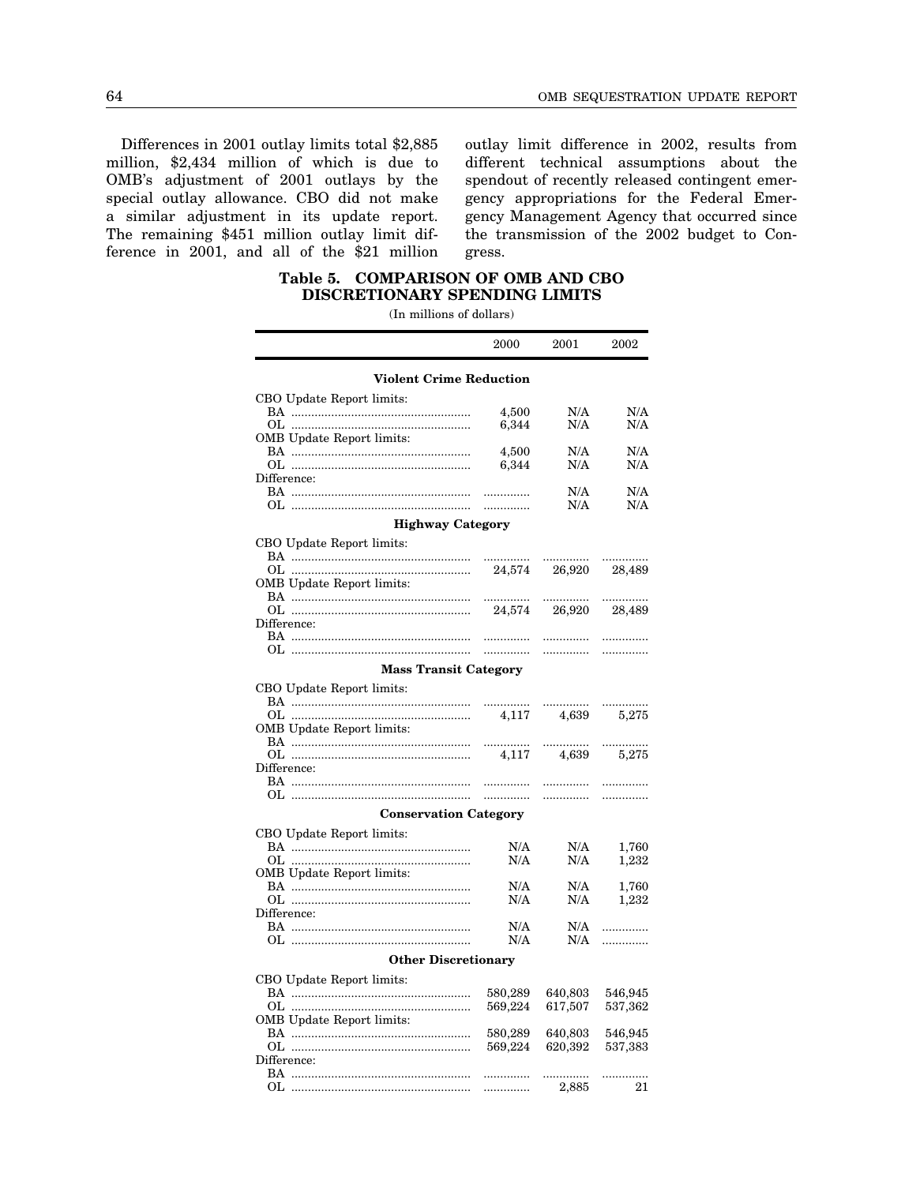Differences in 2001 outlay limits total $2,885 million, $2,434 million of which is due to OMB's adjustment of 2001 outlays by the special outlay allowance. CBO did not make a similar adjustment in its update report. The remaining $451 million outlay limit difference in 2001, and all of the $21 million outlay limit difference in 2002, results from different technical assumptions about the spendout of recently released contingent emergency appropriations for the Federal Emergency Management Agency that occurred since the transmission of the 2002 budget to Congress.

**Table 5. COMPARISON OF OMB AND CBO DISCRETIONARY SPENDING LIMITS**

(In millions of dollars)

| | 2000 | 2001 | 2002 |
|---|---|---|---|
| **Violent Crime Reduction** | | | |
| CBO Update Report limits: | | | |
| BA | 4,500 | N/A | N/A |
| OL | 6,344 | N/A | N/A |
| OMB Update Report limits: | | | |
| BA | 4,500 | N/A | N/A |
| OL | 6,344 | N/A | N/A |
| Difference: | | | |
| BA | .............. | N/A | N/A |
| OL | .............. | N/A | N/A |
| **Highway Category** | | | |
| CBO Update Report limits: | | | |
| BA | .............. | .............. | .............. |
| OL | 24,574 | 26,920 | 28,489 |
| OMB Update Report limits: | | | |
| BA | .............. | .............. | .............. |
| OL | 24,574 | 26,920 | 28,489 |
| Difference: | | | |
| BA | .............. | .............. | .............. |
| OL | .............. | .............. | .............. |
| **Mass Transit Category** | | | |
| CBO Update Report limits: | | | |
| BA | .............. | .............. | .............. |
| OL | 4,117 | 4,639 | 5,275 |
| OMB Update Report limits: | | | |
| BA | .............. | .............. | .............. |
| OL | 4,117 | 4,639 | 5,275 |
| Difference: | | | |
| BA | .............. | .............. | .............. |
| OL | .............. | .............. | .............. |
| **Conservation Category** | | | |
| CBO Update Report limits: | | | |
| BA | N/A | N/A | 1,760 |
| OL | N/A | N/A | 1,232 |
| OMB Update Report limits: | | | |
| BA | N/A | N/A | 1,760 |
| OL | N/A | N/A | 1,232 |
| Difference: | | | |
| BA | N/A | N/A | .............. |
| OL | N/A | N/A | .............. |
| **Other Discretionary** | | | |
| CBO Update Report limits: | | | |
| BA | 580,289 | 640,803 | 546,945 |
| OL | 569,224 | 617,507 | 537,362 |
| OMB Update Report limits: | | | |
| BA | 580,289 | 640,803 | 546,945 |
| OL | 569,224 | 620,392 | 537,383 |
| Difference: | | | |
| BA | .............. | .............. | .............. |
| OL | .............. | 2,885 | 21 |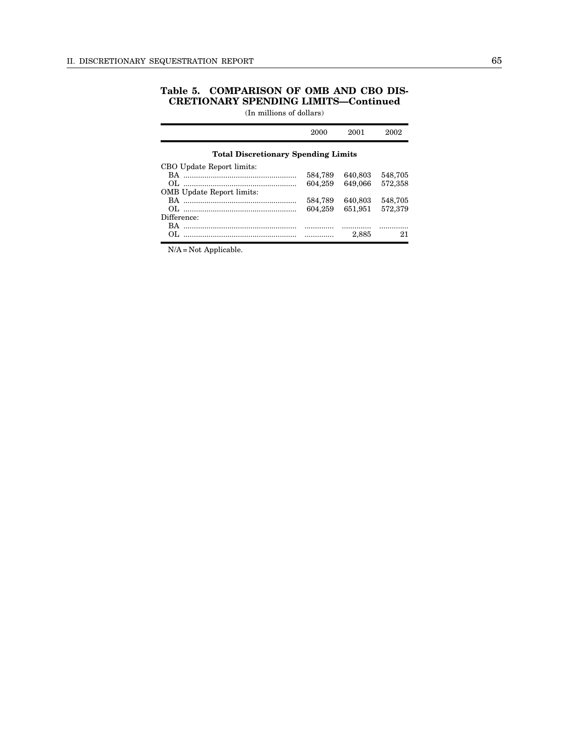**Table 5. COMPARISON OF OMB AND CBO DISCRETIONARY SPENDING LIMITS—Continued**

(In millions of dollars)

| | 2000 | 2001 | 2002 |
|---|---|---|---|
| **Total Discretionary Spending Limits** | | | |
| CBO Update Report limits: | | | |
| BA | 584,789 | 640,803 | 548,705 |
| OL | 604,259 | 649,066 | 572,358 |
| OMB Update Report limits: | | | |
| BA | 584,789 | 640,803 | 548,705 |
| OL | 604,259 | 651,951 | 572,379 |
| Difference: | | | |
| BA | .............. | .............. | .............. |
| OL | .............. | 2,885 | 21 |

N/A = Not Applicable.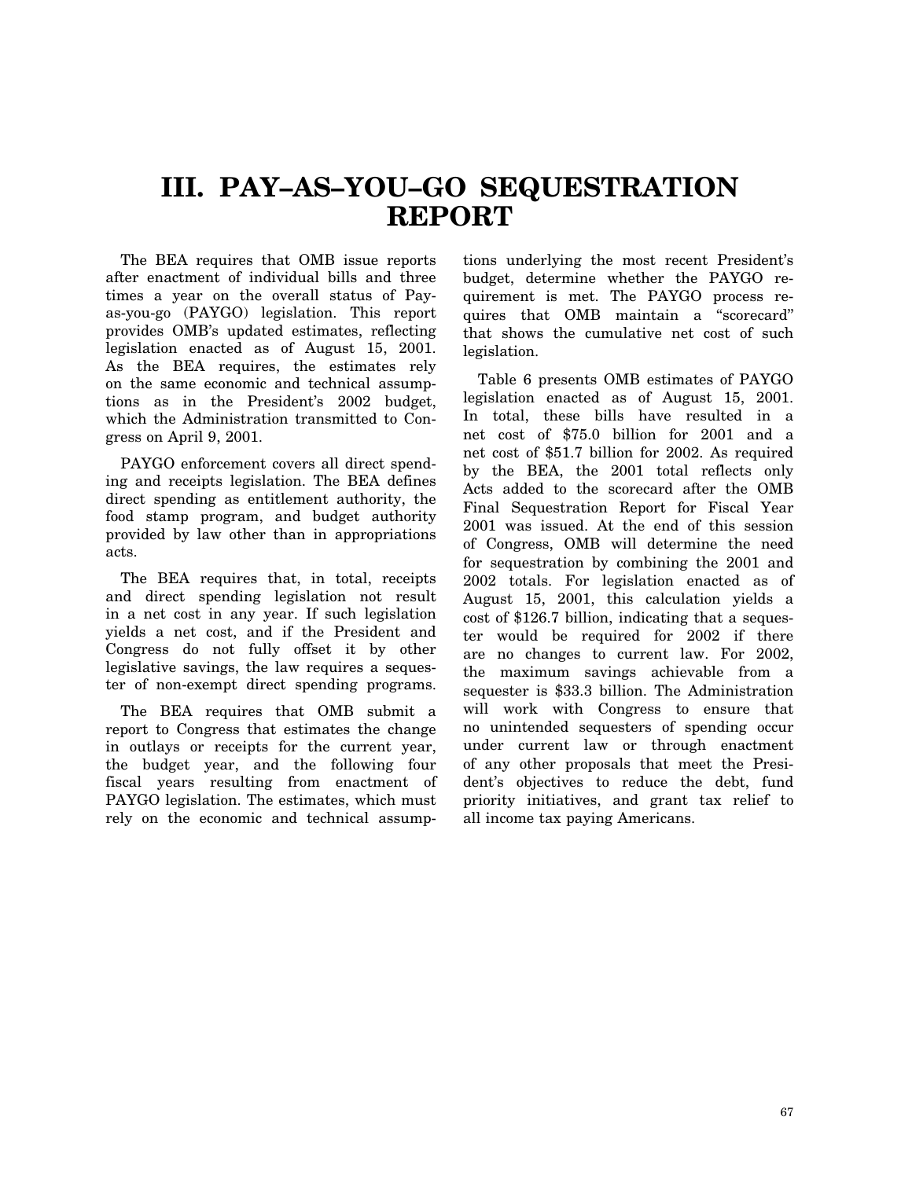# III. PAY–AS–YOU–GO SEQUESTRATION REPORT

The BEA requires that OMB issue reports after enactment of individual bills and three times a year on the overall status of Pay-as-you-go (PAYGO) legislation. This report provides OMB's updated estimates, reflecting legislation enacted as of August 15, 2001. As the BEA requires, the estimates rely on the same economic and technical assumptions as in the President's 2002 budget, which the Administration transmitted to Congress on April 9, 2001.

PAYGO enforcement covers all direct spending and receipts legislation. The BEA defines direct spending as entitlement authority, the food stamp program, and budget authority provided by law other than in appropriations acts.

The BEA requires that, in total, receipts and direct spending legislation not result in a net cost in any year. If such legislation yields a net cost, and if the President and Congress do not fully offset it by other legislative savings, the law requires a sequester of non-exempt direct spending programs.

The BEA requires that OMB submit a report to Congress that estimates the change in outlays or receipts for the current year, the budget year, and the following four fiscal years resulting from enactment of PAYGO legislation. The estimates, which must rely on the economic and technical assumptions underlying the most recent President's budget, determine whether the PAYGO requirement is met. The PAYGO process requires that OMB maintain a "scorecard" that shows the cumulative net cost of such legislation.

Table 6 presents OMB estimates of PAYGO legislation enacted as of August 15, 2001. In total, these bills have resulted in a net cost of $75.0 billion for 2001 and a net cost of $51.7 billion for 2002. As required by the BEA, the 2001 total reflects only Acts added to the scorecard after the OMB Final Sequestration Report for Fiscal Year 2001 was issued. At the end of this session of Congress, OMB will determine the need for sequestration by combining the 2001 and 2002 totals. For legislation enacted as of August 15, 2001, this calculation yields a cost of $126.7 billion, indicating that a sequester would be required for 2002 if there are no changes to current law. For 2002, the maximum savings achievable from a sequester is $33.3 billion. The Administration will work with Congress to ensure that no unintended sequesters of spending occur under current law or through enactment of any other proposals that meet the President's objectives to reduce the debt, fund priority initiatives, and grant tax relief to all income tax paying Americans.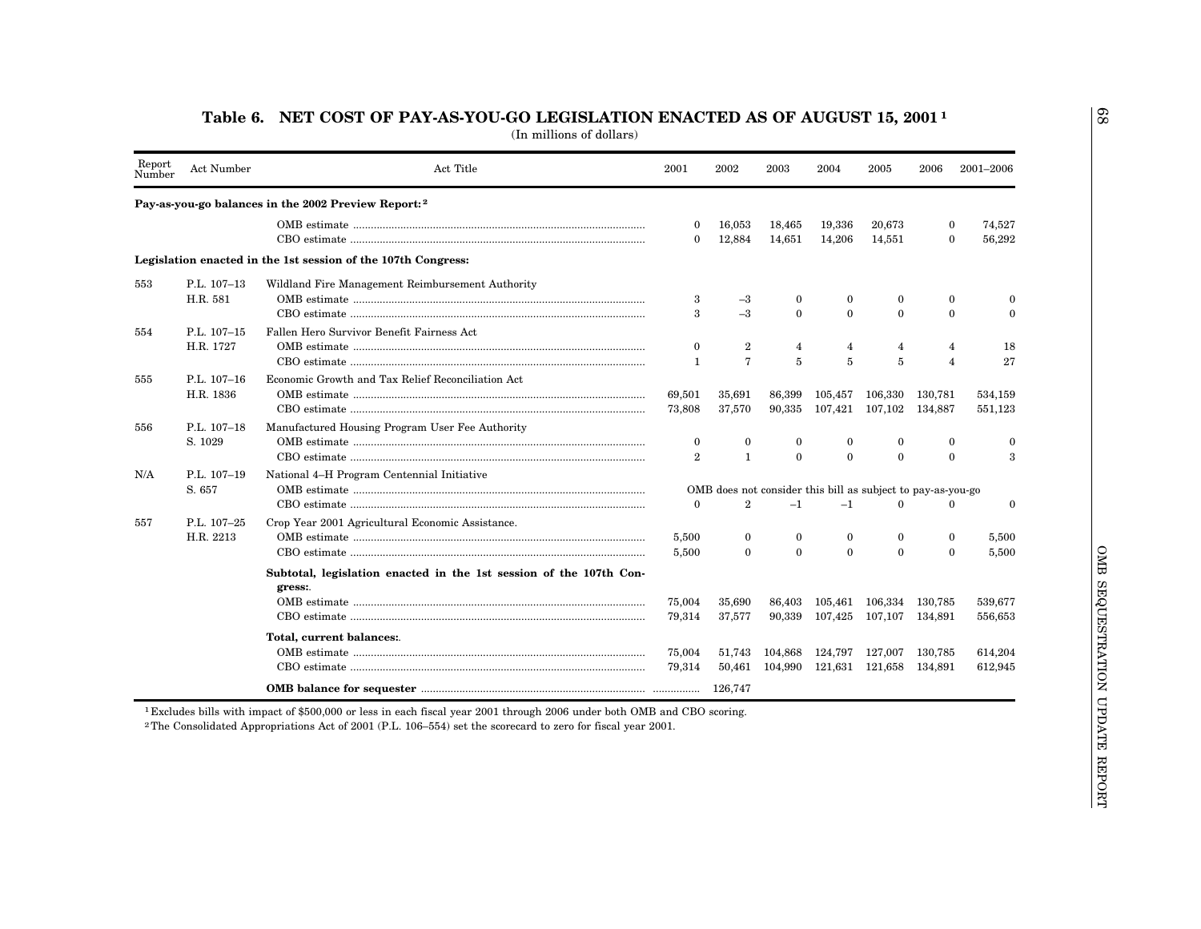## Table 6. NET COST OF PAY-AS-YOU-GO LEGISLATION ENACTED AS OF AUGUST 15, 2001 [1]

(In millions of dollars)

| Report Number | Act Number | Act Title | 2001 | 2002 | 2003 | 2004 | 2005 | 2006 | 2001–2006 |
|---|---|---|---|---|---|---|---|---|---|
| **Pay-as-you-go balances in the 2002 Preview Report:** [2] | | | | | | | | | |
| | | OMB estimate | 0 | 16,053 | 18,465 | 19,336 | 20,673 | 0 | 74,527 |
| | | CBO estimate | 0 | 12,884 | 14,651 | 14,206 | 14,551 | 0 | 56,292 |
| **Legislation enacted in the 1st session of the 107th Congress:** | | | | | | | | | |
| 553 | P.L. 107–13 | Wildland Fire Management Reimbursement Authority | | | | | | | |
| | H.R. 581 | OMB estimate | 3 | −3 | 0 | 0 | 0 | 0 | 0 |
| | | CBO estimate | 3 | −3 | 0 | 0 | 0 | 0 | 0 |
| 554 | P.L. 107–15 | Fallen Hero Survivor Benefit Fairness Act | | | | | | | |
| | H.R. 1727 | OMB estimate | 0 | 2 | 4 | 4 | 4 | 4 | 18 |
| | | CBO estimate | 1 | 7 | 5 | 5 | 5 | 4 | 27 |
| 555 | P.L. 107–16 | Economic Growth and Tax Relief Reconciliation Act | | | | | | | |
| | H.R. 1836 | OMB estimate | 69,501 | 35,691 | 86,399 | 105,457 | 106,330 | 130,781 | 534,159 |
| | | CBO estimate | 73,808 | 37,570 | 90,335 | 107,421 | 107,102 | 134,887 | 551,123 |
| 556 | P.L. 107–18 | Manufactured Housing Program User Fee Authority | | | | | | | |
| | S. 1029 | OMB estimate | 0 | 0 | 0 | 0 | 0 | 0 | 0 |
| | | CBO estimate | 2 | 1 | 0 | 0 | 0 | 0 | 3 |
| N/A | P.L. 107–19 | National 4–H Program Centennial Initiative | | | | | | | |
| | S. 657 | OMB estimate | OMB does not consider this bill as subject to pay-as-you-go | | | | | | |
| | | CBO estimate | 0 | 2 | −1 | −1 | 0 | 0 | 0 |
| 557 | P.L. 107–25 | Crop Year 2001 Agricultural Economic Assistance. | | | | | | | |
| | H.R. 2213 | OMB estimate | 5,500 | 0 | 0 | 0 | 0 | 0 | 5,500 |
| | | CBO estimate | 5,500 | 0 | 0 | 0 | 0 | 0 | 5,500 |
| | | **Subtotal, legislation enacted in the 1st session of the 107th Congress:** | | | | | | | |
| | | OMB estimate | 75,004 | 35,690 | 86,403 | 105,461 | 106,334 | 130,785 | 539,677 |
| | | CBO estimate | 79,314 | 37,577 | 90,339 | 107,425 | 107,107 | 134,891 | 556,653 |
| | | **Total, current balances:** | | | | | | | |
| | | OMB estimate | 75,004 | 51,743 | 104,868 | 124,797 | 127,007 | 130,785 | 614,204 |
| | | CBO estimate | 79,314 | 50,461 | 104,990 | 121,631 | 121,658 | 134,891 | 612,945 |
| | | **OMB balance for sequester** | | 126,747 | | | | | |

[1] Excludes bills with impact of $500,000 or less in each fiscal year 2001 through 2006 under both OMB and CBO scoring.

[2] The Consolidated Appropriations Act of 2001 (P.L. 106–554) set the scorecard to zero for fiscal year 2001.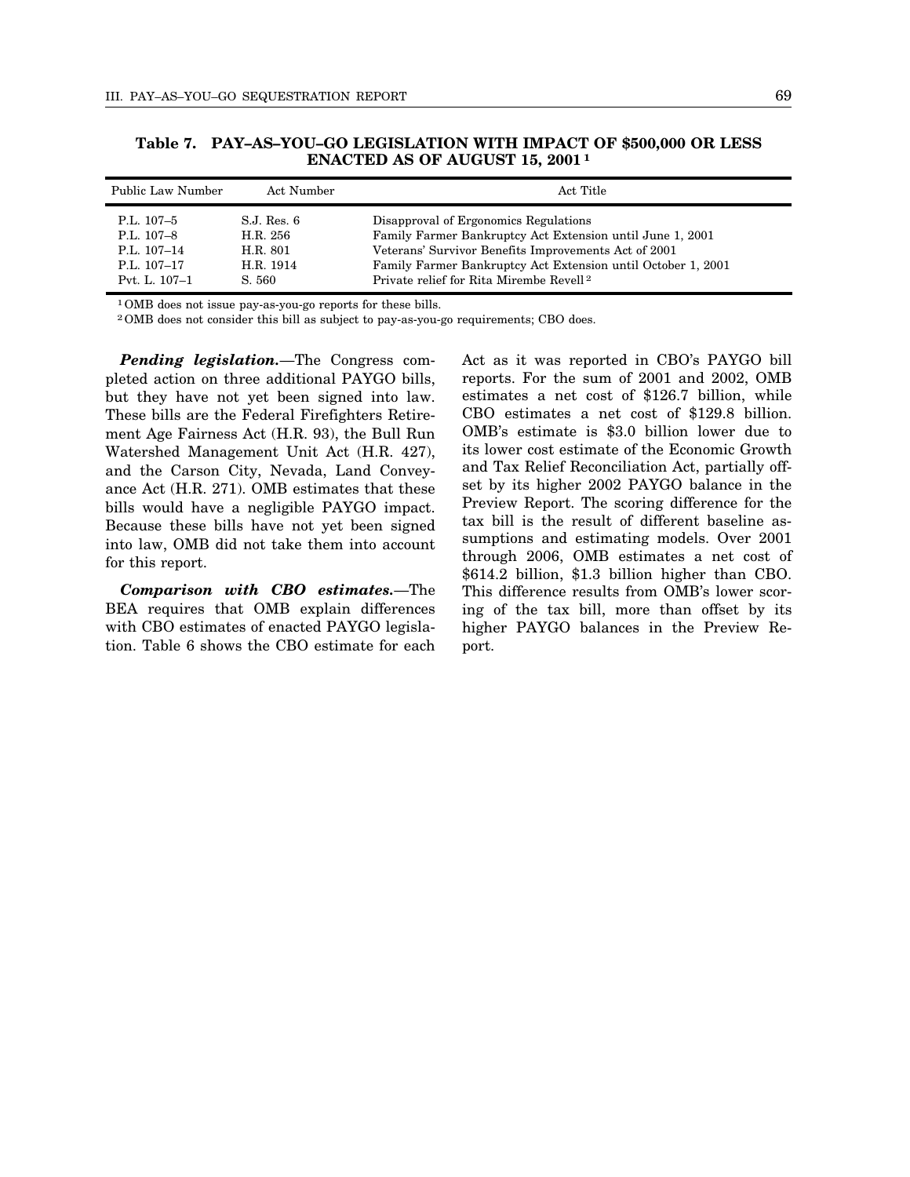**Table 7. PAY–AS–YOU–GO LEGISLATION WITH IMPACT OF $500,000 OR LESS ENACTED AS OF AUGUST 15, 2001** [1]

| Public Law Number | Act Number | Act Title |
|---|---|---|
| P.L. 107–5 | S.J. Res. 6 | Disapproval of Ergonomics Regulations |
| P.L. 107–8 | H.R. 256 | Family Farmer Bankruptcy Act Extension until June 1, 2001 |
| P.L. 107–14 | H.R. 801 | Veterans' Survivor Benefits Improvements Act of 2001 |
| P.L. 107–17 | H.R. 1914 | Family Farmer Bankruptcy Act Extension until October 1, 2001 |
| Pvt. L. 107–1 | S. 560 | Private relief for Rita Mirembe Revell [2] |

[1] OMB does not issue pay-as-you-go reports for these bills.

[2] OMB does not consider this bill as subject to pay-as-you-go requirements; CBO does.

***Pending legislation.***—The Congress completed action on three additional PAYGO bills, but they have not yet been signed into law. These bills are the Federal Firefighters Retirement Age Fairness Act (H.R. 93), the Bull Run Watershed Management Unit Act (H.R. 427), and the Carson City, Nevada, Land Conveyance Act (H.R. 271). OMB estimates that these bills would have a negligible PAYGO impact. Because these bills have not yet been signed into law, OMB did not take them into account for this report.

***Comparison with CBO estimates.***—The BEA requires that OMB explain differences with CBO estimates of enacted PAYGO legislation. Table 6 shows the CBO estimate for each Act as it was reported in CBO's PAYGO bill reports. For the sum of 2001 and 2002, OMB estimates a net cost of $126.7 billion, while CBO estimates a net cost of $129.8 billion. OMB's estimate is $3.0 billion lower due to its lower cost estimate of the Economic Growth and Tax Relief Reconciliation Act, partially offset by its higher 2002 PAYGO balance in the Preview Report. The scoring difference for the tax bill is the result of different baseline assumptions and estimating models. Over 2001 through 2006, OMB estimates a net cost of $614.2 billion, $1.3 billion higher than CBO. This difference results from OMB's lower scoring of the tax bill, more than offset by its higher PAYGO balances in the Preview Report.